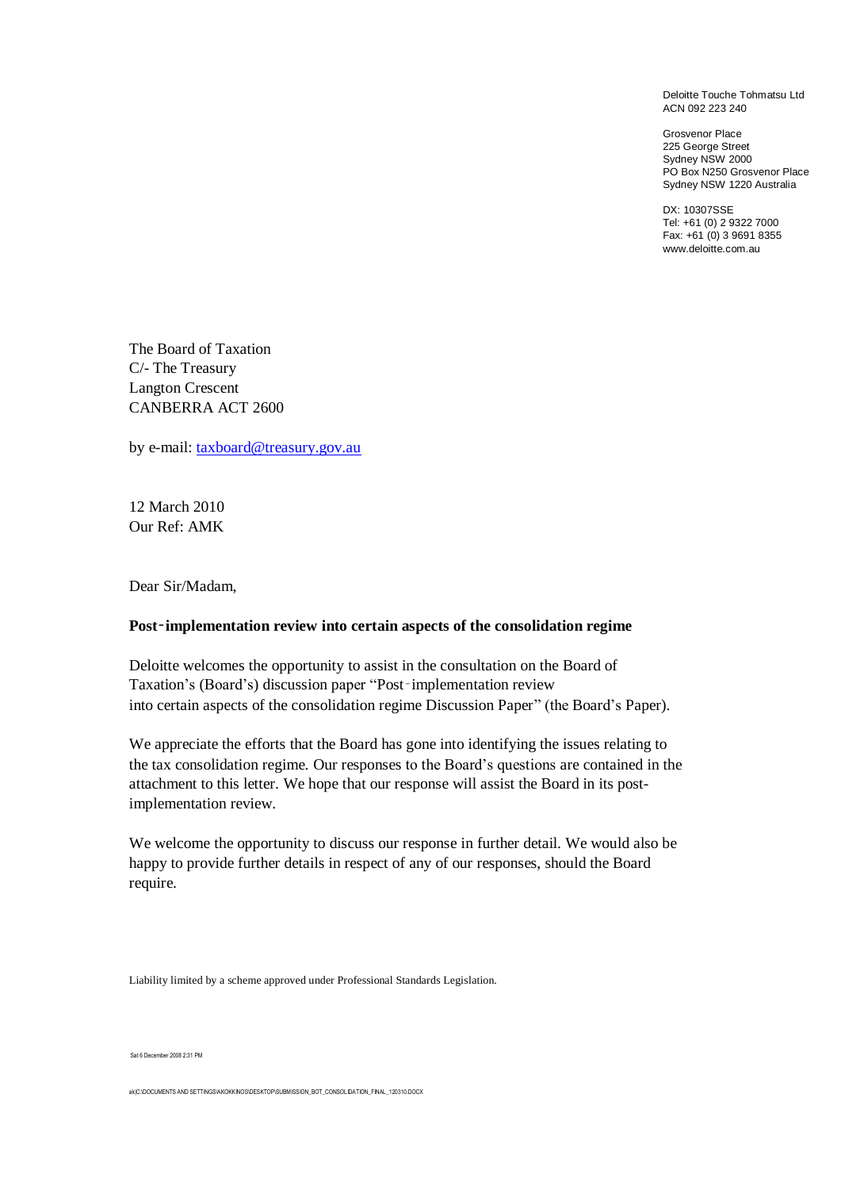Deloitte Touche Tohmatsu Ltd
ACN 092 223 240

Grosvenor Place
225 George Street
Sydney NSW 2000
PO Box N250 Grosvenor Place
Sydney NSW 1220 Australia

DX: 10307SSE
Tel: +61 (0) 2 9322 7000
Fax: +61 (0) 3 9691 8355
www.deloitte.com.au

The Board of Taxation
C/- The Treasury
Langton Crescent
CANBERRA ACT 2600

by e-mail: taxboard@treasury.gov.au

12 March 2010
Our Ref: AMK

Dear Sir/Madam,

**Post‑implementation review into certain aspects of the consolidation regime**

Deloitte welcomes the opportunity to assist in the consultation on the Board of Taxation's (Board's) discussion paper "Post‑implementation review into certain aspects of the consolidation regime Discussion Paper" (the Board's Paper).

We appreciate the efforts that the Board has gone into identifying the issues relating to the tax consolidation regime. Our responses to the Board's questions are contained in the attachment to this letter. We hope that our response will assist the Board in its post-implementation review.

We welcome the opportunity to discuss our response in further detail. We would also be happy to provide further details in respect of any of our responses, should the Board require.

Liability limited by a scheme approved under Professional Standards Legislation.

Sat 6 December 2008 2:31 PM

ak|C:\DOCUMENTS AND SETTINGS\AKOKKINOS\DESKTOP\SUBMISSION_BOT_CONSOLIDATION_FINAL_120310.DOCX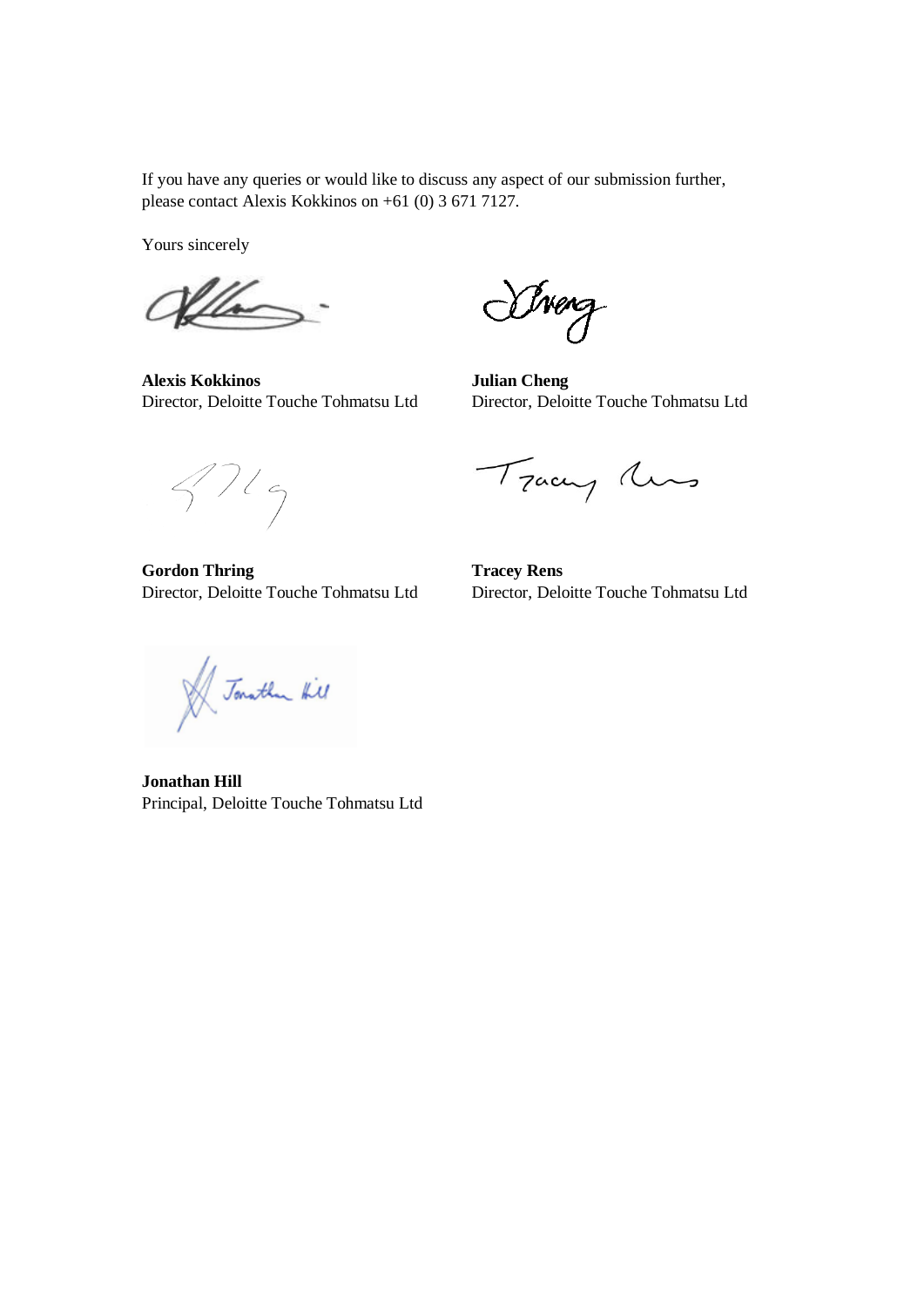If you have any queries or would like to discuss any aspect of our submission further, please contact Alexis Kokkinos on +61 (0) 3 671 7127.

Yours sincerely

**Alexis Kokkinos**
Director, Deloitte Touche Tohmatsu Ltd

**Julian Cheng**
Director, Deloitte Touche Tohmatsu Ltd

**Gordon Thring**
Director, Deloitte Touche Tohmatsu Ltd

**Tracey Rens**
Director, Deloitte Touche Tohmatsu Ltd

**Jonathan Hill**
Principal, Deloitte Touche Tohmatsu Ltd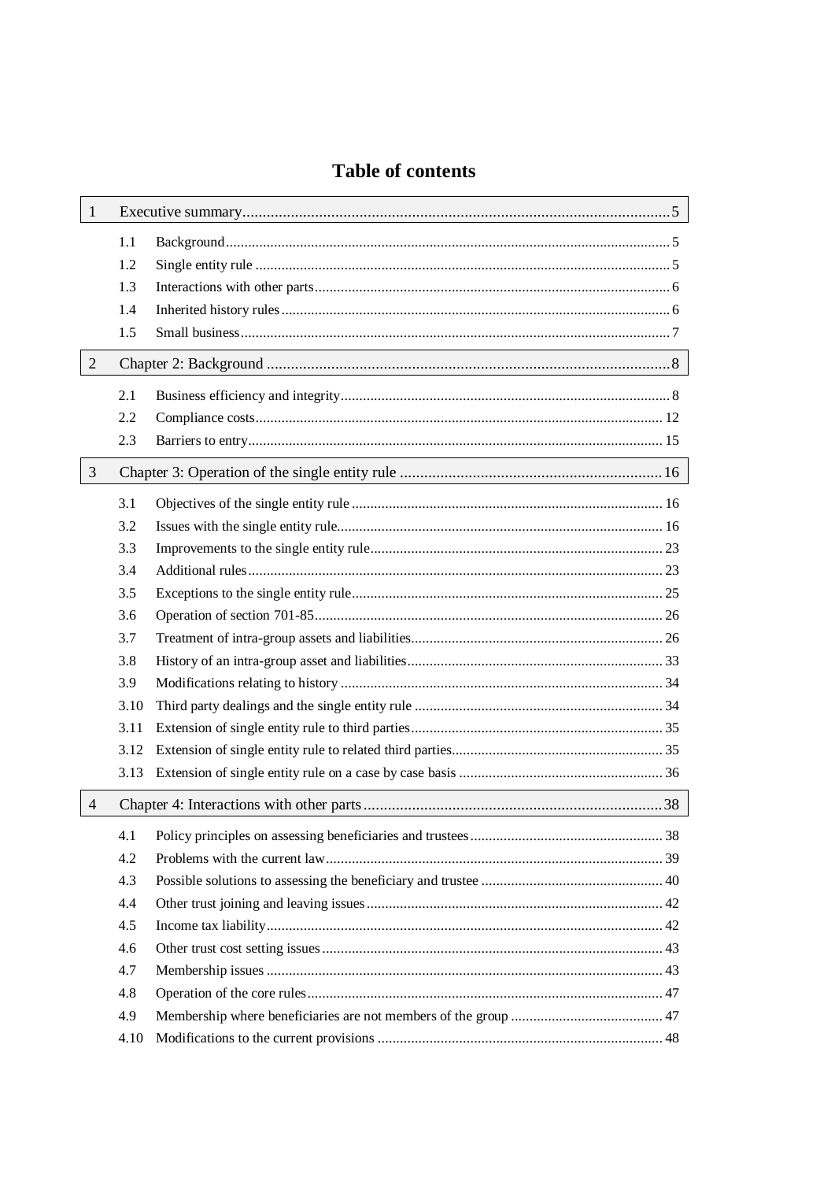# Table of contents

1 Executive summary ... 5

- 1.1 Background ... 5
- 1.2 Single entity rule ... 5
- 1.3 Interactions with other parts ... 6
- 1.4 Inherited history rules ... 6
- 1.5 Small business ... 7

2 Chapter 2: Background ... 8

- 2.1 Business efficiency and integrity ... 8
- 2.2 Compliance costs ... 12
- 2.3 Barriers to entry ... 15

3 Chapter 3: Operation of the single entity rule ... 16

- 3.1 Objectives of the single entity rule ... 16
- 3.2 Issues with the single entity rule ... 16
- 3.3 Improvements to the single entity rule ... 23
- 3.4 Additional rules ... 23
- 3.5 Exceptions to the single entity rule ... 25
- 3.6 Operation of section 701-85 ... 26
- 3.7 Treatment of intra-group assets and liabilities ... 26
- 3.8 History of an intra-group asset and liabilities ... 33
- 3.9 Modifications relating to history ... 34
- 3.10 Third party dealings and the single entity rule ... 34
- 3.11 Extension of single entity rule to third parties ... 35
- 3.12 Extension of single entity rule to related third parties ... 35
- 3.13 Extension of single entity rule on a case by case basis ... 36

4 Chapter 4: Interactions with other parts ... 38

- 4.1 Policy principles on assessing beneficiaries and trustees ... 38
- 4.2 Problems with the current law ... 39
- 4.3 Possible solutions to assessing the beneficiary and trustee ... 40
- 4.4 Other trust joining and leaving issues ... 42
- 4.5 Income tax liability ... 42
- 4.6 Other trust cost setting issues ... 43
- 4.7 Membership issues ... 43
- 4.8 Operation of the core rules ... 47
- 4.9 Membership where beneficiaries are not members of the group ... 47
- 4.10 Modifications to the current provisions ... 48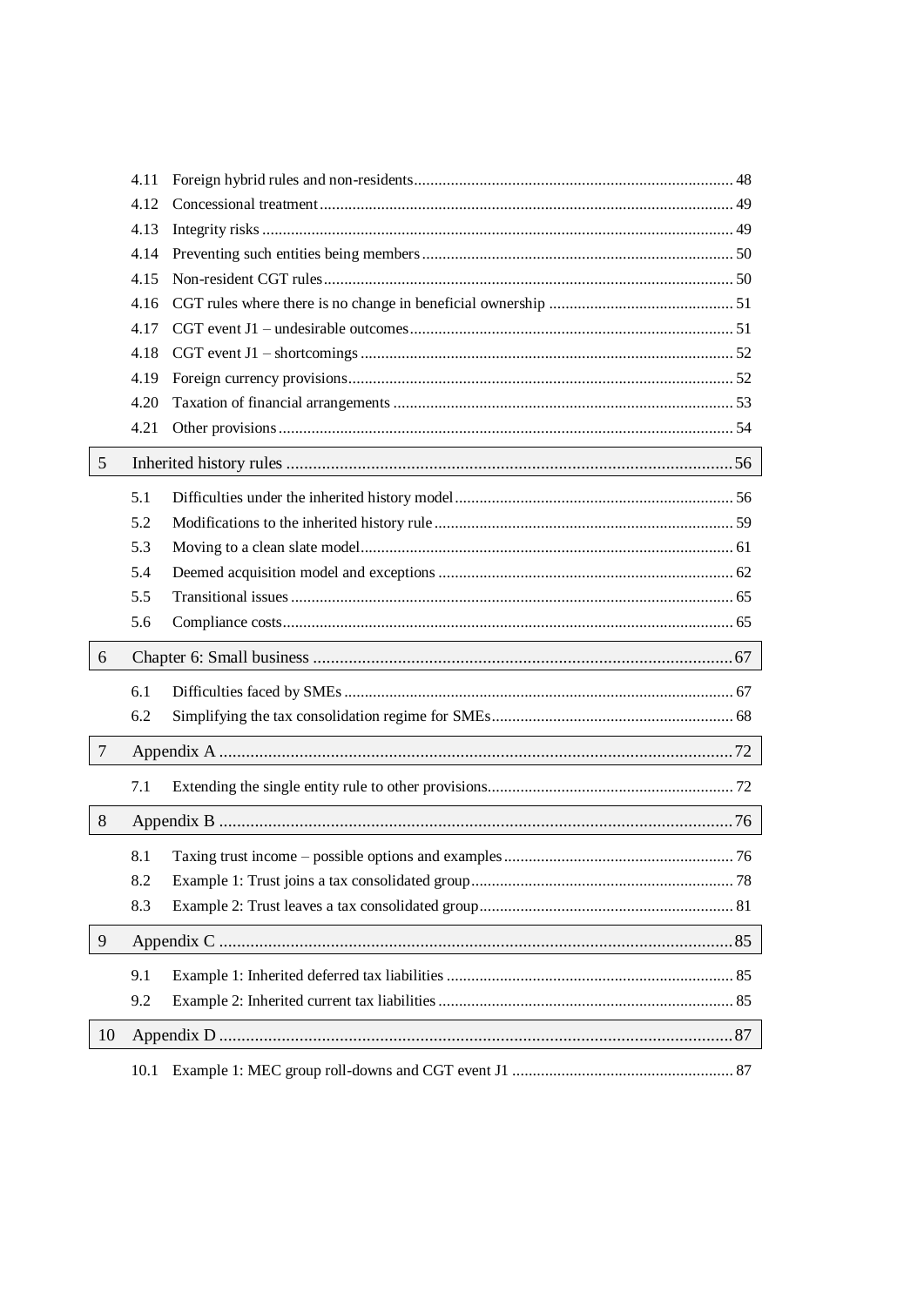| | | |
|---|---|---|
| 4.11 | Foreign hybrid rules and non-residents | 48 |
| 4.12 | Concessional treatment | 49 |
| 4.13 | Integrity risks | 49 |
| 4.14 | Preventing such entities being members | 50 |
| 4.15 | Non-resident CGT rules | 50 |
| 4.16 | CGT rules where there is no change in beneficial ownership | 51 |
| 4.17 | CGT event J1 – undesirable outcomes | 51 |
| 4.18 | CGT event J1 – shortcomings | 52 |
| 4.19 | Foreign currency provisions | 52 |
| 4.20 | Taxation of financial arrangements | 53 |
| 4.21 | Other provisions | 54 |
| **5** | **Inherited history rules** | **56** |
| 5.1 | Difficulties under the inherited history model | 56 |
| 5.2 | Modifications to the inherited history rule | 59 |
| 5.3 | Moving to a clean slate model | 61 |
| 5.4 | Deemed acquisition model and exceptions | 62 |
| 5.5 | Transitional issues | 65 |
| 5.6 | Compliance costs | 65 |
| **6** | **Chapter 6: Small business** | **67** |
| 6.1 | Difficulties faced by SMEs | 67 |
| 6.2 | Simplifying the tax consolidation regime for SMEs | 68 |
| **7** | **Appendix A** | **72** |
| 7.1 | Extending the single entity rule to other provisions | 72 |
| **8** | **Appendix B** | **76** |
| 8.1 | Taxing trust income – possible options and examples | 76 |
| 8.2 | Example 1: Trust joins a tax consolidated group | 78 |
| 8.3 | Example 2: Trust leaves a tax consolidated group | 81 |
| **9** | **Appendix C** | **85** |
| 9.1 | Example 1: Inherited deferred tax liabilities | 85 |
| 9.2 | Example 2: Inherited current tax liabilities | 85 |
| **10** | **Appendix D** | **87** |
| 10.1 | Example 1: MEC group roll-downs and CGT event J1 | 87 |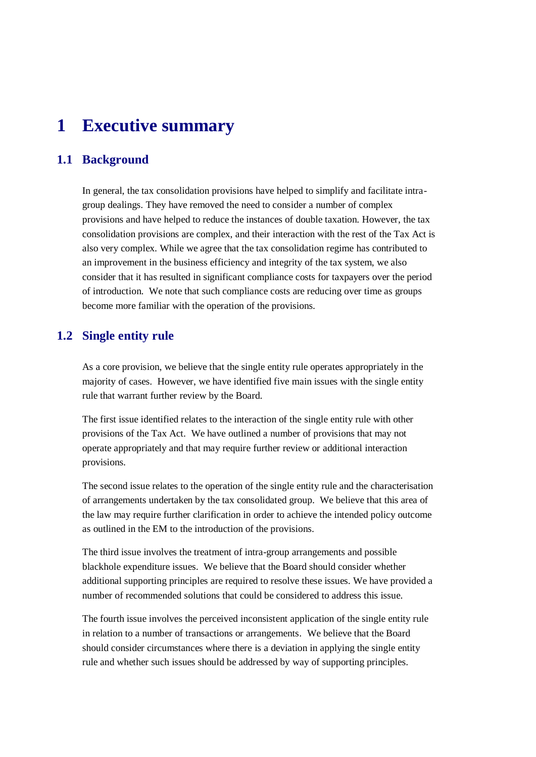# 1 Executive summary

## 1.1 Background

In general, the tax consolidation provisions have helped to simplify and facilitate intra-group dealings. They have removed the need to consider a number of complex provisions and have helped to reduce the instances of double taxation. However, the tax consolidation provisions are complex, and their interaction with the rest of the Tax Act is also very complex. While we agree that the tax consolidation regime has contributed to an improvement in the business efficiency and integrity of the tax system, we also consider that it has resulted in significant compliance costs for taxpayers over the period of introduction. We note that such compliance costs are reducing over time as groups become more familiar with the operation of the provisions.

## 1.2 Single entity rule

As a core provision, we believe that the single entity rule operates appropriately in the majority of cases. However, we have identified five main issues with the single entity rule that warrant further review by the Board.

The first issue identified relates to the interaction of the single entity rule with other provisions of the Tax Act. We have outlined a number of provisions that may not operate appropriately and that may require further review or additional interaction provisions.

The second issue relates to the operation of the single entity rule and the characterisation of arrangements undertaken by the tax consolidated group. We believe that this area of the law may require further clarification in order to achieve the intended policy outcome as outlined in the EM to the introduction of the provisions.

The third issue involves the treatment of intra-group arrangements and possible blackhole expenditure issues. We believe that the Board should consider whether additional supporting principles are required to resolve these issues. We have provided a number of recommended solutions that could be considered to address this issue.

The fourth issue involves the perceived inconsistent application of the single entity rule in relation to a number of transactions or arrangements. We believe that the Board should consider circumstances where there is a deviation in applying the single entity rule and whether such issues should be addressed by way of supporting principles.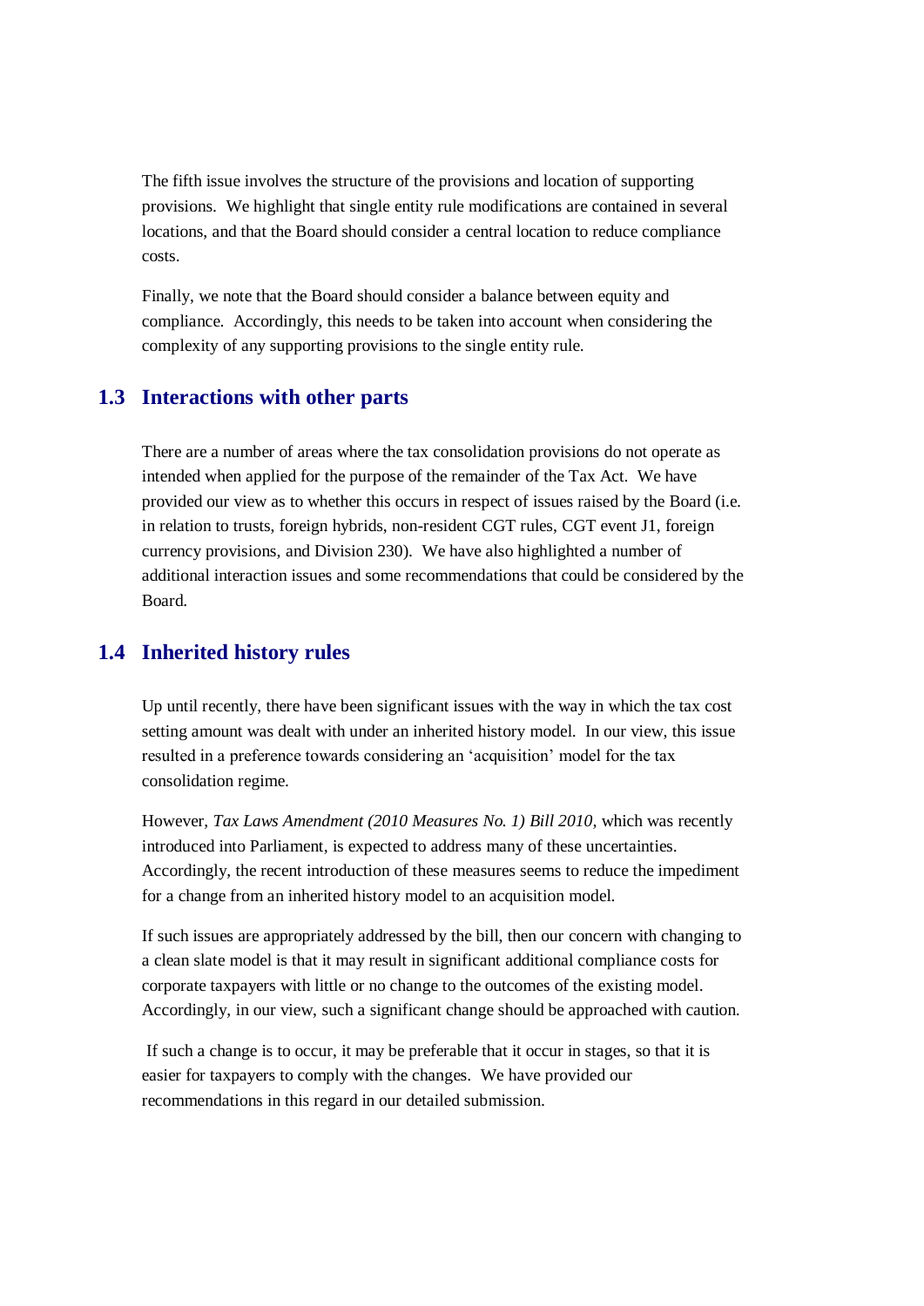The fifth issue involves the structure of the provisions and location of supporting provisions. We highlight that single entity rule modifications are contained in several locations, and that the Board should consider a central location to reduce compliance costs.

Finally, we note that the Board should consider a balance between equity and compliance. Accordingly, this needs to be taken into account when considering the complexity of any supporting provisions to the single entity rule.

## 1.3 Interactions with other parts

There are a number of areas where the tax consolidation provisions do not operate as intended when applied for the purpose of the remainder of the Tax Act. We have provided our view as to whether this occurs in respect of issues raised by the Board (i.e. in relation to trusts, foreign hybrids, non-resident CGT rules, CGT event J1, foreign currency provisions, and Division 230). We have also highlighted a number of additional interaction issues and some recommendations that could be considered by the Board.

## 1.4 Inherited history rules

Up until recently, there have been significant issues with the way in which the tax cost setting amount was dealt with under an inherited history model. In our view, this issue resulted in a preference towards considering an 'acquisition' model for the tax consolidation regime.

However, *Tax Laws Amendment (2010 Measures No. 1) Bill 2010*, which was recently introduced into Parliament, is expected to address many of these uncertainties. Accordingly, the recent introduction of these measures seems to reduce the impediment for a change from an inherited history model to an acquisition model.

If such issues are appropriately addressed by the bill, then our concern with changing to a clean slate model is that it may result in significant additional compliance costs for corporate taxpayers with little or no change to the outcomes of the existing model. Accordingly, in our view, such a significant change should be approached with caution.

If such a change is to occur, it may be preferable that it occur in stages, so that it is easier for taxpayers to comply with the changes. We have provided our recommendations in this regard in our detailed submission.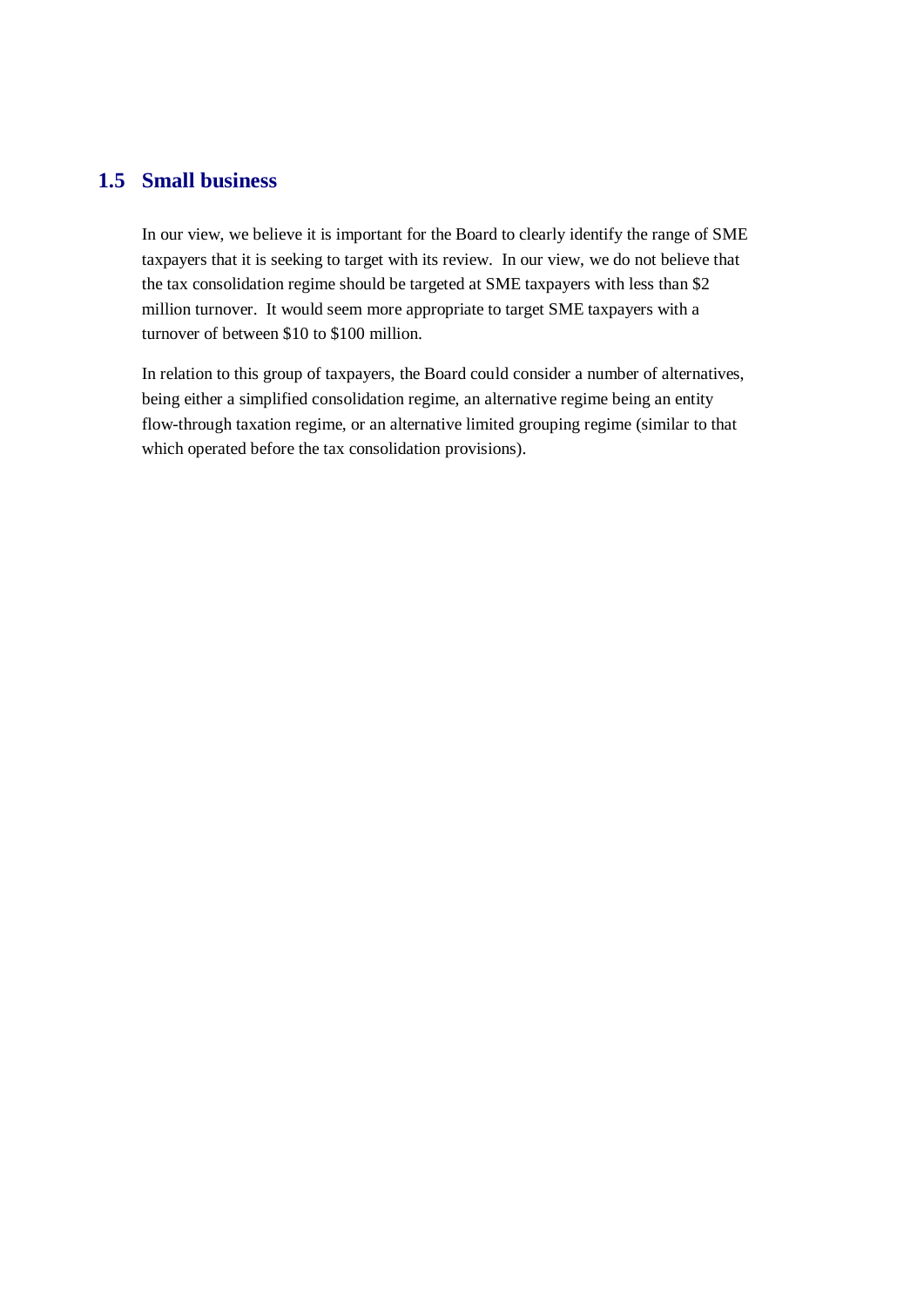## 1.5 Small business

In our view, we believe it is important for the Board to clearly identify the range of SME taxpayers that it is seeking to target with its review. In our view, we do not believe that the tax consolidation regime should be targeted at SME taxpayers with less than $2 million turnover. It would seem more appropriate to target SME taxpayers with a turnover of between $10 to $100 million.

In relation to this group of taxpayers, the Board could consider a number of alternatives, being either a simplified consolidation regime, an alternative regime being an entity flow-through taxation regime, or an alternative limited grouping regime (similar to that which operated before the tax consolidation provisions).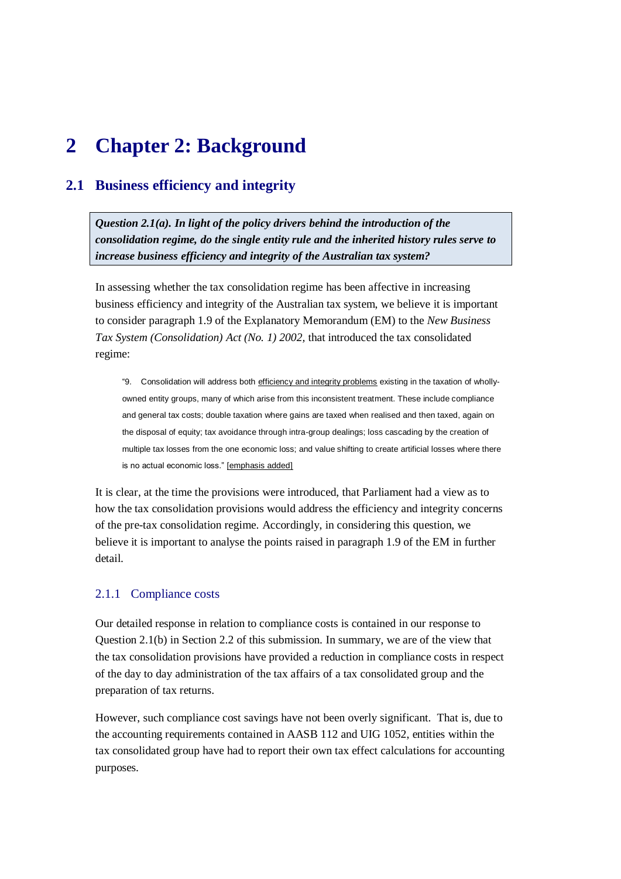# 2 Chapter 2: Background

## 2.1 Business efficiency and integrity

***Question 2.1(a). In light of the policy drivers behind the introduction of the consolidation regime, do the single entity rule and the inherited history rules serve to increase business efficiency and integrity of the Australian tax system?***

In assessing whether the tax consolidation regime has been affective in increasing business efficiency and integrity of the Australian tax system, we believe it is important to consider paragraph 1.9 of the Explanatory Memorandum (EM) to the *New Business Tax System (Consolidation) Act (No. 1) 2002*, that introduced the tax consolidated regime:

> "9. Consolidation will address both efficiency and integrity problems existing in the taxation of wholly-owned entity groups, many of which arise from this inconsistent treatment. These include compliance and general tax costs; double taxation where gains are taxed when realised and then taxed, again on the disposal of equity; tax avoidance through intra-group dealings; loss cascading by the creation of multiple tax losses from the one economic loss; and value shifting to create artificial losses where there is no actual economic loss." [emphasis added]

It is clear, at the time the provisions were introduced, that Parliament had a view as to how the tax consolidation provisions would address the efficiency and integrity concerns of the pre-tax consolidation regime. Accordingly, in considering this question, we believe it is important to analyse the points raised in paragraph 1.9 of the EM in further detail.

### 2.1.1 Compliance costs

Our detailed response in relation to compliance costs is contained in our response to Question 2.1(b) in Section 2.2 of this submission. In summary, we are of the view that the tax consolidation provisions have provided a reduction in compliance costs in respect of the day to day administration of the tax affairs of a tax consolidated group and the preparation of tax returns.

However, such compliance cost savings have not been overly significant. That is, due to the accounting requirements contained in AASB 112 and UIG 1052, entities within the tax consolidated group have had to report their own tax effect calculations for accounting purposes.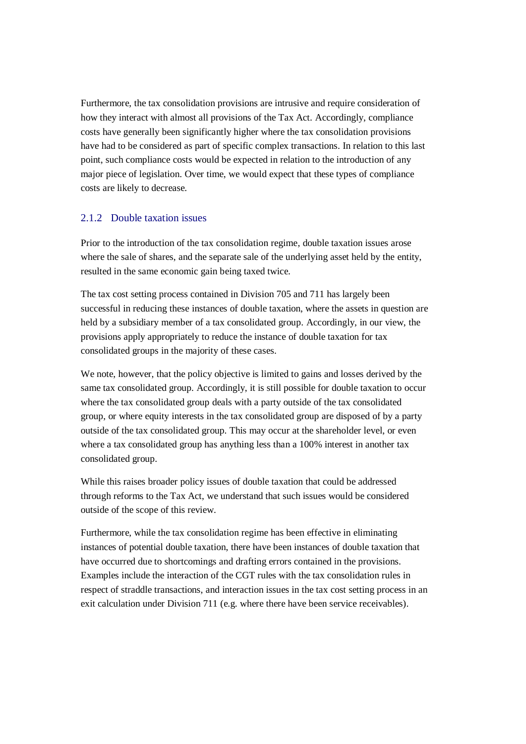Furthermore, the tax consolidation provisions are intrusive and require consideration of how they interact with almost all provisions of the Tax Act. Accordingly, compliance costs have generally been significantly higher where the tax consolidation provisions have had to be considered as part of specific complex transactions. In relation to this last point, such compliance costs would be expected in relation to the introduction of any major piece of legislation. Over time, we would expect that these types of compliance costs are likely to decrease.

### 2.1.2 Double taxation issues

Prior to the introduction of the tax consolidation regime, double taxation issues arose where the sale of shares, and the separate sale of the underlying asset held by the entity, resulted in the same economic gain being taxed twice.

The tax cost setting process contained in Division 705 and 711 has largely been successful in reducing these instances of double taxation, where the assets in question are held by a subsidiary member of a tax consolidated group. Accordingly, in our view, the provisions apply appropriately to reduce the instance of double taxation for tax consolidated groups in the majority of these cases.

We note, however, that the policy objective is limited to gains and losses derived by the same tax consolidated group. Accordingly, it is still possible for double taxation to occur where the tax consolidated group deals with a party outside of the tax consolidated group, or where equity interests in the tax consolidated group are disposed of by a party outside of the tax consolidated group. This may occur at the shareholder level, or even where a tax consolidated group has anything less than a 100% interest in another tax consolidated group.

While this raises broader policy issues of double taxation that could be addressed through reforms to the Tax Act, we understand that such issues would be considered outside of the scope of this review.

Furthermore, while the tax consolidation regime has been effective in eliminating instances of potential double taxation, there have been instances of double taxation that have occurred due to shortcomings and drafting errors contained in the provisions. Examples include the interaction of the CGT rules with the tax consolidation rules in respect of straddle transactions, and interaction issues in the tax cost setting process in an exit calculation under Division 711 (e.g. where there have been service receivables).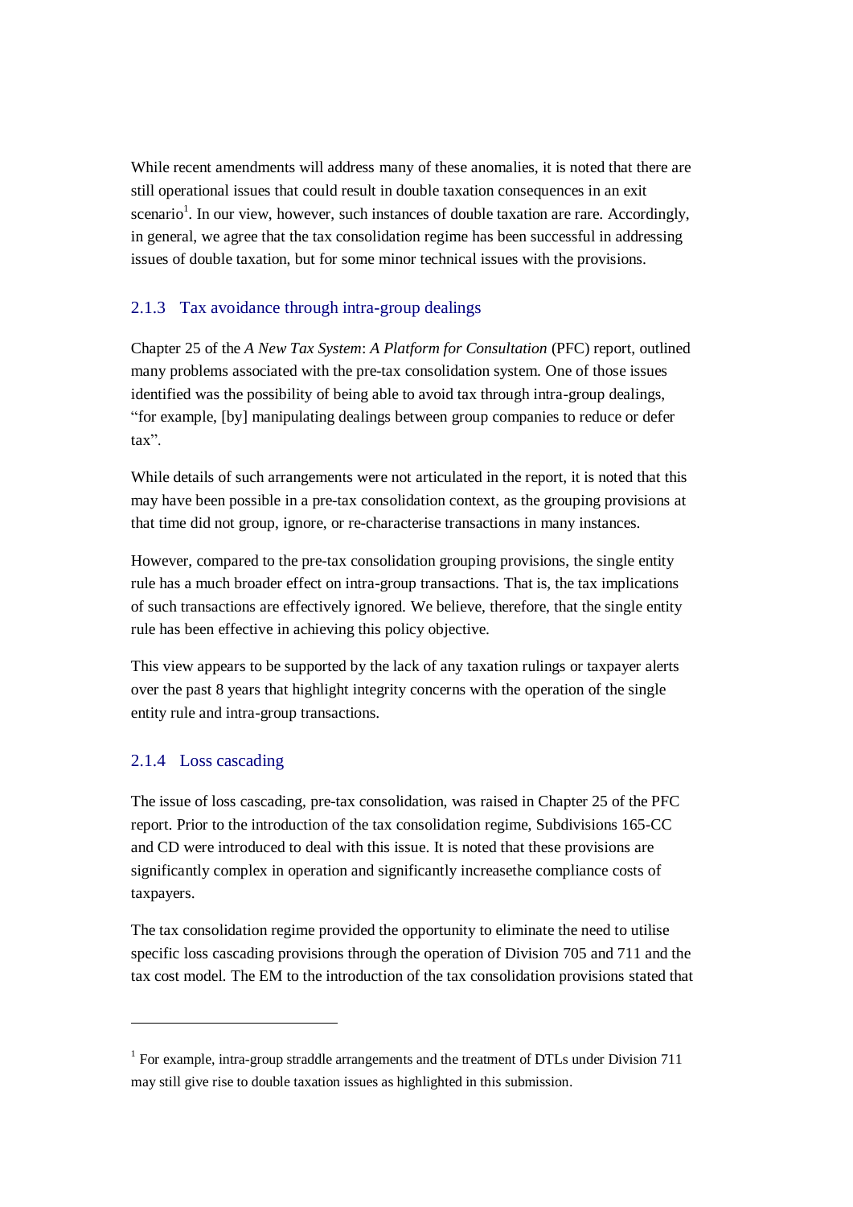While recent amendments will address many of these anomalies, it is noted that there are still operational issues that could result in double taxation consequences in an exit scenario[1]. In our view, however, such instances of double taxation are rare. Accordingly, in general, we agree that the tax consolidation regime has been successful in addressing issues of double taxation, but for some minor technical issues with the provisions.

### 2.1.3 Tax avoidance through intra-group dealings

Chapter 25 of the *A New Tax System*: *A Platform for Consultation* (PFC) report, outlined many problems associated with the pre-tax consolidation system. One of those issues identified was the possibility of being able to avoid tax through intra-group dealings, "for example, [by] manipulating dealings between group companies to reduce or defer tax".

While details of such arrangements were not articulated in the report, it is noted that this may have been possible in a pre-tax consolidation context, as the grouping provisions at that time did not group, ignore, or re-characterise transactions in many instances.

However, compared to the pre-tax consolidation grouping provisions, the single entity rule has a much broader effect on intra-group transactions. That is, the tax implications of such transactions are effectively ignored. We believe, therefore, that the single entity rule has been effective in achieving this policy objective.

This view appears to be supported by the lack of any taxation rulings or taxpayer alerts over the past 8 years that highlight integrity concerns with the operation of the single entity rule and intra-group transactions.

### 2.1.4 Loss cascading

The issue of loss cascading, pre-tax consolidation, was raised in Chapter 25 of the PFC report. Prior to the introduction of the tax consolidation regime, Subdivisions 165-CC and CD were introduced to deal with this issue. It is noted that these provisions are significantly complex in operation and significantly increasethe compliance costs of taxpayers.

The tax consolidation regime provided the opportunity to eliminate the need to utilise specific loss cascading provisions through the operation of Division 705 and 711 and the tax cost model. The EM to the introduction of the tax consolidation provisions stated that

[1] For example, intra-group straddle arrangements and the treatment of DTLs under Division 711 may still give rise to double taxation issues as highlighted in this submission.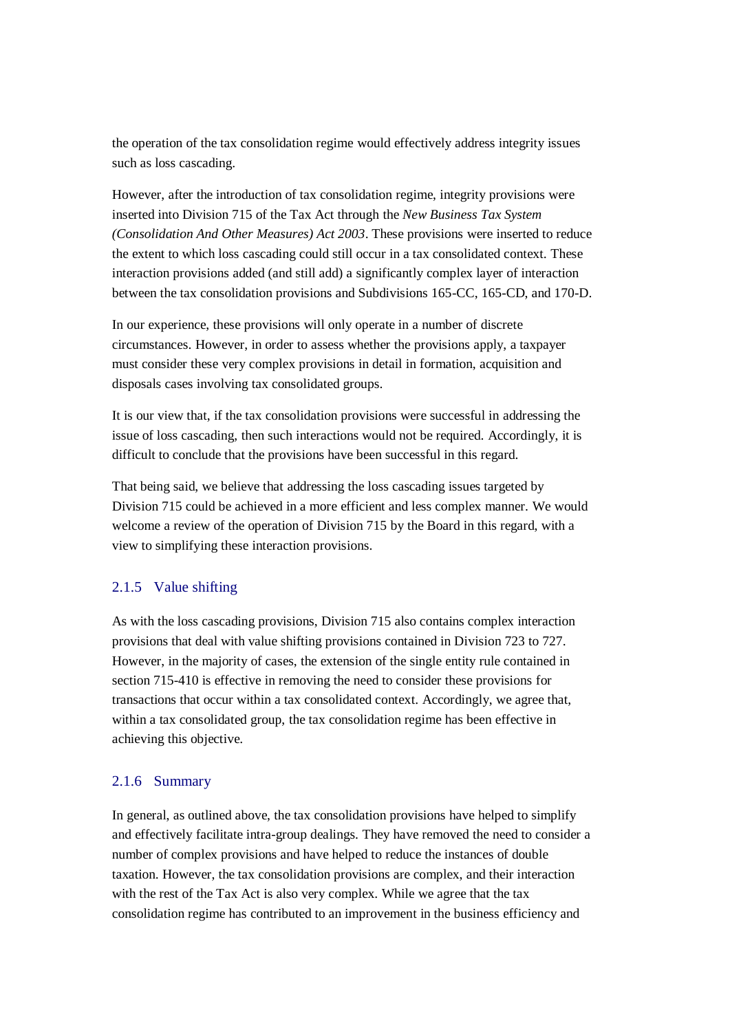the operation of the tax consolidation regime would effectively address integrity issues such as loss cascading.

However, after the introduction of tax consolidation regime, integrity provisions were inserted into Division 715 of the Tax Act through the *New Business Tax System (Consolidation And Other Measures) Act 2003*. These provisions were inserted to reduce the extent to which loss cascading could still occur in a tax consolidated context. These interaction provisions added (and still add) a significantly complex layer of interaction between the tax consolidation provisions and Subdivisions 165-CC, 165-CD, and 170-D.

In our experience, these provisions will only operate in a number of discrete circumstances. However, in order to assess whether the provisions apply, a taxpayer must consider these very complex provisions in detail in formation, acquisition and disposals cases involving tax consolidated groups.

It is our view that, if the tax consolidation provisions were successful in addressing the issue of loss cascading, then such interactions would not be required. Accordingly, it is difficult to conclude that the provisions have been successful in this regard.

That being said, we believe that addressing the loss cascading issues targeted by Division 715 could be achieved in a more efficient and less complex manner. We would welcome a review of the operation of Division 715 by the Board in this regard, with a view to simplifying these interaction provisions.

### 2.1.5 Value shifting

As with the loss cascading provisions, Division 715 also contains complex interaction provisions that deal with value shifting provisions contained in Division 723 to 727. However, in the majority of cases, the extension of the single entity rule contained in section 715-410 is effective in removing the need to consider these provisions for transactions that occur within a tax consolidated context. Accordingly, we agree that, within a tax consolidated group, the tax consolidation regime has been effective in achieving this objective.

### 2.1.6 Summary

In general, as outlined above, the tax consolidation provisions have helped to simplify and effectively facilitate intra-group dealings. They have removed the need to consider a number of complex provisions and have helped to reduce the instances of double taxation. However, the tax consolidation provisions are complex, and their interaction with the rest of the Tax Act is also very complex. While we agree that the tax consolidation regime has contributed to an improvement in the business efficiency and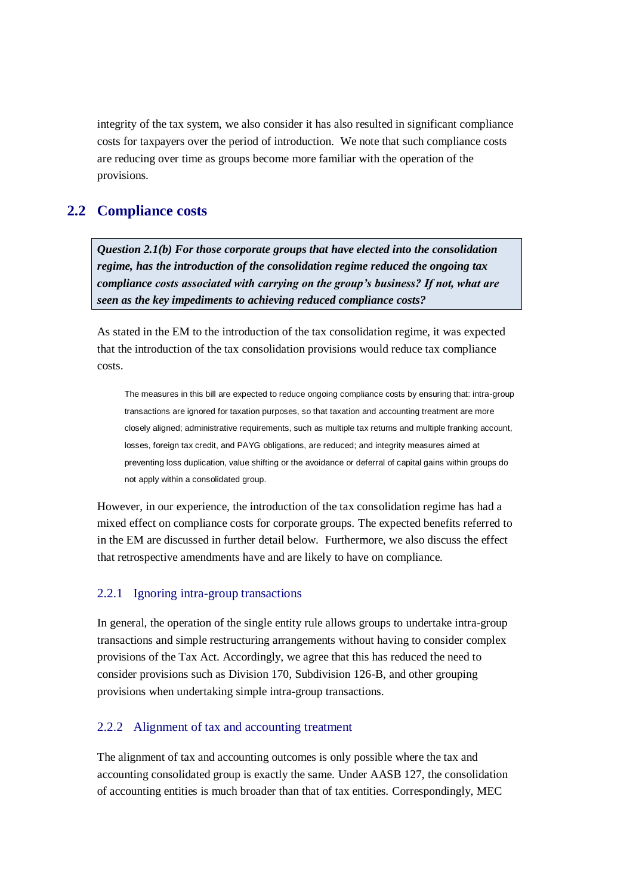integrity of the tax system, we also consider it has also resulted in significant compliance costs for taxpayers over the period of introduction. We note that such compliance costs are reducing over time as groups become more familiar with the operation of the provisions.

## 2.2 Compliance costs

> ***Question 2.1(b) For those corporate groups that have elected into the consolidation regime, has the introduction of the consolidation regime reduced the ongoing tax compliance costs associated with carrying on the group's business? If not, what are seen as the key impediments to achieving reduced compliance costs?***

As stated in the EM to the introduction of the tax consolidation regime, it was expected that the introduction of the tax consolidation provisions would reduce tax compliance costs.

> The measures in this bill are expected to reduce ongoing compliance costs by ensuring that: intra-group transactions are ignored for taxation purposes, so that taxation and accounting treatment are more closely aligned; administrative requirements, such as multiple tax returns and multiple franking account, losses, foreign tax credit, and PAYG obligations, are reduced; and integrity measures aimed at preventing loss duplication, value shifting or the avoidance or deferral of capital gains within groups do not apply within a consolidated group.

However, in our experience, the introduction of the tax consolidation regime has had a mixed effect on compliance costs for corporate groups. The expected benefits referred to in the EM are discussed in further detail below. Furthermore, we also discuss the effect that retrospective amendments have and are likely to have on compliance.

### 2.2.1 Ignoring intra-group transactions

In general, the operation of the single entity rule allows groups to undertake intra-group transactions and simple restructuring arrangements without having to consider complex provisions of the Tax Act. Accordingly, we agree that this has reduced the need to consider provisions such as Division 170, Subdivision 126-B, and other grouping provisions when undertaking simple intra-group transactions.

### 2.2.2 Alignment of tax and accounting treatment

The alignment of tax and accounting outcomes is only possible where the tax and accounting consolidated group is exactly the same. Under AASB 127, the consolidation of accounting entities is much broader than that of tax entities. Correspondingly, MEC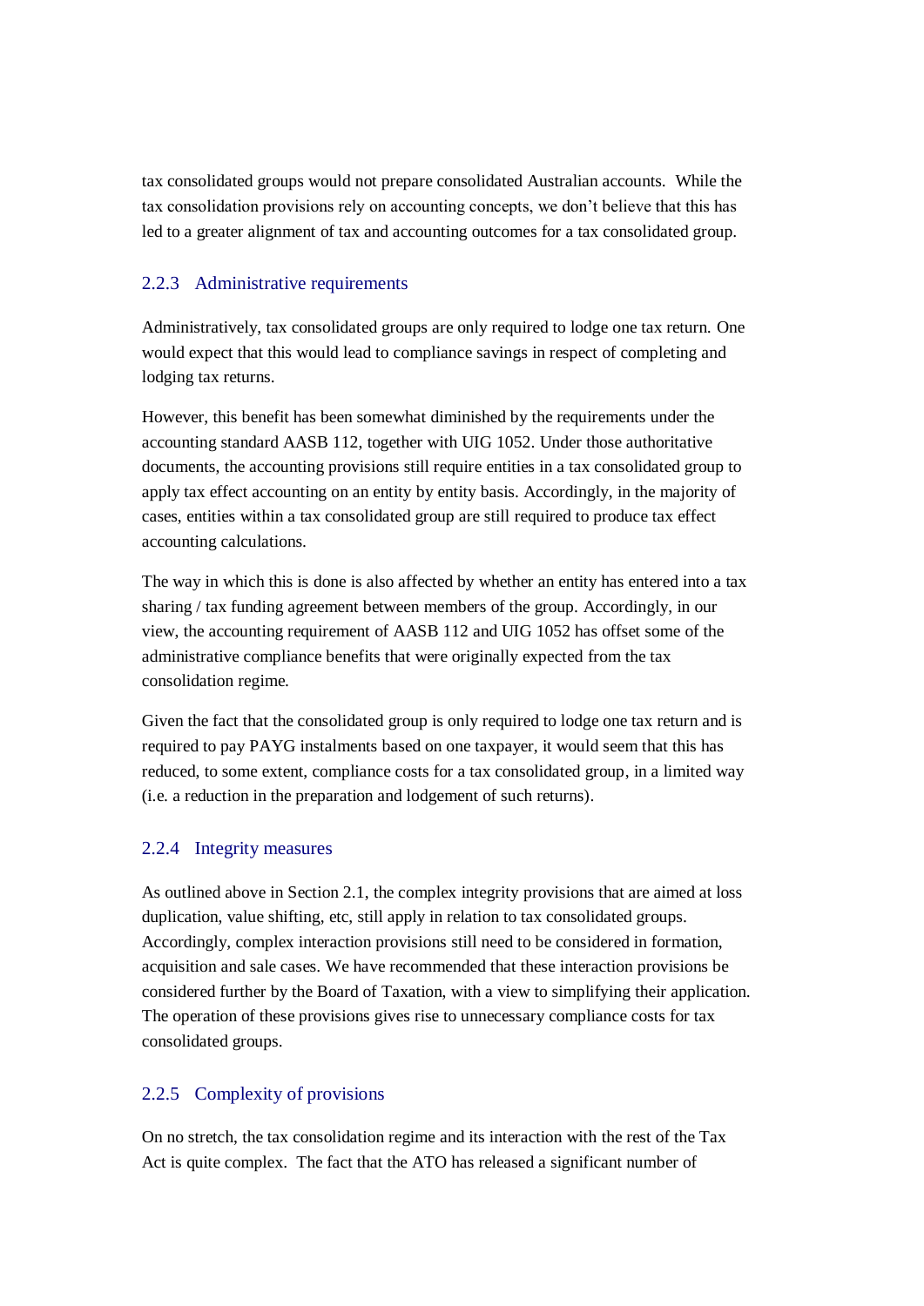tax consolidated groups would not prepare consolidated Australian accounts. While the tax consolidation provisions rely on accounting concepts, we don't believe that this has led to a greater alignment of tax and accounting outcomes for a tax consolidated group.

### 2.2.3 Administrative requirements

Administratively, tax consolidated groups are only required to lodge one tax return. One would expect that this would lead to compliance savings in respect of completing and lodging tax returns.

However, this benefit has been somewhat diminished by the requirements under the accounting standard AASB 112, together with UIG 1052. Under those authoritative documents, the accounting provisions still require entities in a tax consolidated group to apply tax effect accounting on an entity by entity basis. Accordingly, in the majority of cases, entities within a tax consolidated group are still required to produce tax effect accounting calculations.

The way in which this is done is also affected by whether an entity has entered into a tax sharing / tax funding agreement between members of the group. Accordingly, in our view, the accounting requirement of AASB 112 and UIG 1052 has offset some of the administrative compliance benefits that were originally expected from the tax consolidation regime.

Given the fact that the consolidated group is only required to lodge one tax return and is required to pay PAYG instalments based on one taxpayer, it would seem that this has reduced, to some extent, compliance costs for a tax consolidated group, in a limited way (i.e. a reduction in the preparation and lodgement of such returns).

### 2.2.4 Integrity measures

As outlined above in Section 2.1, the complex integrity provisions that are aimed at loss duplication, value shifting, etc, still apply in relation to tax consolidated groups. Accordingly, complex interaction provisions still need to be considered in formation, acquisition and sale cases. We have recommended that these interaction provisions be considered further by the Board of Taxation, with a view to simplifying their application. The operation of these provisions gives rise to unnecessary compliance costs for tax consolidated groups.

### 2.2.5 Complexity of provisions

On no stretch, the tax consolidation regime and its interaction with the rest of the Tax Act is quite complex. The fact that the ATO has released a significant number of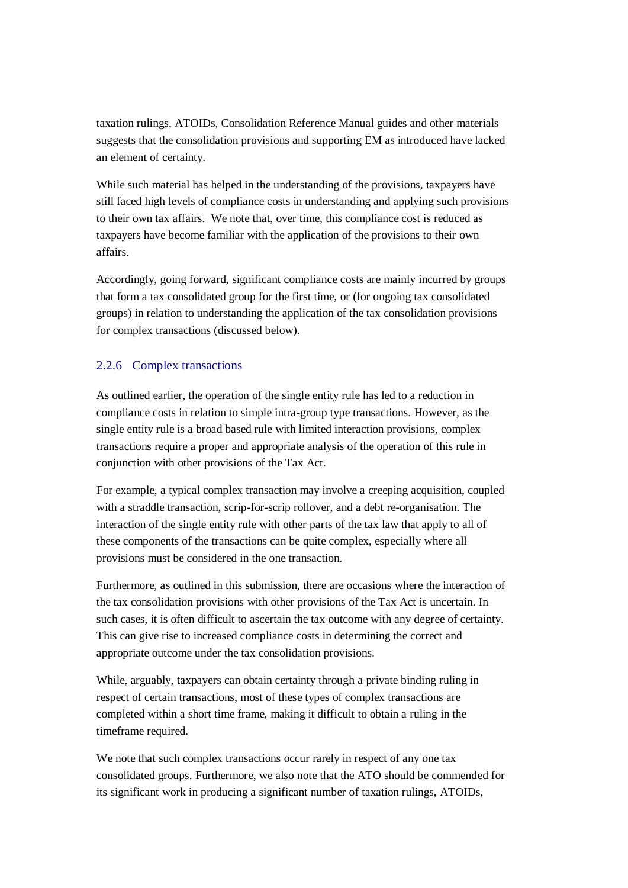taxation rulings, ATOIDs, Consolidation Reference Manual guides and other materials suggests that the consolidation provisions and supporting EM as introduced have lacked an element of certainty.

While such material has helped in the understanding of the provisions, taxpayers have still faced high levels of compliance costs in understanding and applying such provisions to their own tax affairs. We note that, over time, this compliance cost is reduced as taxpayers have become familiar with the application of the provisions to their own affairs.

Accordingly, going forward, significant compliance costs are mainly incurred by groups that form a tax consolidated group for the first time, or (for ongoing tax consolidated groups) in relation to understanding the application of the tax consolidation provisions for complex transactions (discussed below).

### 2.2.6 Complex transactions

As outlined earlier, the operation of the single entity rule has led to a reduction in compliance costs in relation to simple intra-group type transactions. However, as the single entity rule is a broad based rule with limited interaction provisions, complex transactions require a proper and appropriate analysis of the operation of this rule in conjunction with other provisions of the Tax Act.

For example, a typical complex transaction may involve a creeping acquisition, coupled with a straddle transaction, scrip-for-scrip rollover, and a debt re-organisation. The interaction of the single entity rule with other parts of the tax law that apply to all of these components of the transactions can be quite complex, especially where all provisions must be considered in the one transaction.

Furthermore, as outlined in this submission, there are occasions where the interaction of the tax consolidation provisions with other provisions of the Tax Act is uncertain. In such cases, it is often difficult to ascertain the tax outcome with any degree of certainty. This can give rise to increased compliance costs in determining the correct and appropriate outcome under the tax consolidation provisions.

While, arguably, taxpayers can obtain certainty through a private binding ruling in respect of certain transactions, most of these types of complex transactions are completed within a short time frame, making it difficult to obtain a ruling in the timeframe required.

We note that such complex transactions occur rarely in respect of any one tax consolidated groups. Furthermore, we also note that the ATO should be commended for its significant work in producing a significant number of taxation rulings, ATOIDs,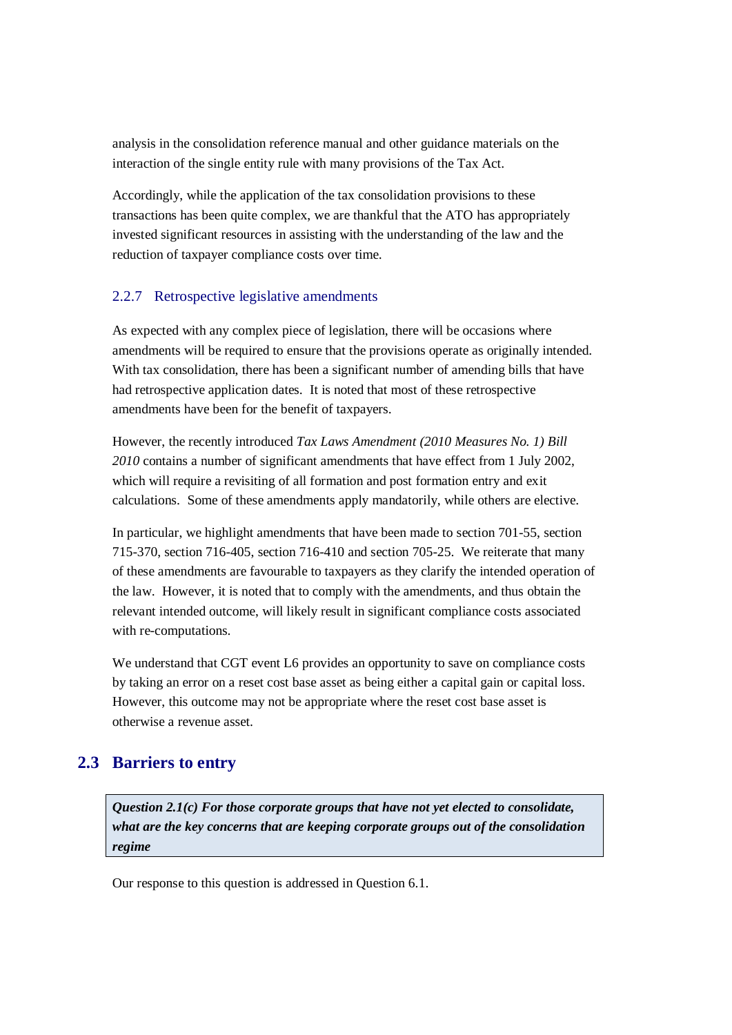analysis in the consolidation reference manual and other guidance materials on the interaction of the single entity rule with many provisions of the Tax Act.

Accordingly, while the application of the tax consolidation provisions to these transactions has been quite complex, we are thankful that the ATO has appropriately invested significant resources in assisting with the understanding of the law and the reduction of taxpayer compliance costs over time.

### 2.2.7 Retrospective legislative amendments

As expected with any complex piece of legislation, there will be occasions where amendments will be required to ensure that the provisions operate as originally intended. With tax consolidation, there has been a significant number of amending bills that have had retrospective application dates. It is noted that most of these retrospective amendments have been for the benefit of taxpayers.

However, the recently introduced *Tax Laws Amendment (2010 Measures No. 1) Bill 2010* contains a number of significant amendments that have effect from 1 July 2002, which will require a revisiting of all formation and post formation entry and exit calculations. Some of these amendments apply mandatorily, while others are elective.

In particular, we highlight amendments that have been made to section 701-55, section 715-370, section 716-405, section 716-410 and section 705-25. We reiterate that many of these amendments are favourable to taxpayers as they clarify the intended operation of the law. However, it is noted that to comply with the amendments, and thus obtain the relevant intended outcome, will likely result in significant compliance costs associated with re-computations.

We understand that CGT event L6 provides an opportunity to save on compliance costs by taking an error on a reset cost base asset as being either a capital gain or capital loss. However, this outcome may not be appropriate where the reset cost base asset is otherwise a revenue asset.

## 2.3 Barriers to entry

***Question 2.1(c) For those corporate groups that have not yet elected to consolidate, what are the key concerns that are keeping corporate groups out of the consolidation regime***

Our response to this question is addressed in Question 6.1.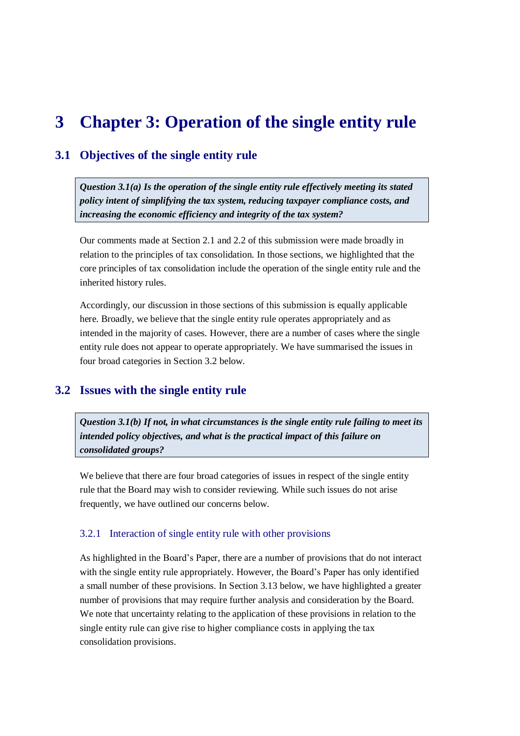# 3 Chapter 3: Operation of the single entity rule

## 3.1 Objectives of the single entity rule

***Question 3.1(a) Is the operation of the single entity rule effectively meeting its stated policy intent of simplifying the tax system, reducing taxpayer compliance costs, and increasing the economic efficiency and integrity of the tax system?***

Our comments made at Section 2.1 and 2.2 of this submission were made broadly in relation to the principles of tax consolidation. In those sections, we highlighted that the core principles of tax consolidation include the operation of the single entity rule and the inherited history rules.

Accordingly, our discussion in those sections of this submission is equally applicable here. Broadly, we believe that the single entity rule operates appropriately and as intended in the majority of cases. However, there are a number of cases where the single entity rule does not appear to operate appropriately. We have summarised the issues in four broad categories in Section 3.2 below.

## 3.2 Issues with the single entity rule

***Question 3.1(b) If not, in what circumstances is the single entity rule failing to meet its intended policy objectives, and what is the practical impact of this failure on consolidated groups?***

We believe that there are four broad categories of issues in respect of the single entity rule that the Board may wish to consider reviewing. While such issues do not arise frequently, we have outlined our concerns below.

### 3.2.1 Interaction of single entity rule with other provisions

As highlighted in the Board's Paper, there are a number of provisions that do not interact with the single entity rule appropriately. However, the Board's Paper has only identified a small number of these provisions. In Section 3.13 below, we have highlighted a greater number of provisions that may require further analysis and consideration by the Board. We note that uncertainty relating to the application of these provisions in relation to the single entity rule can give rise to higher compliance costs in applying the tax consolidation provisions.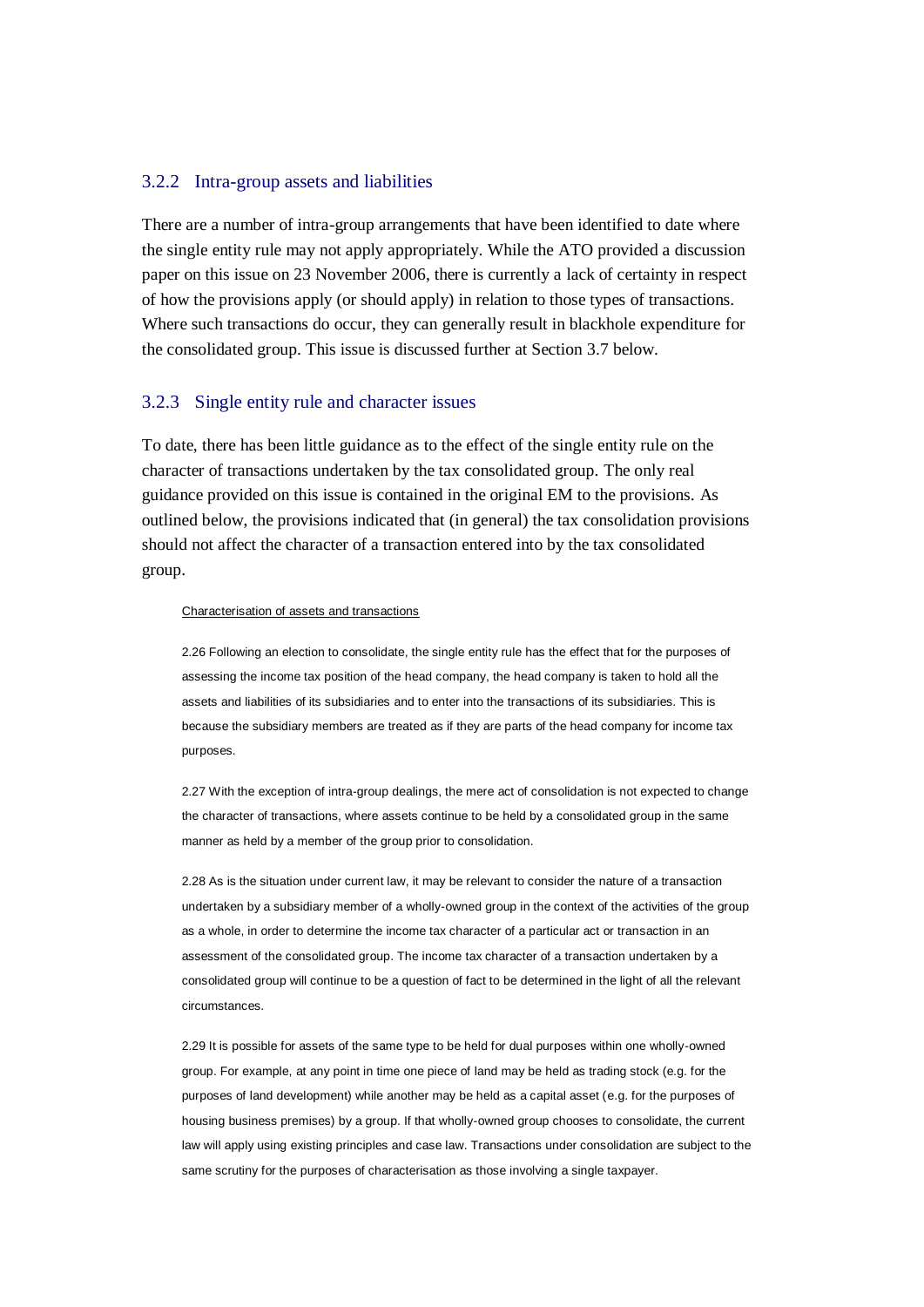### 3.2.2 Intra-group assets and liabilities

There are a number of intra-group arrangements that have been identified to date where the single entity rule may not apply appropriately. While the ATO provided a discussion paper on this issue on 23 November 2006, there is currently a lack of certainty in respect of how the provisions apply (or should apply) in relation to those types of transactions. Where such transactions do occur, they can generally result in blackhole expenditure for the consolidated group. This issue is discussed further at Section 3.7 below.

### 3.2.3 Single entity rule and character issues

To date, there has been little guidance as to the effect of the single entity rule on the character of transactions undertaken by the tax consolidated group. The only real guidance provided on this issue is contained in the original EM to the provisions. As outlined below, the provisions indicated that (in general) the tax consolidation provisions should not affect the character of a transaction entered into by the tax consolidated group.

> Characterisation of assets and transactions
>
> 2.26 Following an election to consolidate, the single entity rule has the effect that for the purposes of assessing the income tax position of the head company, the head company is taken to hold all the assets and liabilities of its subsidiaries and to enter into the transactions of its subsidiaries. This is because the subsidiary members are treated as if they are parts of the head company for income tax purposes.
>
> 2.27 With the exception of intra-group dealings, the mere act of consolidation is not expected to change the character of transactions, where assets continue to be held by a consolidated group in the same manner as held by a member of the group prior to consolidation.
>
> 2.28 As is the situation under current law, it may be relevant to consider the nature of a transaction undertaken by a subsidiary member of a wholly-owned group in the context of the activities of the group as a whole, in order to determine the income tax character of a particular act or transaction in an assessment of the consolidated group. The income tax character of a transaction undertaken by a consolidated group will continue to be a question of fact to be determined in the light of all the relevant circumstances.
>
> 2.29 It is possible for assets of the same type to be held for dual purposes within one wholly-owned group. For example, at any point in time one piece of land may be held as trading stock (e.g. for the purposes of land development) while another may be held as a capital asset (e.g. for the purposes of housing business premises) by a group. If that wholly-owned group chooses to consolidate, the current law will apply using existing principles and case law. Transactions under consolidation are subject to the same scrutiny for the purposes of characterisation as those involving a single taxpayer.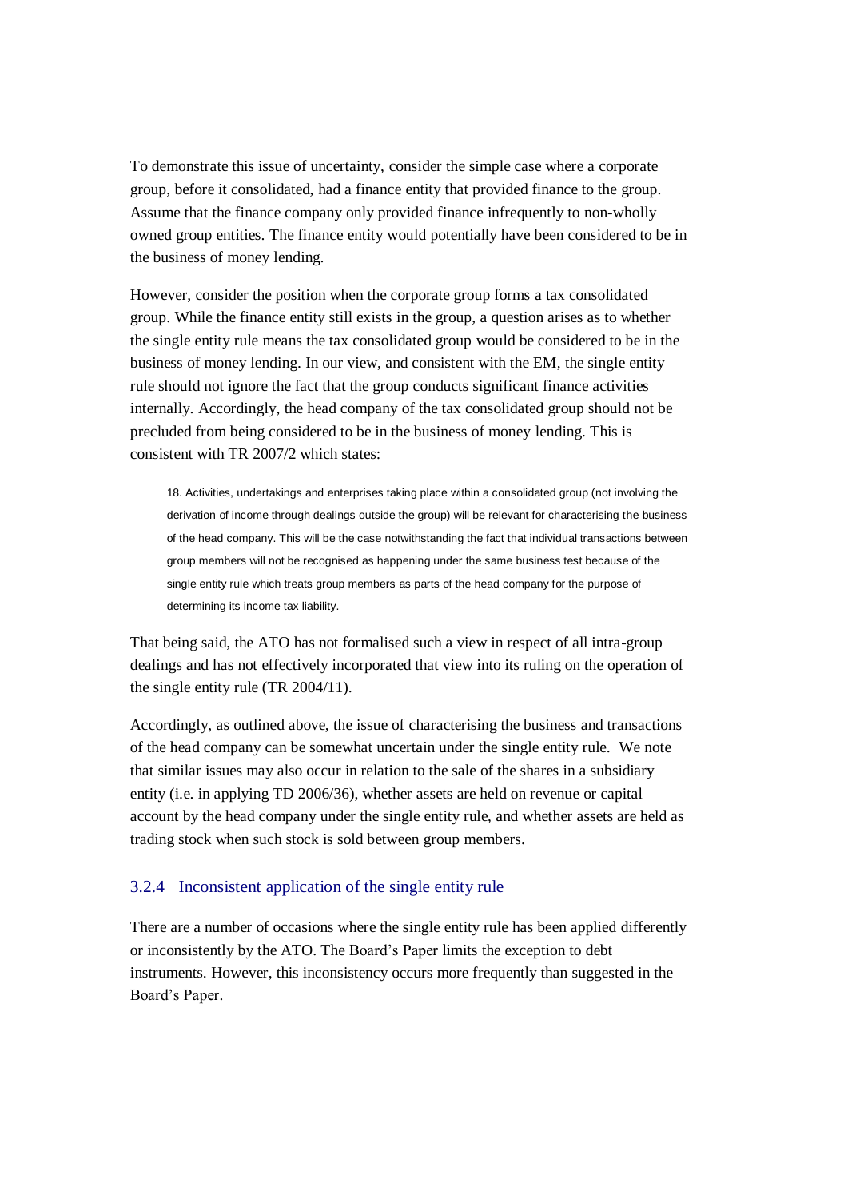To demonstrate this issue of uncertainty, consider the simple case where a corporate group, before it consolidated, had a finance entity that provided finance to the group. Assume that the finance company only provided finance infrequently to non-wholly owned group entities. The finance entity would potentially have been considered to be in the business of money lending.

However, consider the position when the corporate group forms a tax consolidated group. While the finance entity still exists in the group, a question arises as to whether the single entity rule means the tax consolidated group would be considered to be in the business of money lending. In our view, and consistent with the EM, the single entity rule should not ignore the fact that the group conducts significant finance activities internally. Accordingly, the head company of the tax consolidated group should not be precluded from being considered to be in the business of money lending. This is consistent with TR 2007/2 which states:

> 18. Activities, undertakings and enterprises taking place within a consolidated group (not involving the derivation of income through dealings outside the group) will be relevant for characterising the business of the head company. This will be the case notwithstanding the fact that individual transactions between group members will not be recognised as happening under the same business test because of the single entity rule which treats group members as parts of the head company for the purpose of determining its income tax liability.

That being said, the ATO has not formalised such a view in respect of all intra-group dealings and has not effectively incorporated that view into its ruling on the operation of the single entity rule (TR 2004/11).

Accordingly, as outlined above, the issue of characterising the business and transactions of the head company can be somewhat uncertain under the single entity rule. We note that similar issues may also occur in relation to the sale of the shares in a subsidiary entity (i.e. in applying TD 2006/36), whether assets are held on revenue or capital account by the head company under the single entity rule, and whether assets are held as trading stock when such stock is sold between group members.

### 3.2.4 Inconsistent application of the single entity rule

There are a number of occasions where the single entity rule has been applied differently or inconsistently by the ATO. The Board's Paper limits the exception to debt instruments. However, this inconsistency occurs more frequently than suggested in the Board's Paper.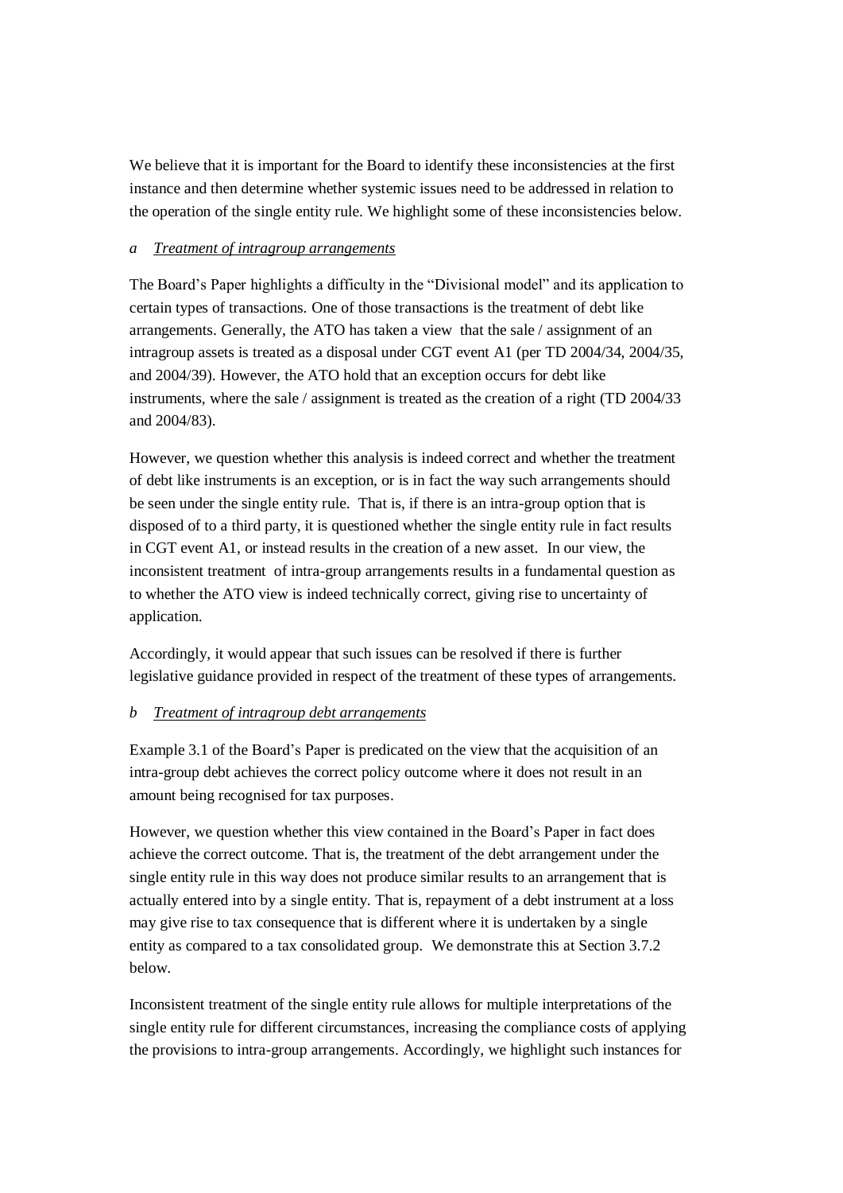We believe that it is important for the Board to identify these inconsistencies at the first instance and then determine whether systemic issues need to be addressed in relation to the operation of the single entity rule. We highlight some of these inconsistencies below.

*a* *Treatment of intragroup arrangements*

The Board's Paper highlights a difficulty in the "Divisional model" and its application to certain types of transactions. One of those transactions is the treatment of debt like arrangements. Generally, the ATO has taken a view that the sale / assignment of an intragroup assets is treated as a disposal under CGT event A1 (per TD 2004/34, 2004/35, and 2004/39). However, the ATO hold that an exception occurs for debt like instruments, where the sale / assignment is treated as the creation of a right (TD 2004/33 and 2004/83).

However, we question whether this analysis is indeed correct and whether the treatment of debt like instruments is an exception, or is in fact the way such arrangements should be seen under the single entity rule. That is, if there is an intra-group option that is disposed of to a third party, it is questioned whether the single entity rule in fact results in CGT event A1, or instead results in the creation of a new asset. In our view, the inconsistent treatment of intra-group arrangements results in a fundamental question as to whether the ATO view is indeed technically correct, giving rise to uncertainty of application.

Accordingly, it would appear that such issues can be resolved if there is further legislative guidance provided in respect of the treatment of these types of arrangements.

*b* *Treatment of intragroup debt arrangements*

Example 3.1 of the Board's Paper is predicated on the view that the acquisition of an intra-group debt achieves the correct policy outcome where it does not result in an amount being recognised for tax purposes.

However, we question whether this view contained in the Board's Paper in fact does achieve the correct outcome. That is, the treatment of the debt arrangement under the single entity rule in this way does not produce similar results to an arrangement that is actually entered into by a single entity. That is, repayment of a debt instrument at a loss may give rise to tax consequence that is different where it is undertaken by a single entity as compared to a tax consolidated group. We demonstrate this at Section 3.7.2 below.

Inconsistent treatment of the single entity rule allows for multiple interpretations of the single entity rule for different circumstances, increasing the compliance costs of applying the provisions to intra-group arrangements. Accordingly, we highlight such instances for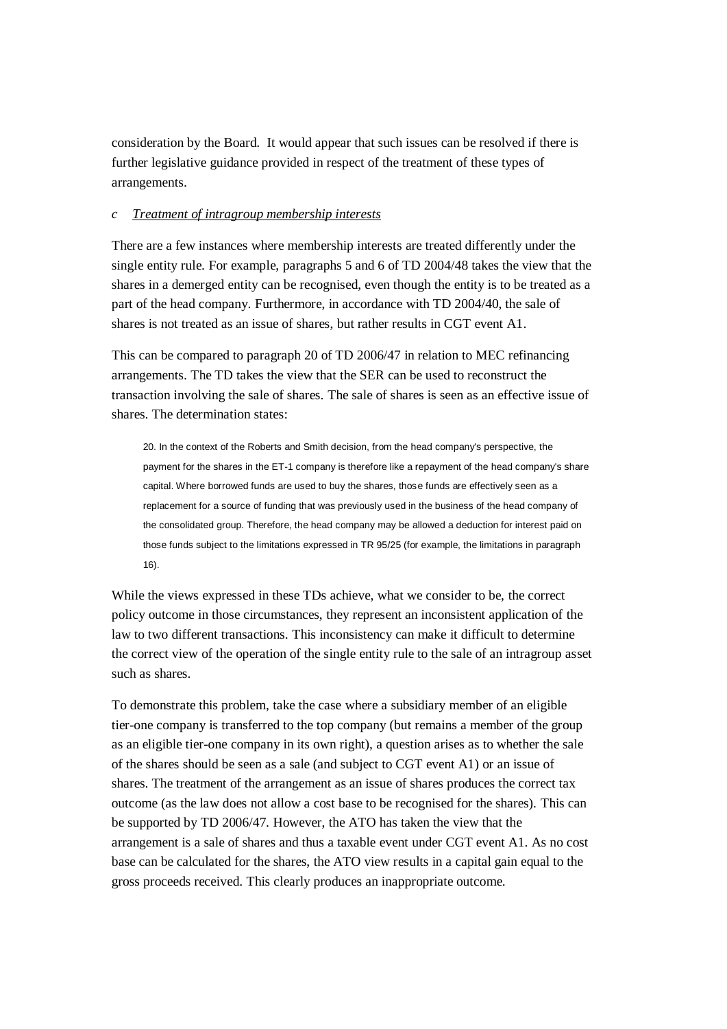consideration by the Board. It would appear that such issues can be resolved if there is further legislative guidance provided in respect of the treatment of these types of arrangements.

*c* *Treatment of intragroup membership interests*

There are a few instances where membership interests are treated differently under the single entity rule. For example, paragraphs 5 and 6 of TD 2004/48 takes the view that the shares in a demerged entity can be recognised, even though the entity is to be treated as a part of the head company. Furthermore, in accordance with TD 2004/40, the sale of shares is not treated as an issue of shares, but rather results in CGT event A1.

This can be compared to paragraph 20 of TD 2006/47 in relation to MEC refinancing arrangements. The TD takes the view that the SER can be used to reconstruct the transaction involving the sale of shares. The sale of shares is seen as an effective issue of shares. The determination states:

> 20. In the context of the Roberts and Smith decision, from the head company's perspective, the payment for the shares in the ET-1 company is therefore like a repayment of the head company's share capital. Where borrowed funds are used to buy the shares, those funds are effectively seen as a replacement for a source of funding that was previously used in the business of the head company of the consolidated group. Therefore, the head company may be allowed a deduction for interest paid on those funds subject to the limitations expressed in TR 95/25 (for example, the limitations in paragraph 16).

While the views expressed in these TDs achieve, what we consider to be, the correct policy outcome in those circumstances, they represent an inconsistent application of the law to two different transactions. This inconsistency can make it difficult to determine the correct view of the operation of the single entity rule to the sale of an intragroup asset such as shares.

To demonstrate this problem, take the case where a subsidiary member of an eligible tier-one company is transferred to the top company (but remains a member of the group as an eligible tier-one company in its own right), a question arises as to whether the sale of the shares should be seen as a sale (and subject to CGT event A1) or an issue of shares. The treatment of the arrangement as an issue of shares produces the correct tax outcome (as the law does not allow a cost base to be recognised for the shares). This can be supported by TD 2006/47. However, the ATO has taken the view that the arrangement is a sale of shares and thus a taxable event under CGT event A1. As no cost base can be calculated for the shares, the ATO view results in a capital gain equal to the gross proceeds received. This clearly produces an inappropriate outcome.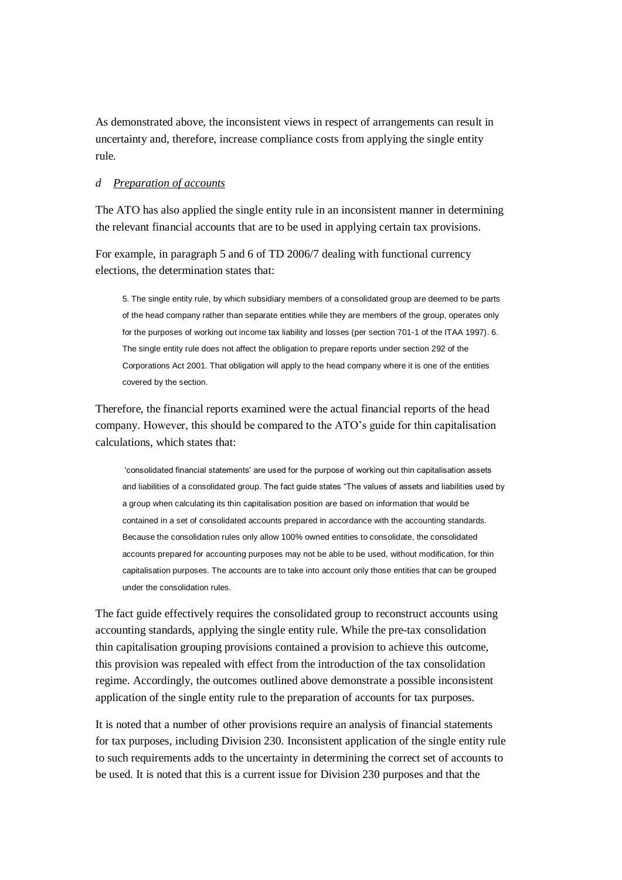As demonstrated above, the inconsistent views in respect of arrangements can result in uncertainty and, therefore, increase compliance costs from applying the single entity rule.

*d* *Preparation of accounts*

The ATO has also applied the single entity rule in an inconsistent manner in determining the relevant financial accounts that are to be used in applying certain tax provisions.

For example, in paragraph 5 and 6 of TD 2006/7 dealing with functional currency elections, the determination states that:

> 5. The single entity rule, by which subsidiary members of a consolidated group are deemed to be parts of the head company rather than separate entities while they are members of the group, operates only for the purposes of working out income tax liability and losses (per section 701-1 of the ITAA 1997). 6. The single entity rule does not affect the obligation to prepare reports under section 292 of the Corporations Act 2001. That obligation will apply to the head company where it is one of the entities covered by the section.

Therefore, the financial reports examined were the actual financial reports of the head company. However, this should be compared to the ATO's guide for thin capitalisation calculations, which states that:

> 'consolidated financial statements' are used for the purpose of working out thin capitalisation assets and liabilities of a consolidated group. The fact guide states "The values of assets and liabilities used by a group when calculating its thin capitalisation position are based on information that would be contained in a set of consolidated accounts prepared in accordance with the accounting standards. Because the consolidation rules only allow 100% owned entities to consolidate, the consolidated accounts prepared for accounting purposes may not be able to be used, without modification, for thin capitalisation purposes. The accounts are to take into account only those entities that can be grouped under the consolidation rules.

The fact guide effectively requires the consolidated group to reconstruct accounts using accounting standards, applying the single entity rule. While the pre-tax consolidation thin capitalisation grouping provisions contained a provision to achieve this outcome, this provision was repealed with effect from the introduction of the tax consolidation regime. Accordingly, the outcomes outlined above demonstrate a possible inconsistent application of the single entity rule to the preparation of accounts for tax purposes.

It is noted that a number of other provisions require an analysis of financial statements for tax purposes, including Division 230. Inconsistent application of the single entity rule to such requirements adds to the uncertainty in determining the correct set of accounts to be used. It is noted that this is a current issue for Division 230 purposes and that the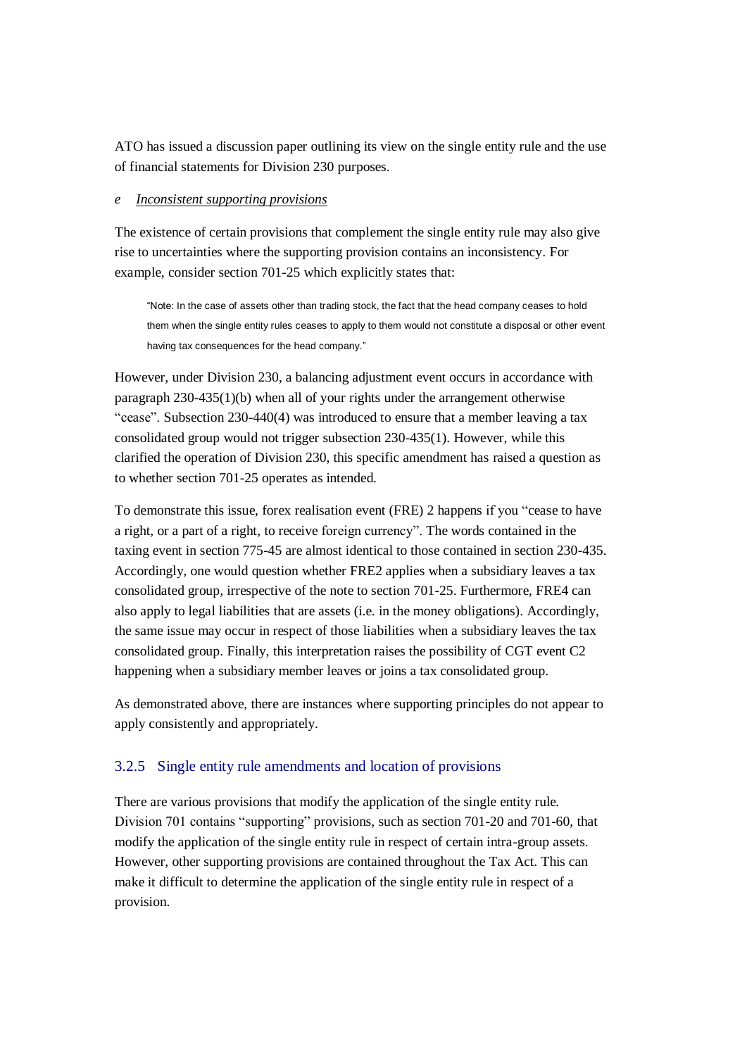ATO has issued a discussion paper outlining its view on the single entity rule and the use of financial statements for Division 230 purposes.

*e* *Inconsistent supporting provisions*

The existence of certain provisions that complement the single entity rule may also give rise to uncertainties where the supporting provision contains an inconsistency. For example, consider section 701-25 which explicitly states that:

> "Note: In the case of assets other than trading stock, the fact that the head company ceases to hold them when the single entity rules ceases to apply to them would not constitute a disposal or other event having tax consequences for the head company."

However, under Division 230, a balancing adjustment event occurs in accordance with paragraph 230-435(1)(b) when all of your rights under the arrangement otherwise "cease". Subsection 230-440(4) was introduced to ensure that a member leaving a tax consolidated group would not trigger subsection 230-435(1). However, while this clarified the operation of Division 230, this specific amendment has raised a question as to whether section 701-25 operates as intended.

To demonstrate this issue, forex realisation event (FRE) 2 happens if you "cease to have a right, or a part of a right, to receive foreign currency". The words contained in the taxing event in section 775-45 are almost identical to those contained in section 230-435. Accordingly, one would question whether FRE2 applies when a subsidiary leaves a tax consolidated group, irrespective of the note to section 701-25. Furthermore, FRE4 can also apply to legal liabilities that are assets (i.e. in the money obligations). Accordingly, the same issue may occur in respect of those liabilities when a subsidiary leaves the tax consolidated group. Finally, this interpretation raises the possibility of CGT event C2 happening when a subsidiary member leaves or joins a tax consolidated group.

As demonstrated above, there are instances where supporting principles do not appear to apply consistently and appropriately.

### 3.2.5 Single entity rule amendments and location of provisions

There are various provisions that modify the application of the single entity rule. Division 701 contains "supporting" provisions, such as section 701-20 and 701-60, that modify the application of the single entity rule in respect of certain intra-group assets. However, other supporting provisions are contained throughout the Tax Act. This can make it difficult to determine the application of the single entity rule in respect of a provision.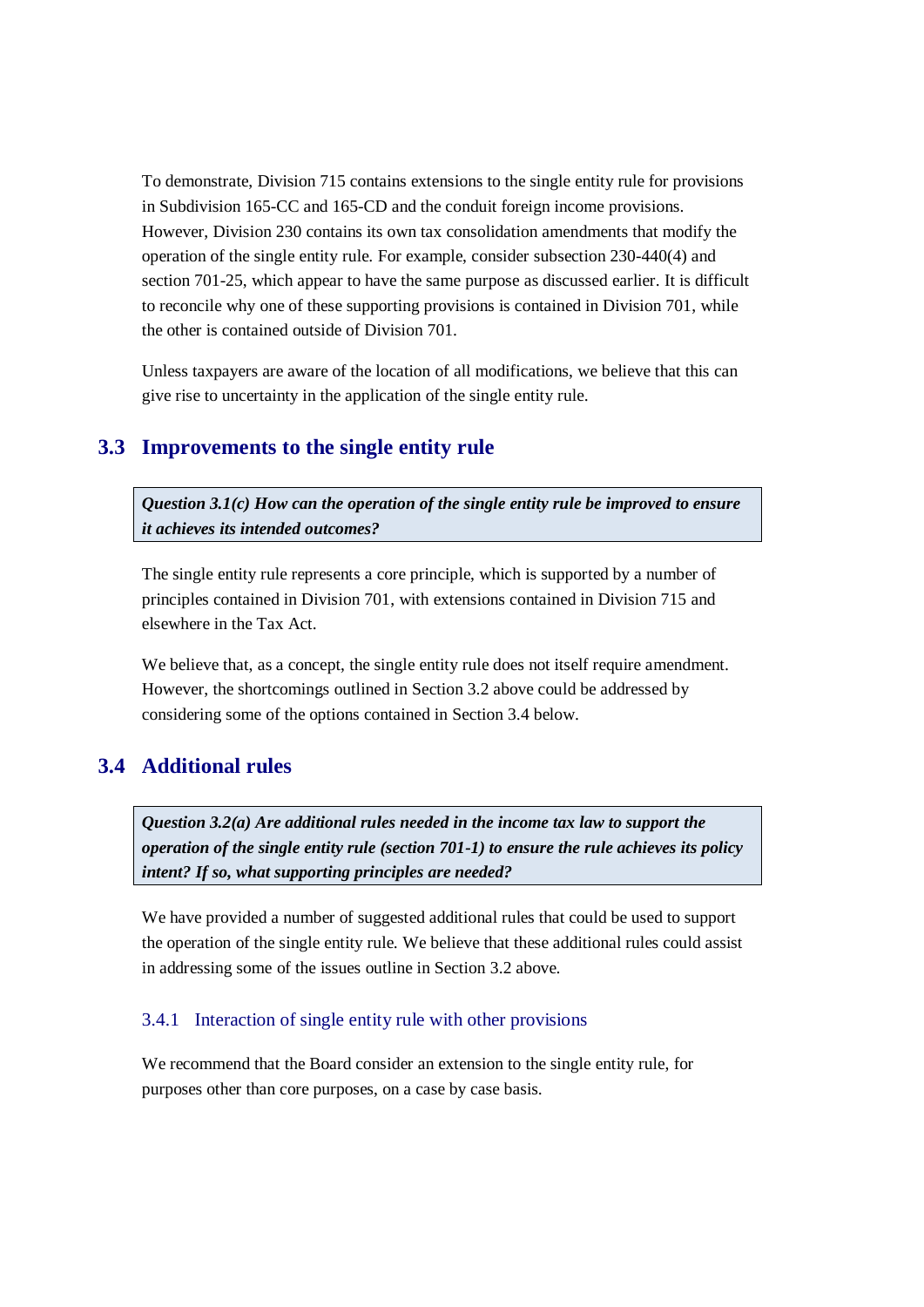To demonstrate, Division 715 contains extensions to the single entity rule for provisions in Subdivision 165-CC and 165-CD and the conduit foreign income provisions. However, Division 230 contains its own tax consolidation amendments that modify the operation of the single entity rule. For example, consider subsection 230-440(4) and section 701-25, which appear to have the same purpose as discussed earlier. It is difficult to reconcile why one of these supporting provisions is contained in Division 701, while the other is contained outside of Division 701.

Unless taxpayers are aware of the location of all modifications, we believe that this can give rise to uncertainty in the application of the single entity rule.

## 3.3 Improvements to the single entity rule

> ***Question 3.1(c) How can the operation of the single entity rule be improved to ensure it achieves its intended outcomes?***

The single entity rule represents a core principle, which is supported by a number of principles contained in Division 701, with extensions contained in Division 715 and elsewhere in the Tax Act.

We believe that, as a concept, the single entity rule does not itself require amendment. However, the shortcomings outlined in Section 3.2 above could be addressed by considering some of the options contained in Section 3.4 below.

## 3.4 Additional rules

> ***Question 3.2(a) Are additional rules needed in the income tax law to support the operation of the single entity rule (section 701-1) to ensure the rule achieves its policy intent? If so, what supporting principles are needed?***

We have provided a number of suggested additional rules that could be used to support the operation of the single entity rule. We believe that these additional rules could assist in addressing some of the issues outline in Section 3.2 above.

### 3.4.1 Interaction of single entity rule with other provisions

We recommend that the Board consider an extension to the single entity rule, for purposes other than core purposes, on a case by case basis.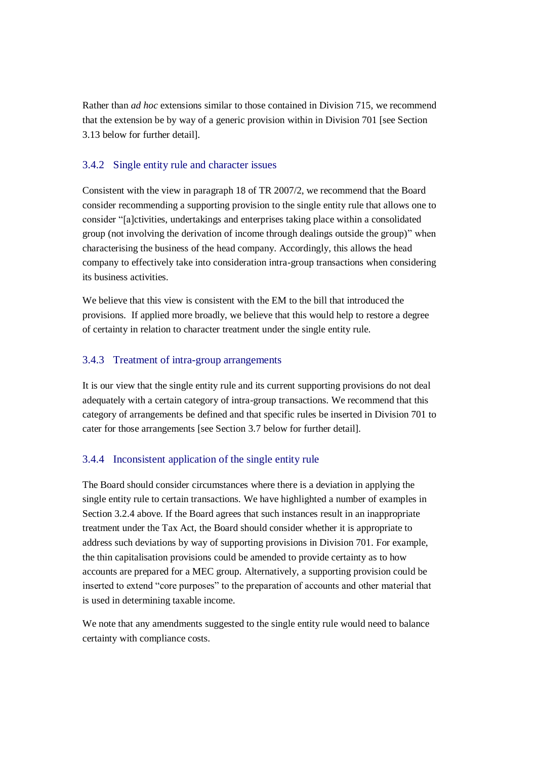Rather than *ad hoc* extensions similar to those contained in Division 715, we recommend that the extension be by way of a generic provision within in Division 701 [see Section 3.13 below for further detail].

### 3.4.2 Single entity rule and character issues

Consistent with the view in paragraph 18 of TR 2007/2, we recommend that the Board consider recommending a supporting provision to the single entity rule that allows one to consider "[a]ctivities, undertakings and enterprises taking place within a consolidated group (not involving the derivation of income through dealings outside the group)" when characterising the business of the head company. Accordingly, this allows the head company to effectively take into consideration intra-group transactions when considering its business activities.

We believe that this view is consistent with the EM to the bill that introduced the provisions. If applied more broadly, we believe that this would help to restore a degree of certainty in relation to character treatment under the single entity rule.

### 3.4.3 Treatment of intra-group arrangements

It is our view that the single entity rule and its current supporting provisions do not deal adequately with a certain category of intra-group transactions. We recommend that this category of arrangements be defined and that specific rules be inserted in Division 701 to cater for those arrangements [see Section 3.7 below for further detail].

### 3.4.4 Inconsistent application of the single entity rule

The Board should consider circumstances where there is a deviation in applying the single entity rule to certain transactions. We have highlighted a number of examples in Section 3.2.4 above. If the Board agrees that such instances result in an inappropriate treatment under the Tax Act, the Board should consider whether it is appropriate to address such deviations by way of supporting provisions in Division 701. For example, the thin capitalisation provisions could be amended to provide certainty as to how accounts are prepared for a MEC group. Alternatively, a supporting provision could be inserted to extend "core purposes" to the preparation of accounts and other material that is used in determining taxable income.

We note that any amendments suggested to the single entity rule would need to balance certainty with compliance costs.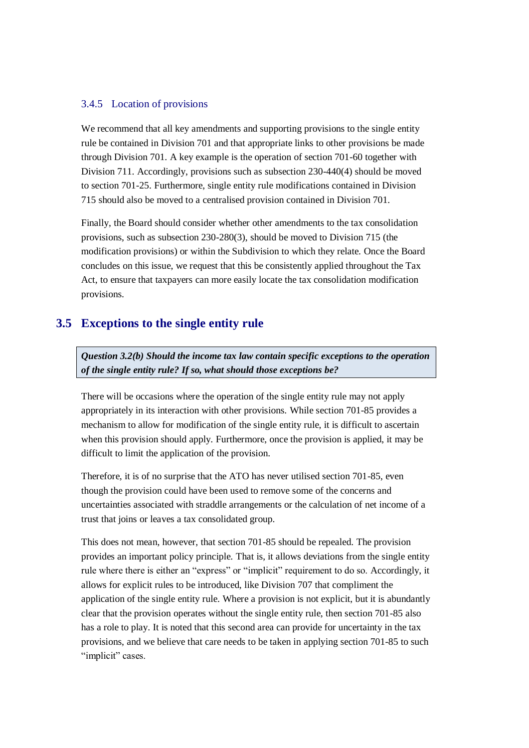### 3.4.5 Location of provisions

We recommend that all key amendments and supporting provisions to the single entity rule be contained in Division 701 and that appropriate links to other provisions be made through Division 701. A key example is the operation of section 701-60 together with Division 711. Accordingly, provisions such as subsection 230-440(4) should be moved to section 701-25. Furthermore, single entity rule modifications contained in Division 715 should also be moved to a centralised provision contained in Division 701.

Finally, the Board should consider whether other amendments to the tax consolidation provisions, such as subsection 230-280(3), should be moved to Division 715 (the modification provisions) or within the Subdivision to which they relate. Once the Board concludes on this issue, we request that this be consistently applied throughout the Tax Act, to ensure that taxpayers can more easily locate the tax consolidation modification provisions.

## 3.5 Exceptions to the single entity rule

> ***Question 3.2(b) Should the income tax law contain specific exceptions to the operation of the single entity rule? If so, what should those exceptions be?***

There will be occasions where the operation of the single entity rule may not apply appropriately in its interaction with other provisions. While section 701-85 provides a mechanism to allow for modification of the single entity rule, it is difficult to ascertain when this provision should apply. Furthermore, once the provision is applied, it may be difficult to limit the application of the provision.

Therefore, it is of no surprise that the ATO has never utilised section 701-85, even though the provision could have been used to remove some of the concerns and uncertainties associated with straddle arrangements or the calculation of net income of a trust that joins or leaves a tax consolidated group.

This does not mean, however, that section 701-85 should be repealed. The provision provides an important policy principle. That is, it allows deviations from the single entity rule where there is either an "express" or "implicit" requirement to do so. Accordingly, it allows for explicit rules to be introduced, like Division 707 that compliment the application of the single entity rule. Where a provision is not explicit, but it is abundantly clear that the provision operates without the single entity rule, then section 701-85 also has a role to play. It is noted that this second area can provide for uncertainty in the tax provisions, and we believe that care needs to be taken in applying section 701-85 to such "implicit" cases.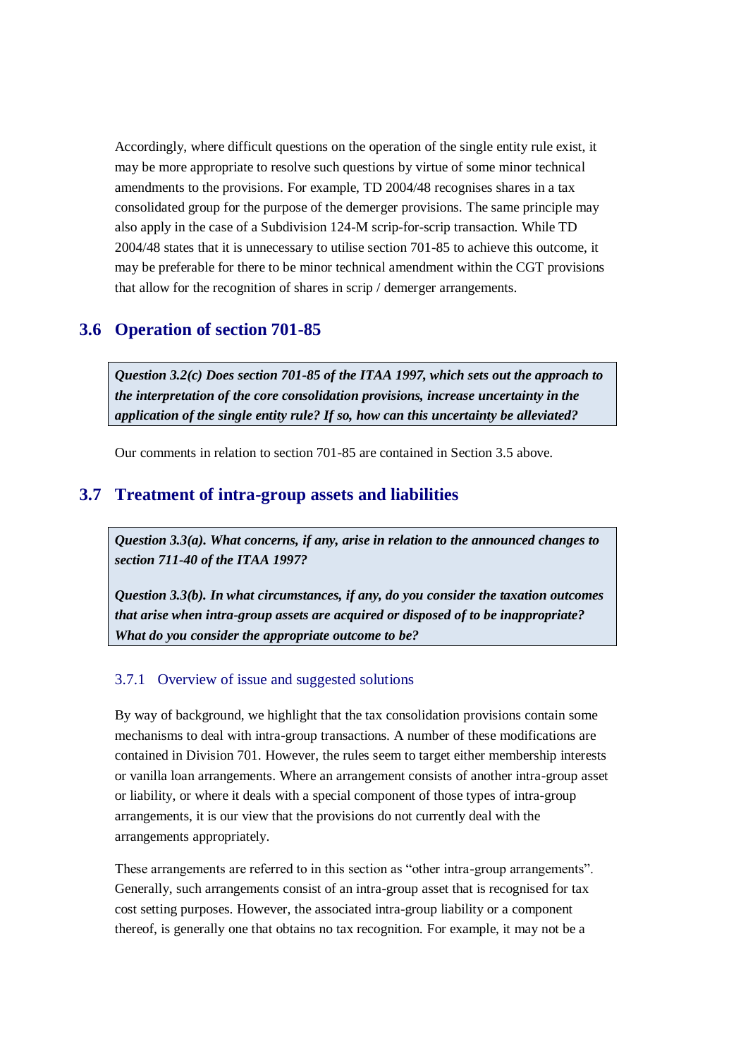Accordingly, where difficult questions on the operation of the single entity rule exist, it may be more appropriate to resolve such questions by virtue of some minor technical amendments to the provisions. For example, TD 2004/48 recognises shares in a tax consolidated group for the purpose of the demerger provisions. The same principle may also apply in the case of a Subdivision 124-M scrip-for-scrip transaction. While TD 2004/48 states that it is unnecessary to utilise section 701-85 to achieve this outcome, it may be preferable for there to be minor technical amendment within the CGT provisions that allow for the recognition of shares in scrip / demerger arrangements.

## 3.6 Operation of section 701-85

> ***Question 3.2(c) Does section 701-85 of the ITAA 1997, which sets out the approach to the interpretation of the core consolidation provisions, increase uncertainty in the application of the single entity rule? If so, how can this uncertainty be alleviated?***

Our comments in relation to section 701-85 are contained in Section 3.5 above.

## 3.7 Treatment of intra-group assets and liabilities

> ***Question 3.3(a). What concerns, if any, arise in relation to the announced changes to section 711-40 of the ITAA 1997?***
>
> ***Question 3.3(b). In what circumstances, if any, do you consider the taxation outcomes that arise when intra-group assets are acquired or disposed of to be inappropriate? What do you consider the appropriate outcome to be?***

### 3.7.1 Overview of issue and suggested solutions

By way of background, we highlight that the tax consolidation provisions contain some mechanisms to deal with intra-group transactions. A number of these modifications are contained in Division 701. However, the rules seem to target either membership interests or vanilla loan arrangements. Where an arrangement consists of another intra-group asset or liability, or where it deals with a special component of those types of intra-group arrangements, it is our view that the provisions do not currently deal with the arrangements appropriately.

These arrangements are referred to in this section as "other intra-group arrangements". Generally, such arrangements consist of an intra-group asset that is recognised for tax cost setting purposes. However, the associated intra-group liability or a component thereof, is generally one that obtains no tax recognition. For example, it may not be a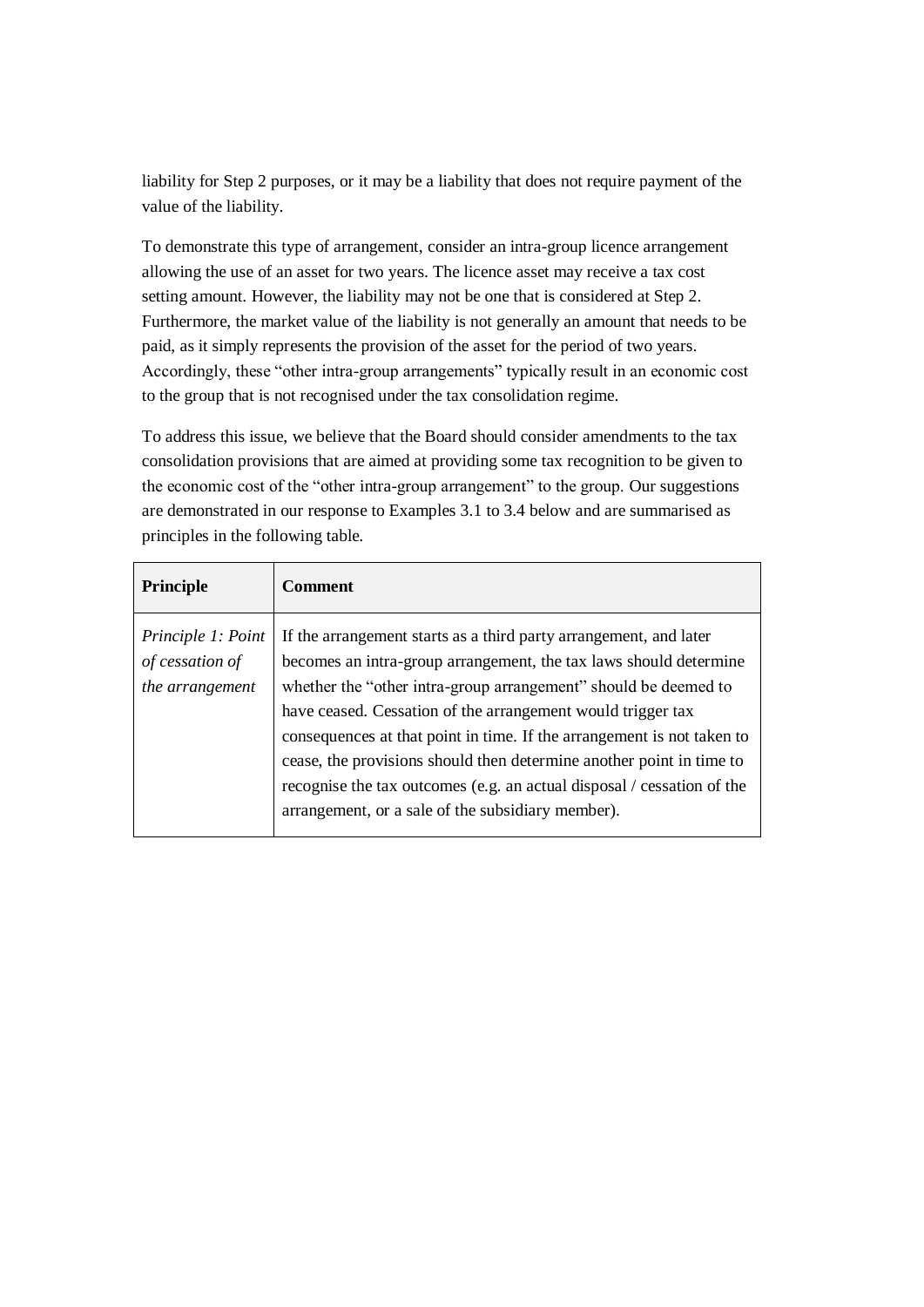liability for Step 2 purposes, or it may be a liability that does not require payment of the value of the liability.

To demonstrate this type of arrangement, consider an intra-group licence arrangement allowing the use of an asset for two years. The licence asset may receive a tax cost setting amount. However, the liability may not be one that is considered at Step 2. Furthermore, the market value of the liability is not generally an amount that needs to be paid, as it simply represents the provision of the asset for the period of two years. Accordingly, these "other intra-group arrangements" typically result in an economic cost to the group that is not recognised under the tax consolidation regime.

To address this issue, we believe that the Board should consider amendments to the tax consolidation provisions that are aimed at providing some tax recognition to be given to the economic cost of the "other intra-group arrangement" to the group. Our suggestions are demonstrated in our response to Examples 3.1 to 3.4 below and are summarised as principles in the following table.

| **Principle** | **Comment** |
|---|---|
| *Principle 1: Point of cessation of the arrangement* | If the arrangement starts as a third party arrangement, and later becomes an intra-group arrangement, the tax laws should determine whether the "other intra-group arrangement" should be deemed to have ceased. Cessation of the arrangement would trigger tax consequences at that point in time. If the arrangement is not taken to cease, the provisions should then determine another point in time to recognise the tax outcomes (e.g. an actual disposal / cessation of the arrangement, or a sale of the subsidiary member). |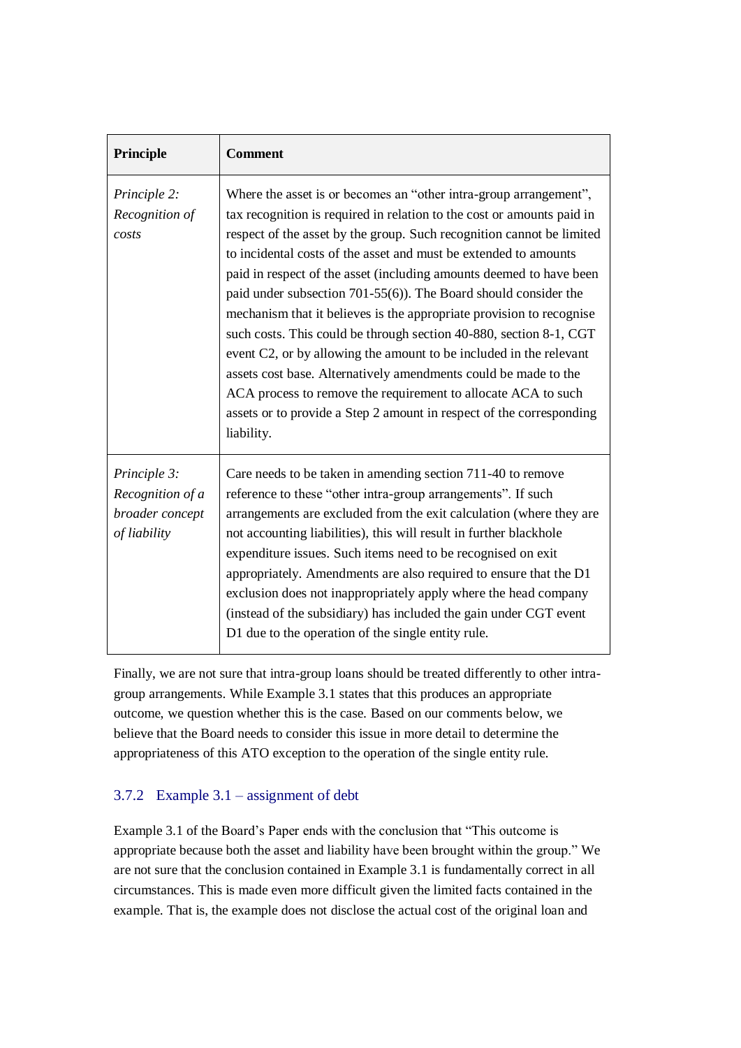| Principle | Comment |
|---|---|
| *Principle 2: Recognition of costs* | Where the asset is or becomes an "other intra-group arrangement", tax recognition is required in relation to the cost or amounts paid in respect of the asset by the group. Such recognition cannot be limited to incidental costs of the asset and must be extended to amounts paid in respect of the asset (including amounts deemed to have been paid under subsection 701-55(6)). The Board should consider the mechanism that it believes is the appropriate provision to recognise such costs. This could be through section 40-880, section 8-1, CGT event C2, or by allowing the amount to be included in the relevant assets cost base. Alternatively amendments could be made to the ACA process to remove the requirement to allocate ACA to such assets or to provide a Step 2 amount in respect of the corresponding liability. |
| *Principle 3: Recognition of a broader concept of liability* | Care needs to be taken in amending section 711-40 to remove reference to these "other intra-group arrangements". If such arrangements are excluded from the exit calculation (where they are not accounting liabilities), this will result in further blackhole expenditure issues. Such items need to be recognised on exit appropriately. Amendments are also required to ensure that the D1 exclusion does not inappropriately apply where the head company (instead of the subsidiary) has included the gain under CGT event D1 due to the operation of the single entity rule. |

Finally, we are not sure that intra-group loans should be treated differently to other intra-group arrangements. While Example 3.1 states that this produces an appropriate outcome, we question whether this is the case. Based on our comments below, we believe that the Board needs to consider this issue in more detail to determine the appropriateness of this ATO exception to the operation of the single entity rule.

### 3.7.2 Example 3.1 – assignment of debt

Example 3.1 of the Board's Paper ends with the conclusion that "This outcome is appropriate because both the asset and liability have been brought within the group." We are not sure that the conclusion contained in Example 3.1 is fundamentally correct in all circumstances. This is made even more difficult given the limited facts contained in the example. That is, the example does not disclose the actual cost of the original loan and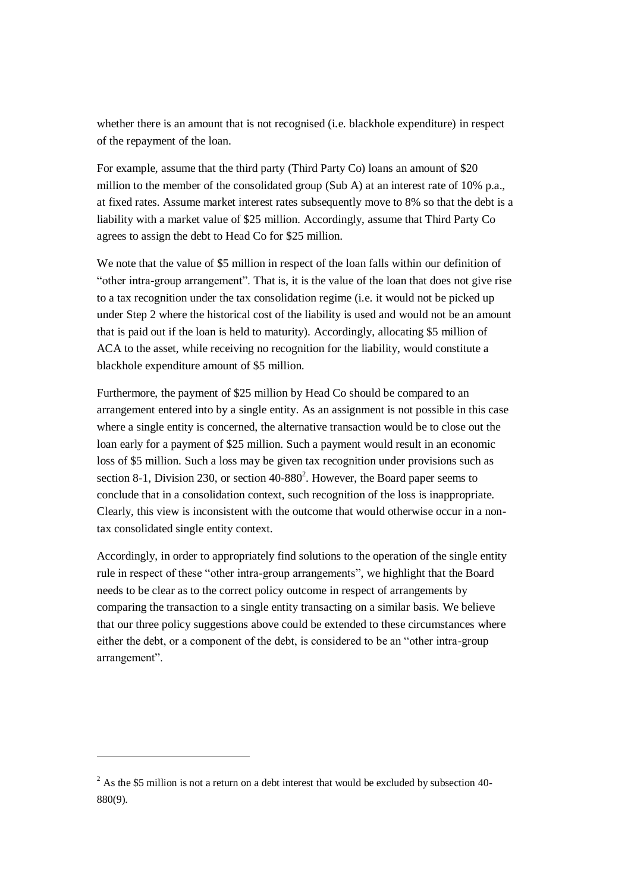whether there is an amount that is not recognised (i.e. blackhole expenditure) in respect of the repayment of the loan.

For example, assume that the third party (Third Party Co) loans an amount of $20 million to the member of the consolidated group (Sub A) at an interest rate of 10% p.a., at fixed rates. Assume market interest rates subsequently move to 8% so that the debt is a liability with a market value of $25 million. Accordingly, assume that Third Party Co agrees to assign the debt to Head Co for $25 million.

We note that the value of $5 million in respect of the loan falls within our definition of "other intra-group arrangement". That is, it is the value of the loan that does not give rise to a tax recognition under the tax consolidation regime (i.e. it would not be picked up under Step 2 where the historical cost of the liability is used and would not be an amount that is paid out if the loan is held to maturity). Accordingly, allocating $5 million of ACA to the asset, while receiving no recognition for the liability, would constitute a blackhole expenditure amount of $5 million.

Furthermore, the payment of $25 million by Head Co should be compared to an arrangement entered into by a single entity. As an assignment is not possible in this case where a single entity is concerned, the alternative transaction would be to close out the loan early for a payment of $25 million. Such a payment would result in an economic loss of $5 million. Such a loss may be given tax recognition under provisions such as section 8-1, Division 230, or section 40-880[2]. However, the Board paper seems to conclude that in a consolidation context, such recognition of the loss is inappropriate. Clearly, this view is inconsistent with the outcome that would otherwise occur in a non-tax consolidated single entity context.

Accordingly, in order to appropriately find solutions to the operation of the single entity rule in respect of these "other intra-group arrangements", we highlight that the Board needs to be clear as to the correct policy outcome in respect of arrangements by comparing the transaction to a single entity transacting on a similar basis. We believe that our three policy suggestions above could be extended to these circumstances where either the debt, or a component of the debt, is considered to be an "other intra-group arrangement".

---

[2] As the $5 million is not a return on a debt interest that would be excluded by subsection 40-880(9).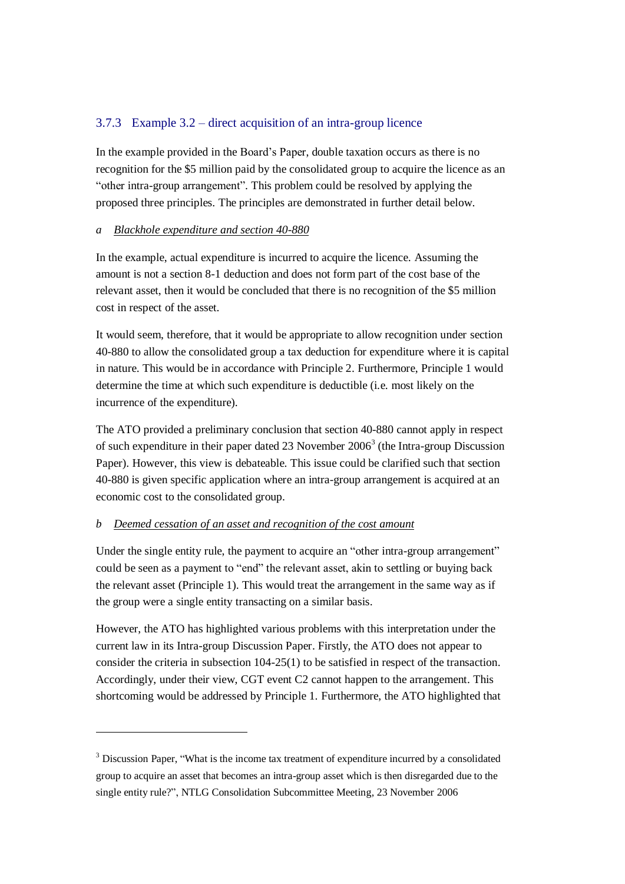### 3.7.3 Example 3.2 – direct acquisition of an intra-group licence

In the example provided in the Board's Paper, double taxation occurs as there is no recognition for the $5 million paid by the consolidated group to acquire the licence as an "other intra-group arrangement". This problem could be resolved by applying the proposed three principles. The principles are demonstrated in further detail below.

*a* *Blackhole expenditure and section 40-880*

In the example, actual expenditure is incurred to acquire the licence. Assuming the amount is not a section 8-1 deduction and does not form part of the cost base of the relevant asset, then it would be concluded that there is no recognition of the $5 million cost in respect of the asset.

It would seem, therefore, that it would be appropriate to allow recognition under section 40-880 to allow the consolidated group a tax deduction for expenditure where it is capital in nature. This would be in accordance with Principle 2. Furthermore, Principle 1 would determine the time at which such expenditure is deductible (i.e. most likely on the incurrence of the expenditure).

The ATO provided a preliminary conclusion that section 40-880 cannot apply in respect of such expenditure in their paper dated 23 November 2006[3] (the Intra-group Discussion Paper). However, this view is debateable. This issue could be clarified such that section 40-880 is given specific application where an intra-group arrangement is acquired at an economic cost to the consolidated group.

*b* *Deemed cessation of an asset and recognition of the cost amount*

Under the single entity rule, the payment to acquire an "other intra-group arrangement" could be seen as a payment to "end" the relevant asset, akin to settling or buying back the relevant asset (Principle 1). This would treat the arrangement in the same way as if the group were a single entity transacting on a similar basis.

However, the ATO has highlighted various problems with this interpretation under the current law in its Intra-group Discussion Paper. Firstly, the ATO does not appear to consider the criteria in subsection 104-25(1) to be satisfied in respect of the transaction. Accordingly, under their view, CGT event C2 cannot happen to the arrangement. This shortcoming would be addressed by Principle 1. Furthermore, the ATO highlighted that

---

[3] Discussion Paper, "What is the income tax treatment of expenditure incurred by a consolidated group to acquire an asset that becomes an intra-group asset which is then disregarded due to the single entity rule?", NTLG Consolidation Subcommittee Meeting, 23 November 2006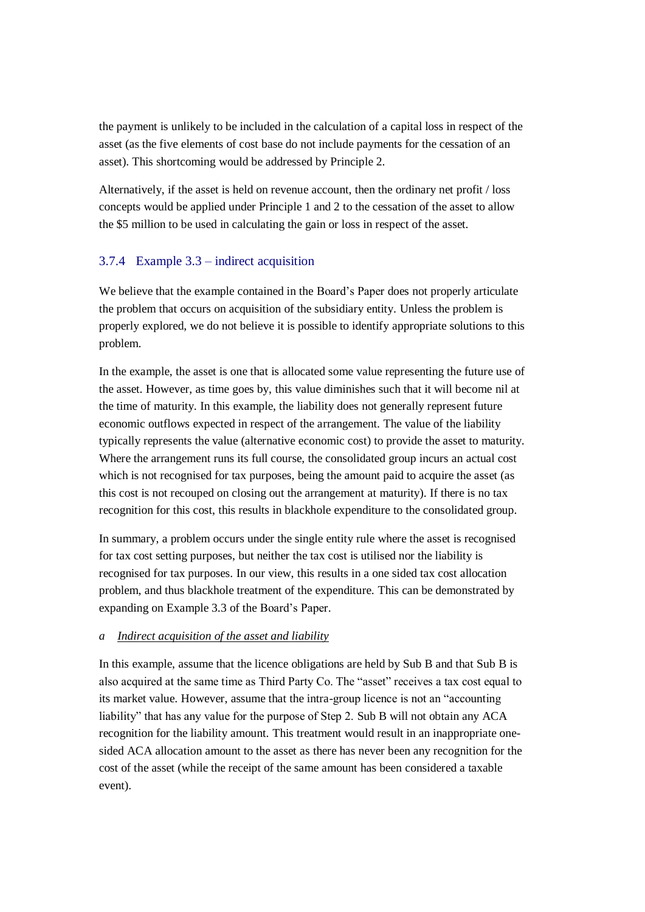the payment is unlikely to be included in the calculation of a capital loss in respect of the asset (as the five elements of cost base do not include payments for the cessation of an asset). This shortcoming would be addressed by Principle 2.

Alternatively, if the asset is held on revenue account, then the ordinary net profit / loss concepts would be applied under Principle 1 and 2 to the cessation of the asset to allow the $5 million to be used in calculating the gain or loss in respect of the asset.

### 3.7.4 Example 3.3 – indirect acquisition

We believe that the example contained in the Board's Paper does not properly articulate the problem that occurs on acquisition of the subsidiary entity. Unless the problem is properly explored, we do not believe it is possible to identify appropriate solutions to this problem.

In the example, the asset is one that is allocated some value representing the future use of the asset. However, as time goes by, this value diminishes such that it will become nil at the time of maturity. In this example, the liability does not generally represent future economic outflows expected in respect of the arrangement. The value of the liability typically represents the value (alternative economic cost) to provide the asset to maturity. Where the arrangement runs its full course, the consolidated group incurs an actual cost which is not recognised for tax purposes, being the amount paid to acquire the asset (as this cost is not recouped on closing out the arrangement at maturity). If there is no tax recognition for this cost, this results in blackhole expenditure to the consolidated group.

In summary, a problem occurs under the single entity rule where the asset is recognised for tax cost setting purposes, but neither the tax cost is utilised nor the liability is recognised for tax purposes. In our view, this results in a one sided tax cost allocation problem, and thus blackhole treatment of the expenditure. This can be demonstrated by expanding on Example 3.3 of the Board's Paper.

*a* *<u>Indirect acquisition of the asset and liability</u>*

In this example, assume that the licence obligations are held by Sub B and that Sub B is also acquired at the same time as Third Party Co. The "asset" receives a tax cost equal to its market value. However, assume that the intra-group licence is not an "accounting liability" that has any value for the purpose of Step 2. Sub B will not obtain any ACA recognition for the liability amount. This treatment would result in an inappropriate one-sided ACA allocation amount to the asset as there has never been any recognition for the cost of the asset (while the receipt of the same amount has been considered a taxable event).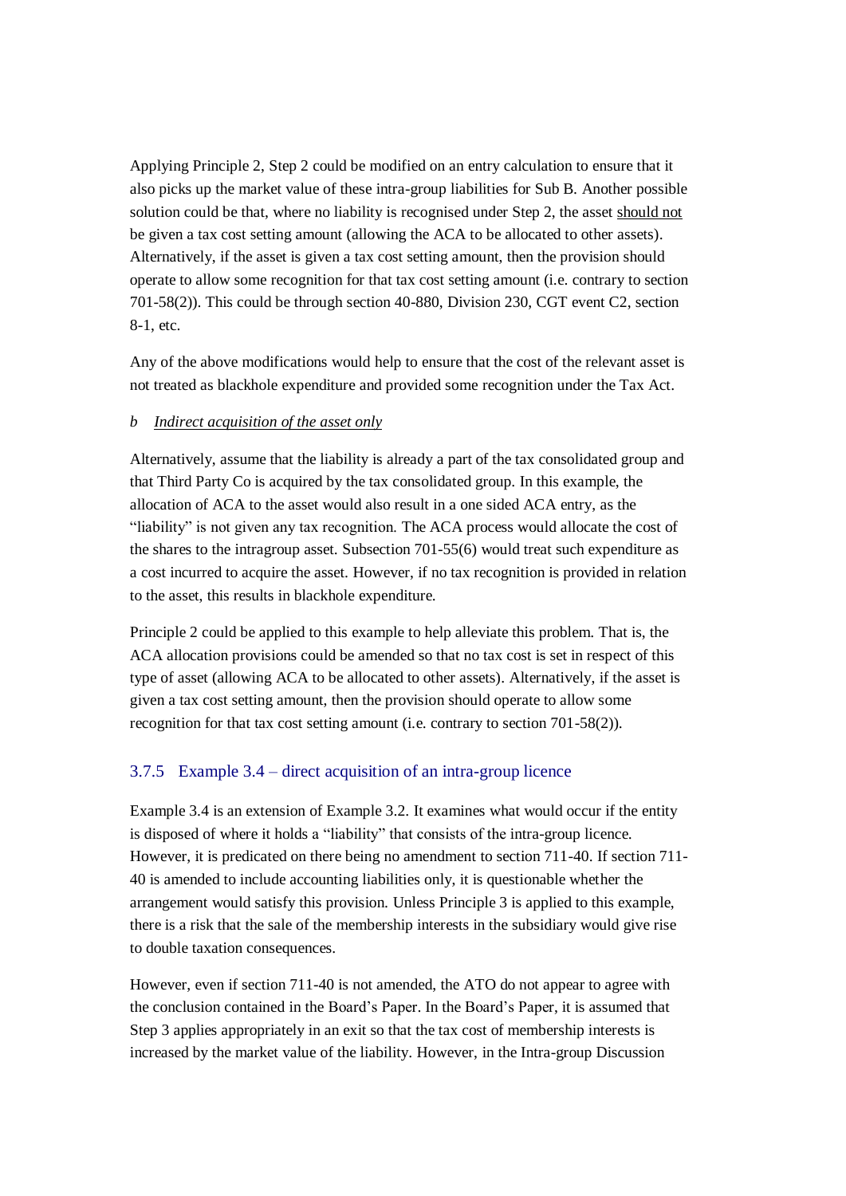Applying Principle 2, Step 2 could be modified on an entry calculation to ensure that it also picks up the market value of these intra-group liabilities for Sub B. Another possible solution could be that, where no liability is recognised under Step 2, the asset should not be given a tax cost setting amount (allowing the ACA to be allocated to other assets). Alternatively, if the asset is given a tax cost setting amount, then the provision should operate to allow some recognition for that tax cost setting amount (i.e. contrary to section 701-58(2)). This could be through section 40-880, Division 230, CGT event C2, section 8-1, etc.

Any of the above modifications would help to ensure that the cost of the relevant asset is not treated as blackhole expenditure and provided some recognition under the Tax Act.

*b* *Indirect acquisition of the asset only*

Alternatively, assume that the liability is already a part of the tax consolidated group and that Third Party Co is acquired by the tax consolidated group. In this example, the allocation of ACA to the asset would also result in a one sided ACA entry, as the "liability" is not given any tax recognition. The ACA process would allocate the cost of the shares to the intragroup asset. Subsection 701-55(6) would treat such expenditure as a cost incurred to acquire the asset. However, if no tax recognition is provided in relation to the asset, this results in blackhole expenditure.

Principle 2 could be applied to this example to help alleviate this problem. That is, the ACA allocation provisions could be amended so that no tax cost is set in respect of this type of asset (allowing ACA to be allocated to other assets). Alternatively, if the asset is given a tax cost setting amount, then the provision should operate to allow some recognition for that tax cost setting amount (i.e. contrary to section 701-58(2)).

### 3.7.5 Example 3.4 – direct acquisition of an intra-group licence

Example 3.4 is an extension of Example 3.2. It examines what would occur if the entity is disposed of where it holds a "liability" that consists of the intra-group licence. However, it is predicated on there being no amendment to section 711-40. If section 711-40 is amended to include accounting liabilities only, it is questionable whether the arrangement would satisfy this provision. Unless Principle 3 is applied to this example, there is a risk that the sale of the membership interests in the subsidiary would give rise to double taxation consequences.

However, even if section 711-40 is not amended, the ATO do not appear to agree with the conclusion contained in the Board's Paper. In the Board's Paper, it is assumed that Step 3 applies appropriately in an exit so that the tax cost of membership interests is increased by the market value of the liability. However, in the Intra-group Discussion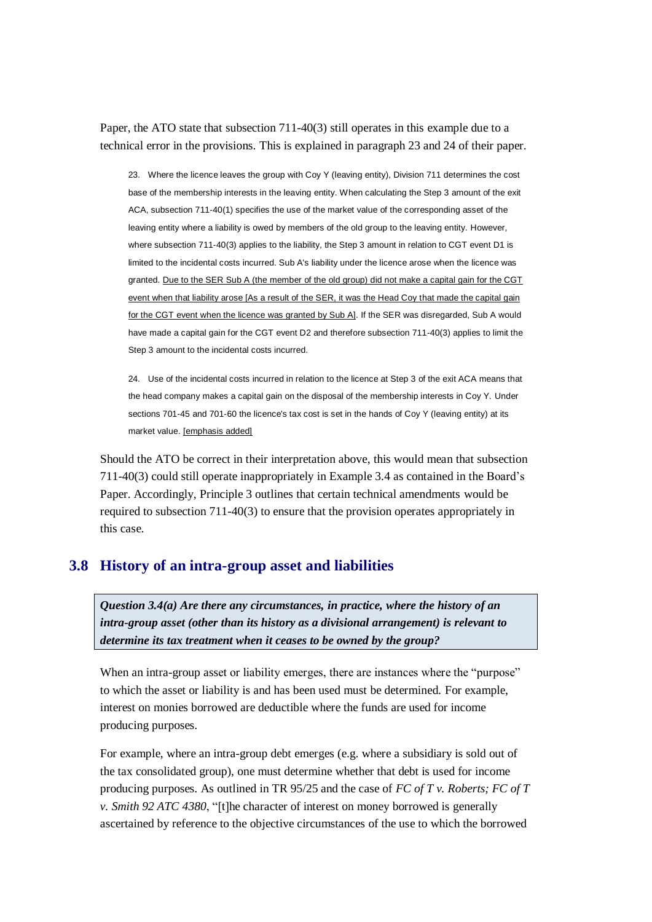Paper, the ATO state that subsection 711-40(3) still operates in this example due to a technical error in the provisions. This is explained in paragraph 23 and 24 of their paper.

> 23. Where the licence leaves the group with Coy Y (leaving entity), Division 711 determines the cost base of the membership interests in the leaving entity. When calculating the Step 3 amount of the exit ACA, subsection 711-40(1) specifies the use of the market value of the corresponding asset of the leaving entity where a liability is owed by members of the old group to the leaving entity. However, where subsection 711-40(3) applies to the liability, the Step 3 amount in relation to CGT event D1 is limited to the incidental costs incurred. Sub A's liability under the licence arose when the licence was granted. <u>Due to the SER Sub A (the member of the old group) did not make a capital gain for the CGT event when that liability arose [As a result of the SER, it was the Head Coy that made the capital gain for the CGT event when the licence was granted by Sub A]</u>. If the SER was disregarded, Sub A would have made a capital gain for the CGT event D2 and therefore subsection 711-40(3) applies to limit the Step 3 amount to the incidental costs incurred.
>
> 24. Use of the incidental costs incurred in relation to the licence at Step 3 of the exit ACA means that the head company makes a capital gain on the disposal of the membership interests in Coy Y. Under sections 701-45 and 701-60 the licence's tax cost is set in the hands of Coy Y (leaving entity) at its market value. <u>[emphasis added]</u>

Should the ATO be correct in their interpretation above, this would mean that subsection 711-40(3) could still operate inappropriately in Example 3.4 as contained in the Board's Paper. Accordingly, Principle 3 outlines that certain technical amendments would be required to subsection 711-40(3) to ensure that the provision operates appropriately in this case.

## 3.8 History of an intra-group asset and liabilities

> ***Question 3.4(a) Are there any circumstances, in practice, where the history of an intra-group asset (other than its history as a divisional arrangement) is relevant to determine its tax treatment when it ceases to be owned by the group?***

When an intra-group asset or liability emerges, there are instances where the "purpose" to which the asset or liability is and has been used must be determined. For example, interest on monies borrowed are deductible where the funds are used for income producing purposes.

For example, where an intra-group debt emerges (e.g. where a subsidiary is sold out of the tax consolidated group), one must determine whether that debt is used for income producing purposes. As outlined in TR 95/25 and the case of *FC of T v. Roberts; FC of T v. Smith 92 ATC 4380*, "[t]he character of interest on money borrowed is generally ascertained by reference to the objective circumstances of the use to which the borrowed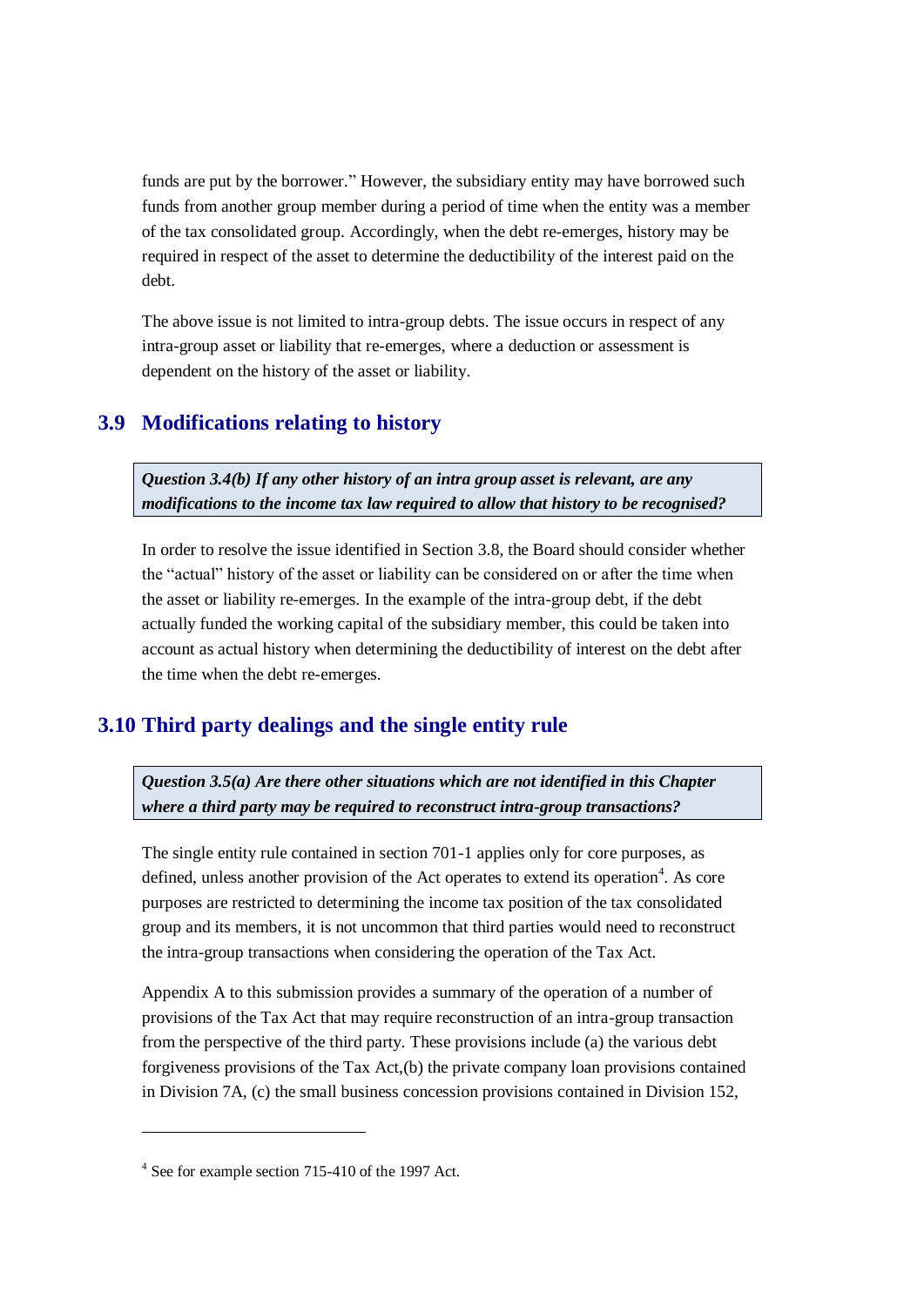funds are put by the borrower." However, the subsidiary entity may have borrowed such funds from another group member during a period of time when the entity was a member of the tax consolidated group. Accordingly, when the debt re-emerges, history may be required in respect of the asset to determine the deductibility of the interest paid on the debt.

The above issue is not limited to intra-group debts. The issue occurs in respect of any intra-group asset or liability that re-emerges, where a deduction or assessment is dependent on the history of the asset or liability.

## 3.9 Modifications relating to history

***Question 3.4(b) If any other history of an intra group asset is relevant, are any modifications to the income tax law required to allow that history to be recognised?***

In order to resolve the issue identified in Section 3.8, the Board should consider whether the "actual" history of the asset or liability can be considered on or after the time when the asset or liability re-emerges. In the example of the intra-group debt, if the debt actually funded the working capital of the subsidiary member, this could be taken into account as actual history when determining the deductibility of interest on the debt after the time when the debt re-emerges.

## 3.10 Third party dealings and the single entity rule

***Question 3.5(a) Are there other situations which are not identified in this Chapter where a third party may be required to reconstruct intra-group transactions?***

The single entity rule contained in section 701-1 applies only for core purposes, as defined, unless another provision of the Act operates to extend its operation[4]. As core purposes are restricted to determining the income tax position of the tax consolidated group and its members, it is not uncommon that third parties would need to reconstruct the intra-group transactions when considering the operation of the Tax Act.

Appendix A to this submission provides a summary of the operation of a number of provisions of the Tax Act that may require reconstruction of an intra-group transaction from the perspective of the third party. These provisions include (a) the various debt forgiveness provisions of the Tax Act,(b) the private company loan provisions contained in Division 7A, (c) the small business concession provisions contained in Division 152,

[4] See for example section 715-410 of the 1997 Act.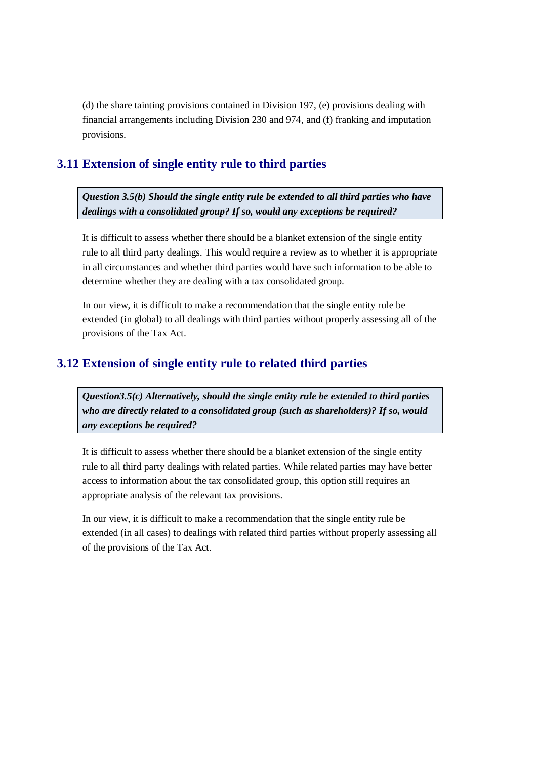(d) the share tainting provisions contained in Division 197, (e) provisions dealing with financial arrangements including Division 230 and 974, and (f) franking and imputation provisions.

## 3.11 Extension of single entity rule to third parties

***Question 3.5(b) Should the single entity rule be extended to all third parties who have dealings with a consolidated group? If so, would any exceptions be required?***

It is difficult to assess whether there should be a blanket extension of the single entity rule to all third party dealings. This would require a review as to whether it is appropriate in all circumstances and whether third parties would have such information to be able to determine whether they are dealing with a tax consolidated group.

In our view, it is difficult to make a recommendation that the single entity rule be extended (in global) to all dealings with third parties without properly assessing all of the provisions of the Tax Act.

## 3.12 Extension of single entity rule to related third parties

***Question3.5(c) Alternatively, should the single entity rule be extended to third parties who are directly related to a consolidated group (such as shareholders)? If so, would any exceptions be required?***

It is difficult to assess whether there should be a blanket extension of the single entity rule to all third party dealings with related parties. While related parties may have better access to information about the tax consolidated group, this option still requires an appropriate analysis of the relevant tax provisions.

In our view, it is difficult to make a recommendation that the single entity rule be extended (in all cases) to dealings with related third parties without properly assessing all of the provisions of the Tax Act.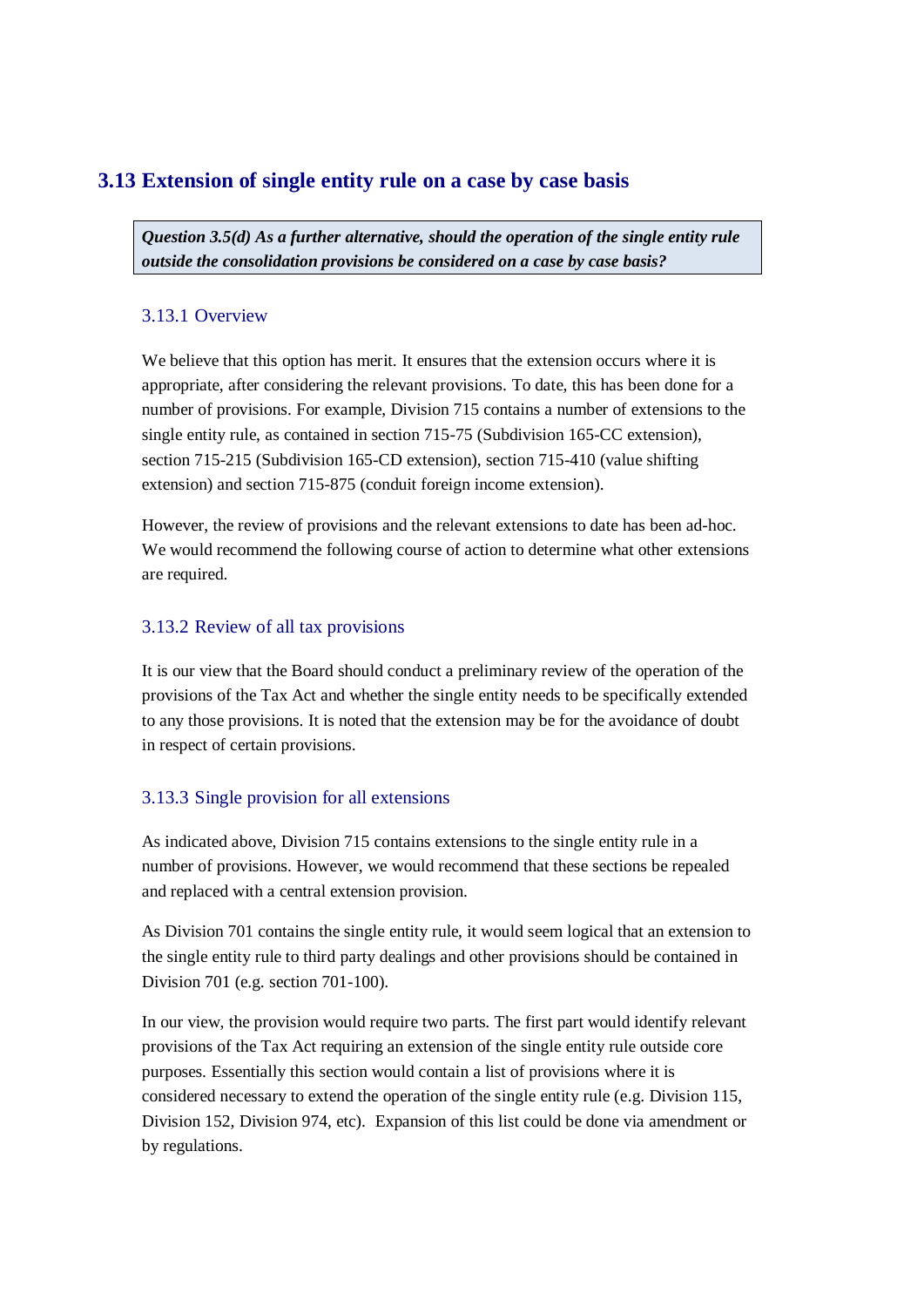## 3.13 Extension of single entity rule on a case by case basis

***Question 3.5(d) As a further alternative, should the operation of the single entity rule outside the consolidation provisions be considered on a case by case basis?***

### 3.13.1 Overview

We believe that this option has merit. It ensures that the extension occurs where it is appropriate, after considering the relevant provisions. To date, this has been done for a number of provisions. For example, Division 715 contains a number of extensions to the single entity rule, as contained in section 715-75 (Subdivision 165-CC extension), section 715-215 (Subdivision 165-CD extension), section 715-410 (value shifting extension) and section 715-875 (conduit foreign income extension).

However, the review of provisions and the relevant extensions to date has been ad-hoc. We would recommend the following course of action to determine what other extensions are required.

### 3.13.2 Review of all tax provisions

It is our view that the Board should conduct a preliminary review of the operation of the provisions of the Tax Act and whether the single entity needs to be specifically extended to any those provisions. It is noted that the extension may be for the avoidance of doubt in respect of certain provisions.

### 3.13.3 Single provision for all extensions

As indicated above, Division 715 contains extensions to the single entity rule in a number of provisions. However, we would recommend that these sections be repealed and replaced with a central extension provision.

As Division 701 contains the single entity rule, it would seem logical that an extension to the single entity rule to third party dealings and other provisions should be contained in Division 701 (e.g. section 701-100).

In our view, the provision would require two parts. The first part would identify relevant provisions of the Tax Act requiring an extension of the single entity rule outside core purposes. Essentially this section would contain a list of provisions where it is considered necessary to extend the operation of the single entity rule (e.g. Division 115, Division 152, Division 974, etc). Expansion of this list could be done via amendment or by regulations.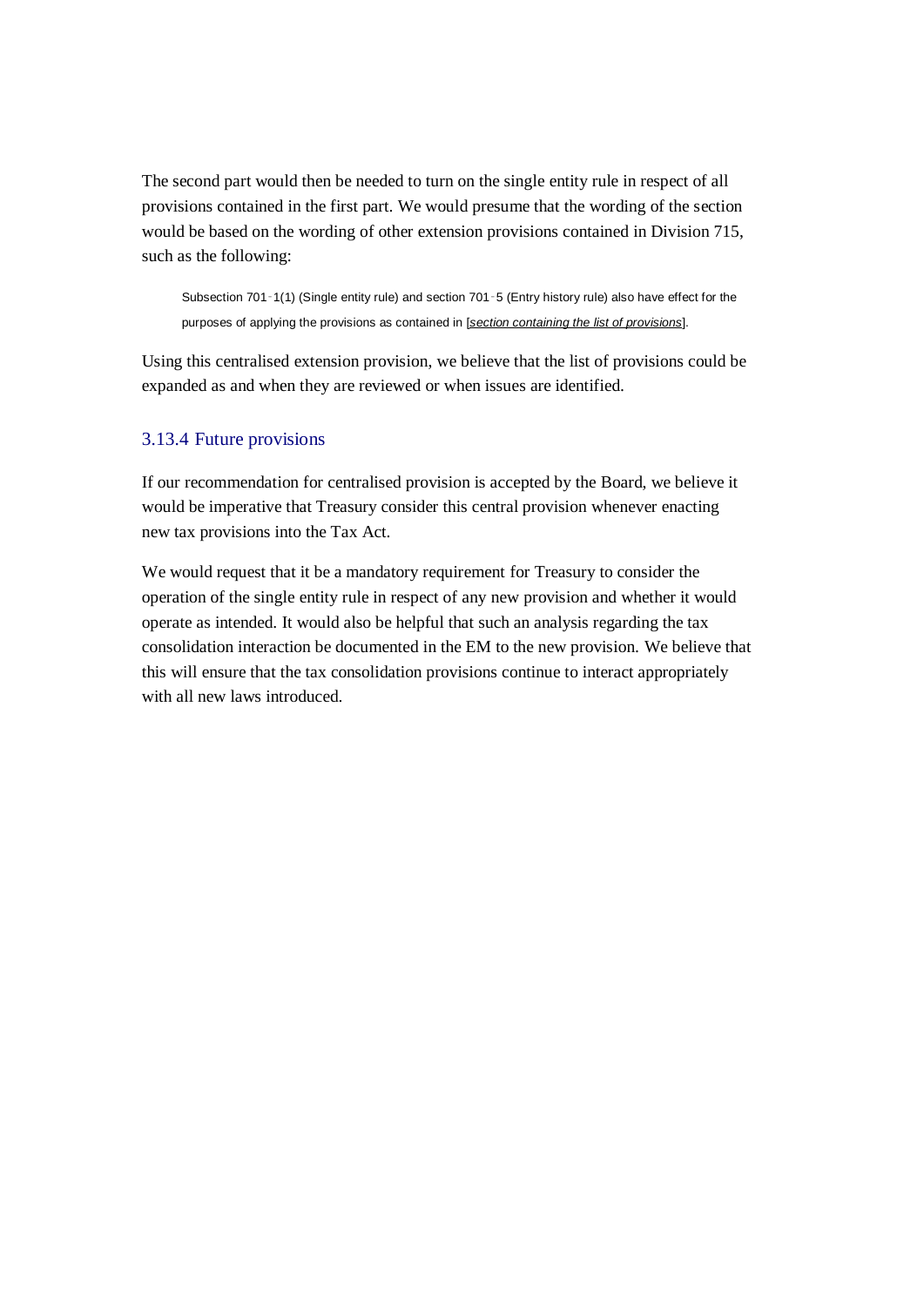The second part would then be needed to turn on the single entity rule in respect of all provisions contained in the first part. We would presume that the wording of the section would be based on the wording of other extension provisions contained in Division 715, such as the following:

> Subsection 701-1(1) (Single entity rule) and section 701-5 (Entry history rule) also have effect for the purposes of applying the provisions as contained in [*section containing the list of provisions*].

Using this centralised extension provision, we believe that the list of provisions could be expanded as and when they are reviewed or when issues are identified.

### 3.13.4 Future provisions

If our recommendation for centralised provision is accepted by the Board, we believe it would be imperative that Treasury consider this central provision whenever enacting new tax provisions into the Tax Act.

We would request that it be a mandatory requirement for Treasury to consider the operation of the single entity rule in respect of any new provision and whether it would operate as intended. It would also be helpful that such an analysis regarding the tax consolidation interaction be documented in the EM to the new provision. We believe that this will ensure that the tax consolidation provisions continue to interact appropriately with all new laws introduced.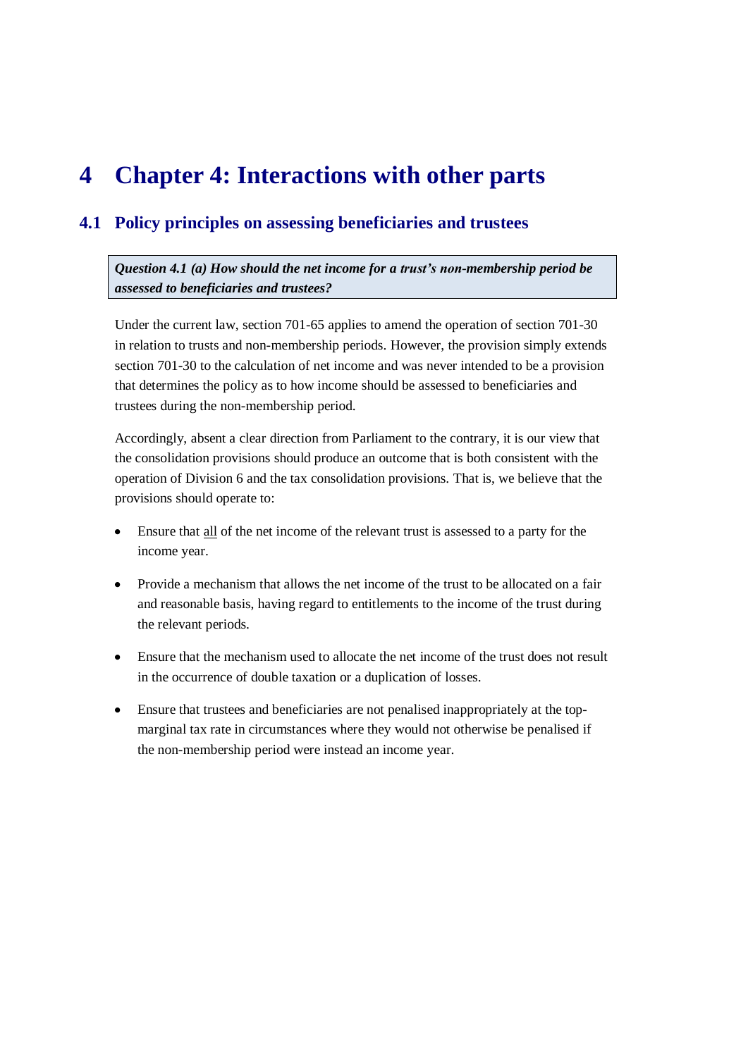# 4 Chapter 4: Interactions with other parts

## 4.1 Policy principles on assessing beneficiaries and trustees

***Question 4.1 (a) How should the net income for a trust's non-membership period be assessed to beneficiaries and trustees?***

Under the current law, section 701-65 applies to amend the operation of section 701-30 in relation to trusts and non-membership periods. However, the provision simply extends section 701-30 to the calculation of net income and was never intended to be a provision that determines the policy as to how income should be assessed to beneficiaries and trustees during the non-membership period.

Accordingly, absent a clear direction from Parliament to the contrary, it is our view that the consolidation provisions should produce an outcome that is both consistent with the operation of Division 6 and the tax consolidation provisions. That is, we believe that the provisions should operate to:

- Ensure that <u>all</u> of the net income of the relevant trust is assessed to a party for the income year.
- Provide a mechanism that allows the net income of the trust to be allocated on a fair and reasonable basis, having regard to entitlements to the income of the trust during the relevant periods.
- Ensure that the mechanism used to allocate the net income of the trust does not result in the occurrence of double taxation or a duplication of losses.
- Ensure that trustees and beneficiaries are not penalised inappropriately at the top-marginal tax rate in circumstances where they would not otherwise be penalised if the non-membership period were instead an income year.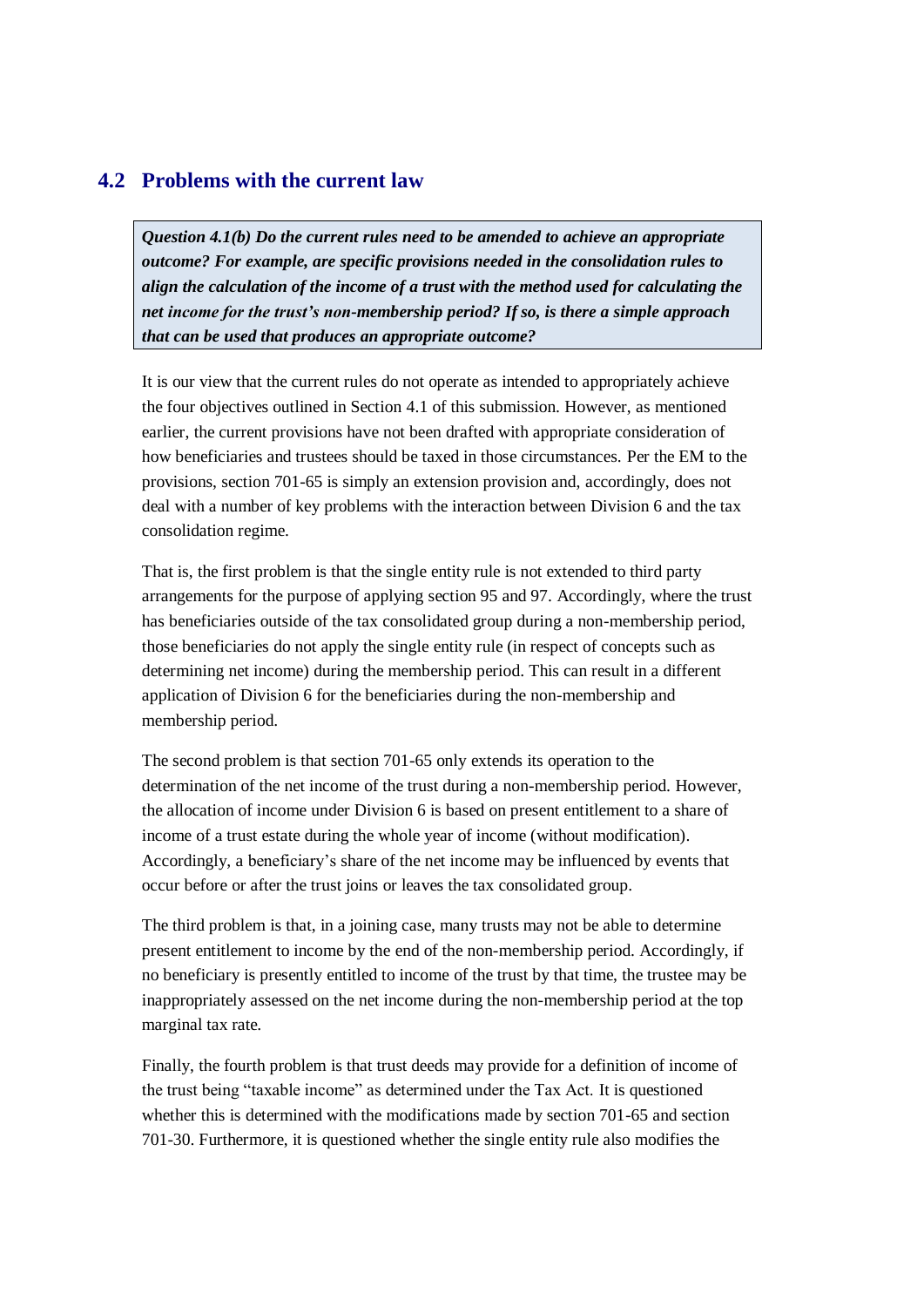## 4.2 Problems with the current law

> ***Question 4.1(b) Do the current rules need to be amended to achieve an appropriate outcome? For example, are specific provisions needed in the consolidation rules to align the calculation of the income of a trust with the method used for calculating the net income for the trust's non-membership period? If so, is there a simple approach that can be used that produces an appropriate outcome?***

It is our view that the current rules do not operate as intended to appropriately achieve the four objectives outlined in Section 4.1 of this submission. However, as mentioned earlier, the current provisions have not been drafted with appropriate consideration of how beneficiaries and trustees should be taxed in those circumstances. Per the EM to the provisions, section 701-65 is simply an extension provision and, accordingly, does not deal with a number of key problems with the interaction between Division 6 and the tax consolidation regime.

That is, the first problem is that the single entity rule is not extended to third party arrangements for the purpose of applying section 95 and 97. Accordingly, where the trust has beneficiaries outside of the tax consolidated group during a non-membership period, those beneficiaries do not apply the single entity rule (in respect of concepts such as determining net income) during the membership period. This can result in a different application of Division 6 for the beneficiaries during the non-membership and membership period.

The second problem is that section 701-65 only extends its operation to the determination of the net income of the trust during a non-membership period. However, the allocation of income under Division 6 is based on present entitlement to a share of income of a trust estate during the whole year of income (without modification). Accordingly, a beneficiary's share of the net income may be influenced by events that occur before or after the trust joins or leaves the tax consolidated group.

The third problem is that, in a joining case, many trusts may not be able to determine present entitlement to income by the end of the non-membership period. Accordingly, if no beneficiary is presently entitled to income of the trust by that time, the trustee may be inappropriately assessed on the net income during the non-membership period at the top marginal tax rate.

Finally, the fourth problem is that trust deeds may provide for a definition of income of the trust being "taxable income" as determined under the Tax Act. It is questioned whether this is determined with the modifications made by section 701-65 and section 701-30. Furthermore, it is questioned whether the single entity rule also modifies the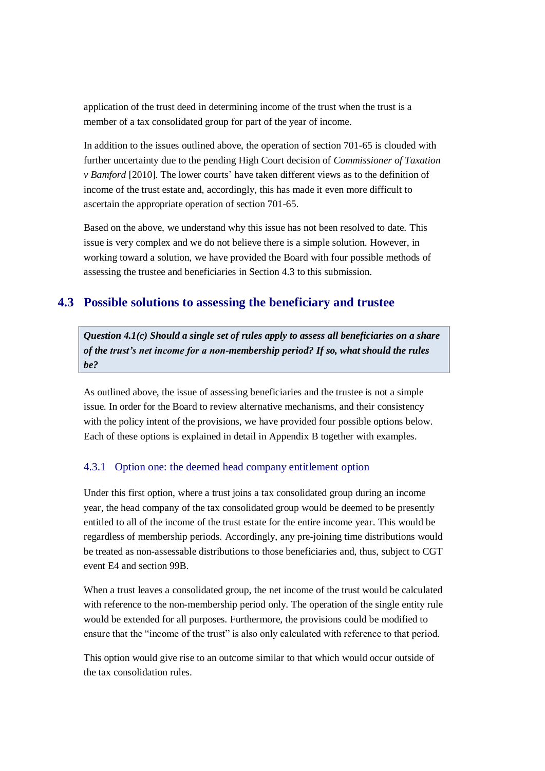application of the trust deed in determining income of the trust when the trust is a member of a tax consolidated group for part of the year of income.

In addition to the issues outlined above, the operation of section 701-65 is clouded with further uncertainty due to the pending High Court decision of *Commissioner of Taxation v Bamford* [2010]. The lower courts' have taken different views as to the definition of income of the trust estate and, accordingly, this has made it even more difficult to ascertain the appropriate operation of section 701-65.

Based on the above, we understand why this issue has not been resolved to date. This issue is very complex and we do not believe there is a simple solution. However, in working toward a solution, we have provided the Board with four possible methods of assessing the trustee and beneficiaries in Section 4.3 to this submission.

## 4.3 Possible solutions to assessing the beneficiary and trustee

***Question 4.1(c) Should a single set of rules apply to assess all beneficiaries on a share of the trust's net income for a non-membership period? If so, what should the rules be?***

As outlined above, the issue of assessing beneficiaries and the trustee is not a simple issue. In order for the Board to review alternative mechanisms, and their consistency with the policy intent of the provisions, we have provided four possible options below. Each of these options is explained in detail in Appendix B together with examples.

### 4.3.1 Option one: the deemed head company entitlement option

Under this first option, where a trust joins a tax consolidated group during an income year, the head company of the tax consolidated group would be deemed to be presently entitled to all of the income of the trust estate for the entire income year. This would be regardless of membership periods. Accordingly, any pre-joining time distributions would be treated as non-assessable distributions to those beneficiaries and, thus, subject to CGT event E4 and section 99B.

When a trust leaves a consolidated group, the net income of the trust would be calculated with reference to the non-membership period only. The operation of the single entity rule would be extended for all purposes. Furthermore, the provisions could be modified to ensure that the "income of the trust" is also only calculated with reference to that period.

This option would give rise to an outcome similar to that which would occur outside of the tax consolidation rules.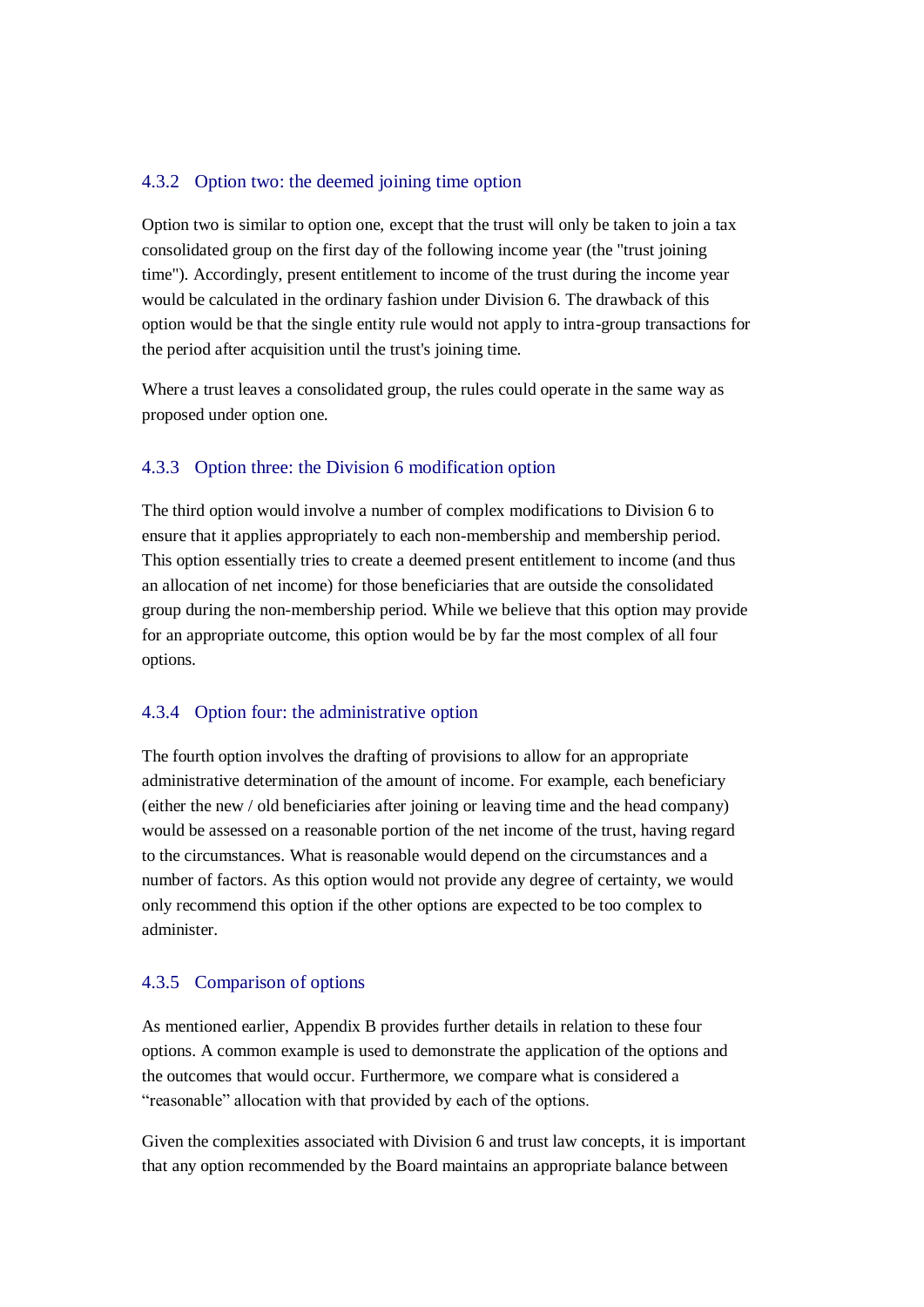### 4.3.2 Option two: the deemed joining time option

Option two is similar to option one, except that the trust will only be taken to join a tax consolidated group on the first day of the following income year (the "trust joining time"). Accordingly, present entitlement to income of the trust during the income year would be calculated in the ordinary fashion under Division 6. The drawback of this option would be that the single entity rule would not apply to intra-group transactions for the period after acquisition until the trust's joining time.

Where a trust leaves a consolidated group, the rules could operate in the same way as proposed under option one.

### 4.3.3 Option three: the Division 6 modification option

The third option would involve a number of complex modifications to Division 6 to ensure that it applies appropriately to each non-membership and membership period. This option essentially tries to create a deemed present entitlement to income (and thus an allocation of net income) for those beneficiaries that are outside the consolidated group during the non-membership period. While we believe that this option may provide for an appropriate outcome, this option would be by far the most complex of all four options.

### 4.3.4 Option four: the administrative option

The fourth option involves the drafting of provisions to allow for an appropriate administrative determination of the amount of income. For example, each beneficiary (either the new / old beneficiaries after joining or leaving time and the head company) would be assessed on a reasonable portion of the net income of the trust, having regard to the circumstances. What is reasonable would depend on the circumstances and a number of factors. As this option would not provide any degree of certainty, we would only recommend this option if the other options are expected to be too complex to administer.

### 4.3.5 Comparison of options

As mentioned earlier, Appendix B provides further details in relation to these four options. A common example is used to demonstrate the application of the options and the outcomes that would occur. Furthermore, we compare what is considered a "reasonable" allocation with that provided by each of the options.

Given the complexities associated with Division 6 and trust law concepts, it is important that any option recommended by the Board maintains an appropriate balance between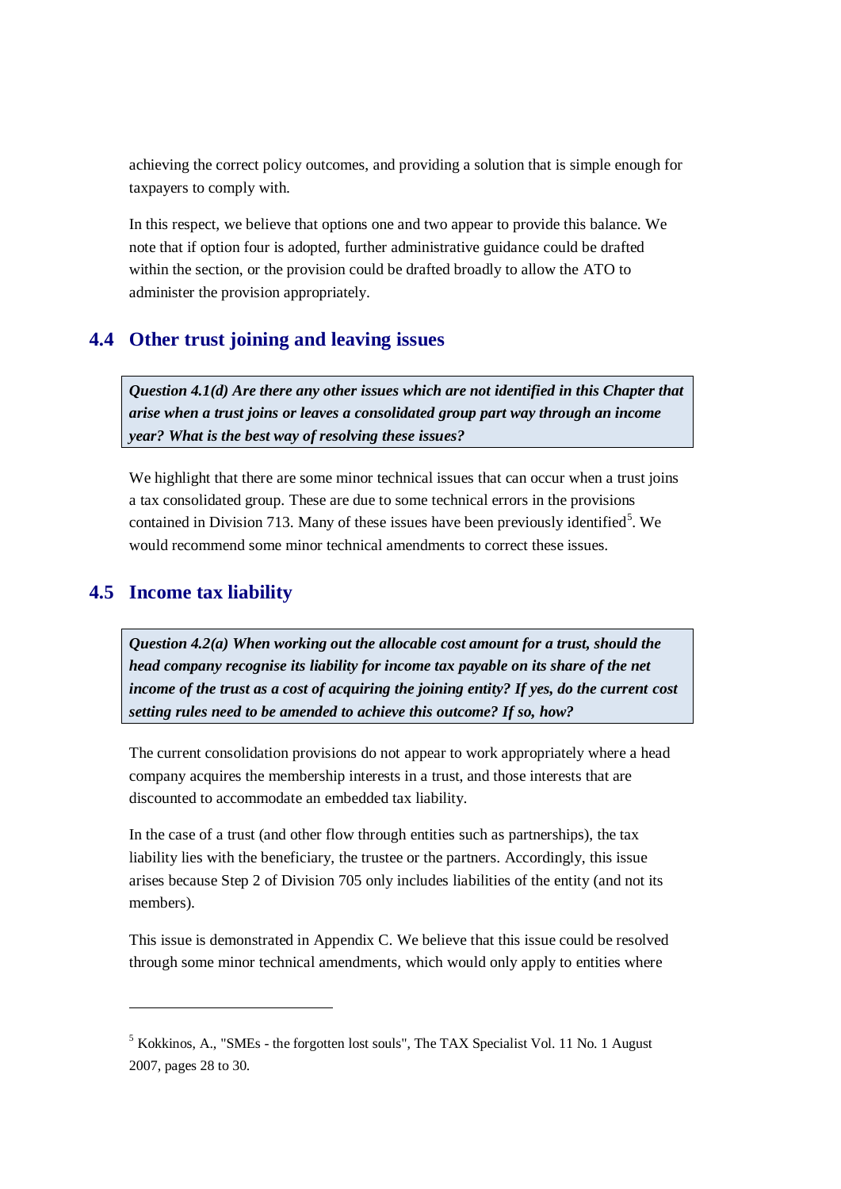achieving the correct policy outcomes, and providing a solution that is simple enough for taxpayers to comply with.

In this respect, we believe that options one and two appear to provide this balance. We note that if option four is adopted, further administrative guidance could be drafted within the section, or the provision could be drafted broadly to allow the ATO to administer the provision appropriately.

## 4.4 Other trust joining and leaving issues

> ***Question 4.1(d) Are there any other issues which are not identified in this Chapter that arise when a trust joins or leaves a consolidated group part way through an income year? What is the best way of resolving these issues?***

We highlight that there are some minor technical issues that can occur when a trust joins a tax consolidated group. These are due to some technical errors in the provisions contained in Division 713. Many of these issues have been previously identified[5]. We would recommend some minor technical amendments to correct these issues.

## 4.5 Income tax liability

> ***Question 4.2(a) When working out the allocable cost amount for a trust, should the head company recognise its liability for income tax payable on its share of the net income of the trust as a cost of acquiring the joining entity? If yes, do the current cost setting rules need to be amended to achieve this outcome? If so, how?***

The current consolidation provisions do not appear to work appropriately where a head company acquires the membership interests in a trust, and those interests that are discounted to accommodate an embedded tax liability.

In the case of a trust (and other flow through entities such as partnerships), the tax liability lies with the beneficiary, the trustee or the partners. Accordingly, this issue arises because Step 2 of Division 705 only includes liabilities of the entity (and not its members).

This issue is demonstrated in Appendix C. We believe that this issue could be resolved through some minor technical amendments, which would only apply to entities where

---

[5] Kokkinos, A., "SMEs - the forgotten lost souls", The TAX Specialist Vol. 11 No. 1 August 2007, pages 28 to 30.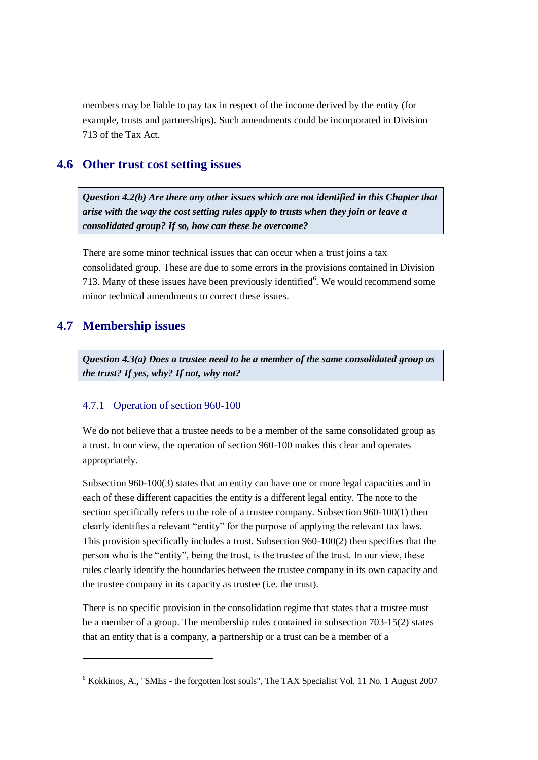members may be liable to pay tax in respect of the income derived by the entity (for example, trusts and partnerships). Such amendments could be incorporated in Division 713 of the Tax Act.

## 4.6 Other trust cost setting issues

***Question 4.2(b) Are there any other issues which are not identified in this Chapter that arise with the way the cost setting rules apply to trusts when they join or leave a consolidated group? If so, how can these be overcome?***

There are some minor technical issues that can occur when a trust joins a tax consolidated group. These are due to some errors in the provisions contained in Division 713. Many of these issues have been previously identified[6]. We would recommend some minor technical amendments to correct these issues.

## 4.7 Membership issues

***Question 4.3(a) Does a trustee need to be a member of the same consolidated group as the trust? If yes, why? If not, why not?***

### 4.7.1 Operation of section 960-100

We do not believe that a trustee needs to be a member of the same consolidated group as a trust. In our view, the operation of section 960-100 makes this clear and operates appropriately.

Subsection 960-100(3) states that an entity can have one or more legal capacities and in each of these different capacities the entity is a different legal entity. The note to the section specifically refers to the role of a trustee company. Subsection 960-100(1) then clearly identifies a relevant "entity" for the purpose of applying the relevant tax laws. This provision specifically includes a trust. Subsection 960-100(2) then specifies that the person who is the "entity", being the trust, is the trustee of the trust. In our view, these rules clearly identify the boundaries between the trustee company in its own capacity and the trustee company in its capacity as trustee (i.e. the trust).

There is no specific provision in the consolidation regime that states that a trustee must be a member of a group. The membership rules contained in subsection 703-15(2) states that an entity that is a company, a partnership or a trust can be a member of a

---

[6] Kokkinos, A., "SMEs - the forgotten lost souls", The TAX Specialist Vol. 11 No. 1 August 2007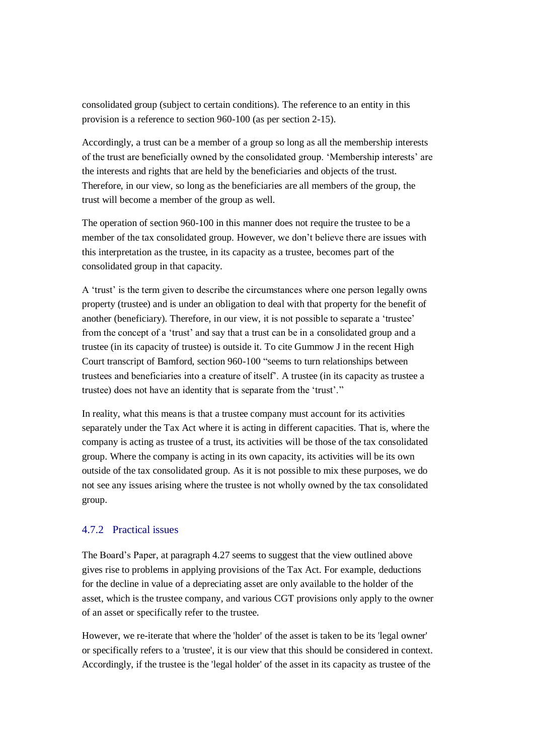consolidated group (subject to certain conditions). The reference to an entity in this provision is a reference to section 960-100 (as per section 2-15).

Accordingly, a trust can be a member of a group so long as all the membership interests of the trust are beneficially owned by the consolidated group. 'Membership interests' are the interests and rights that are held by the beneficiaries and objects of the trust. Therefore, in our view, so long as the beneficiaries are all members of the group, the trust will become a member of the group as well.

The operation of section 960-100 in this manner does not require the trustee to be a member of the tax consolidated group. However, we don't believe there are issues with this interpretation as the trustee, in its capacity as a trustee, becomes part of the consolidated group in that capacity.

A 'trust' is the term given to describe the circumstances where one person legally owns property (trustee) and is under an obligation to deal with that property for the benefit of another (beneficiary). Therefore, in our view, it is not possible to separate a 'trustee' from the concept of a 'trust' and say that a trust can be in a consolidated group and a trustee (in its capacity of trustee) is outside it. To cite Gummow J in the recent High Court transcript of Bamford, section 960-100 "seems to turn relationships between trustees and beneficiaries into a creature of itself'. A trustee (in its capacity as trustee a trustee) does not have an identity that is separate from the 'trust'."

In reality, what this means is that a trustee company must account for its activities separately under the Tax Act where it is acting in different capacities. That is, where the company is acting as trustee of a trust, its activities will be those of the tax consolidated group. Where the company is acting in its own capacity, its activities will be its own outside of the tax consolidated group. As it is not possible to mix these purposes, we do not see any issues arising where the trustee is not wholly owned by the tax consolidated group.

### 4.7.2 Practical issues

The Board's Paper, at paragraph 4.27 seems to suggest that the view outlined above gives rise to problems in applying provisions of the Tax Act. For example, deductions for the decline in value of a depreciating asset are only available to the holder of the asset, which is the trustee company, and various CGT provisions only apply to the owner of an asset or specifically refer to the trustee.

However, we re-iterate that where the 'holder' of the asset is taken to be its 'legal owner' or specifically refers to a 'trustee', it is our view that this should be considered in context. Accordingly, if the trustee is the 'legal holder' of the asset in its capacity as trustee of the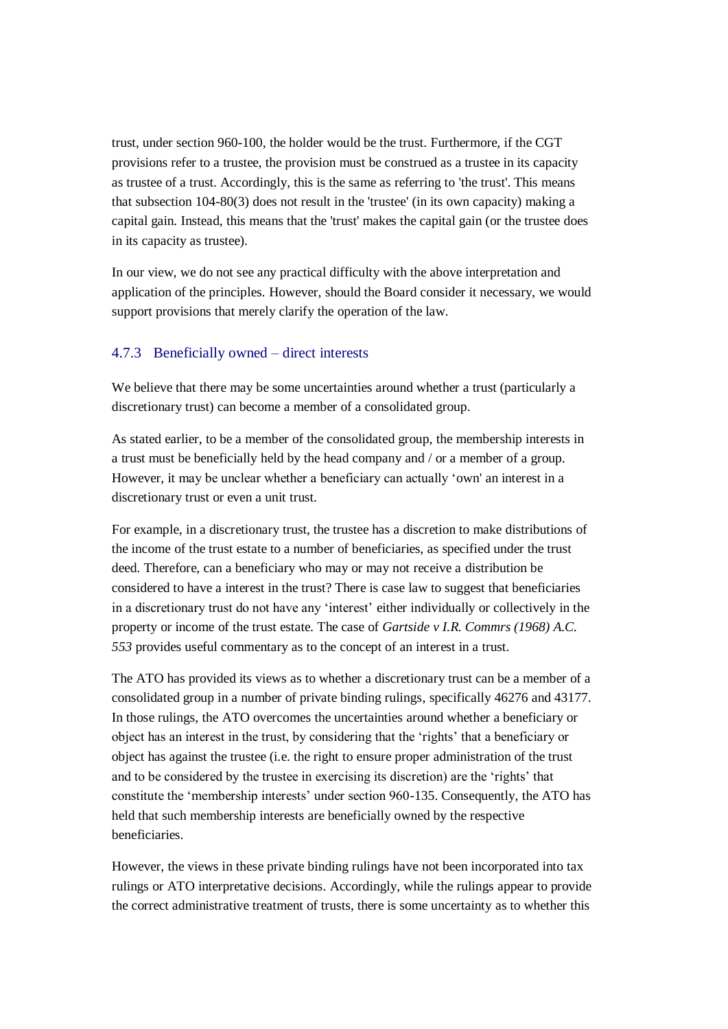trust, under section 960-100, the holder would be the trust. Furthermore, if the CGT provisions refer to a trustee, the provision must be construed as a trustee in its capacity as trustee of a trust. Accordingly, this is the same as referring to 'the trust'. This means that subsection 104-80(3) does not result in the 'trustee' (in its own capacity) making a capital gain. Instead, this means that the 'trust' makes the capital gain (or the trustee does in its capacity as trustee).

In our view, we do not see any practical difficulty with the above interpretation and application of the principles. However, should the Board consider it necessary, we would support provisions that merely clarify the operation of the law.

### 4.7.3 Beneficially owned – direct interests

We believe that there may be some uncertainties around whether a trust (particularly a discretionary trust) can become a member of a consolidated group.

As stated earlier, to be a member of the consolidated group, the membership interests in a trust must be beneficially held by the head company and / or a member of a group. However, it may be unclear whether a beneficiary can actually 'own' an interest in a discretionary trust or even a unit trust.

For example, in a discretionary trust, the trustee has a discretion to make distributions of the income of the trust estate to a number of beneficiaries, as specified under the trust deed. Therefore, can a beneficiary who may or may not receive a distribution be considered to have a interest in the trust? There is case law to suggest that beneficiaries in a discretionary trust do not have any 'interest' either individually or collectively in the property or income of the trust estate. The case of *Gartside v I.R. Commrs (1968) A.C. 553* provides useful commentary as to the concept of an interest in a trust.

The ATO has provided its views as to whether a discretionary trust can be a member of a consolidated group in a number of private binding rulings, specifically 46276 and 43177. In those rulings, the ATO overcomes the uncertainties around whether a beneficiary or object has an interest in the trust, by considering that the 'rights' that a beneficiary or object has against the trustee (i.e. the right to ensure proper administration of the trust and to be considered by the trustee in exercising its discretion) are the 'rights' that constitute the 'membership interests' under section 960-135. Consequently, the ATO has held that such membership interests are beneficially owned by the respective beneficiaries.

However, the views in these private binding rulings have not been incorporated into tax rulings or ATO interpretative decisions. Accordingly, while the rulings appear to provide the correct administrative treatment of trusts, there is some uncertainty as to whether this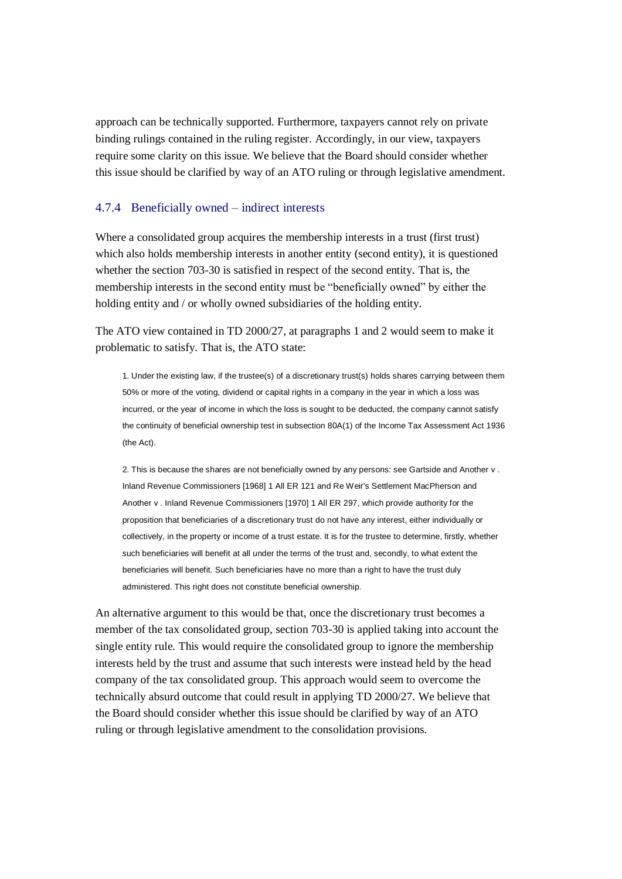approach can be technically supported. Furthermore, taxpayers cannot rely on private binding rulings contained in the ruling register. Accordingly, in our view, taxpayers require some clarity on this issue. We believe that the Board should consider whether this issue should be clarified by way of an ATO ruling or through legislative amendment.

### 4.7.4 Beneficially owned – indirect interests

Where a consolidated group acquires the membership interests in a trust (first trust) which also holds membership interests in another entity (second entity), it is questioned whether the section 703-30 is satisfied in respect of the second entity. That is, the membership interests in the second entity must be "beneficially owned" by either the holding entity and / or wholly owned subsidiaries of the holding entity.

The ATO view contained in TD 2000/27, at paragraphs 1 and 2 would seem to make it problematic to satisfy. That is, the ATO state:

> 1. Under the existing law, if the trustee(s) of a discretionary trust(s) holds shares carrying between them 50% or more of the voting, dividend or capital rights in a company in the year in which a loss was incurred, or the year of income in which the loss is sought to be deducted, the company cannot satisfy the continuity of beneficial ownership test in subsection 80A(1) of the Income Tax Assessment Act 1936 (the Act).
>
> 2. This is because the shares are not beneficially owned by any persons: see Gartside and Another v . Inland Revenue Commissioners [1968] 1 All ER 121 and Re Weir's Settlement MacPherson and Another v . Inland Revenue Commissioners [1970] 1 All ER 297, which provide authority for the proposition that beneficiaries of a discretionary trust do not have any interest, either individually or collectively, in the property or income of a trust estate. It is for the trustee to determine, firstly, whether such beneficiaries will benefit at all under the terms of the trust and, secondly, to what extent the beneficiaries will benefit. Such beneficiaries have no more than a right to have the trust duly administered. This right does not constitute beneficial ownership.

An alternative argument to this would be that, once the discretionary trust becomes a member of the tax consolidated group, section 703-30 is applied taking into account the single entity rule. This would require the consolidated group to ignore the membership interests held by the trust and assume that such interests were instead held by the head company of the tax consolidated group. This approach would seem to overcome the technically absurd outcome that could result in applying TD 2000/27. We believe that the Board should consider whether this issue should be clarified by way of an ATO ruling or through legislative amendment to the consolidation provisions.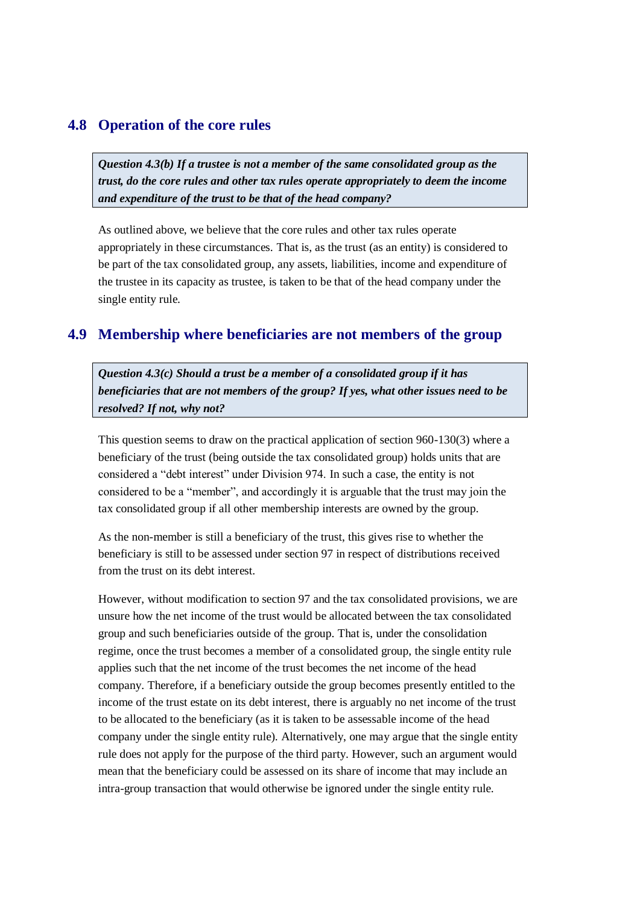## 4.8 Operation of the core rules

***Question 4.3(b) If a trustee is not a member of the same consolidated group as the trust, do the core rules and other tax rules operate appropriately to deem the income and expenditure of the trust to be that of the head company?***

As outlined above, we believe that the core rules and other tax rules operate appropriately in these circumstances. That is, as the trust (as an entity) is considered to be part of the tax consolidated group, any assets, liabilities, income and expenditure of the trustee in its capacity as trustee, is taken to be that of the head company under the single entity rule.

## 4.9 Membership where beneficiaries are not members of the group

***Question 4.3(c) Should a trust be a member of a consolidated group if it has beneficiaries that are not members of the group? If yes, what other issues need to be resolved? If not, why not?***

This question seems to draw on the practical application of section 960-130(3) where a beneficiary of the trust (being outside the tax consolidated group) holds units that are considered a "debt interest" under Division 974. In such a case, the entity is not considered to be a "member", and accordingly it is arguable that the trust may join the tax consolidated group if all other membership interests are owned by the group.

As the non-member is still a beneficiary of the trust, this gives rise to whether the beneficiary is still to be assessed under section 97 in respect of distributions received from the trust on its debt interest.

However, without modification to section 97 and the tax consolidated provisions, we are unsure how the net income of the trust would be allocated between the tax consolidated group and such beneficiaries outside of the group. That is, under the consolidation regime, once the trust becomes a member of a consolidated group, the single entity rule applies such that the net income of the trust becomes the net income of the head company. Therefore, if a beneficiary outside the group becomes presently entitled to the income of the trust estate on its debt interest, there is arguably no net income of the trust to be allocated to the beneficiary (as it is taken to be assessable income of the head company under the single entity rule). Alternatively, one may argue that the single entity rule does not apply for the purpose of the third party. However, such an argument would mean that the beneficiary could be assessed on its share of income that may include an intra-group transaction that would otherwise be ignored under the single entity rule.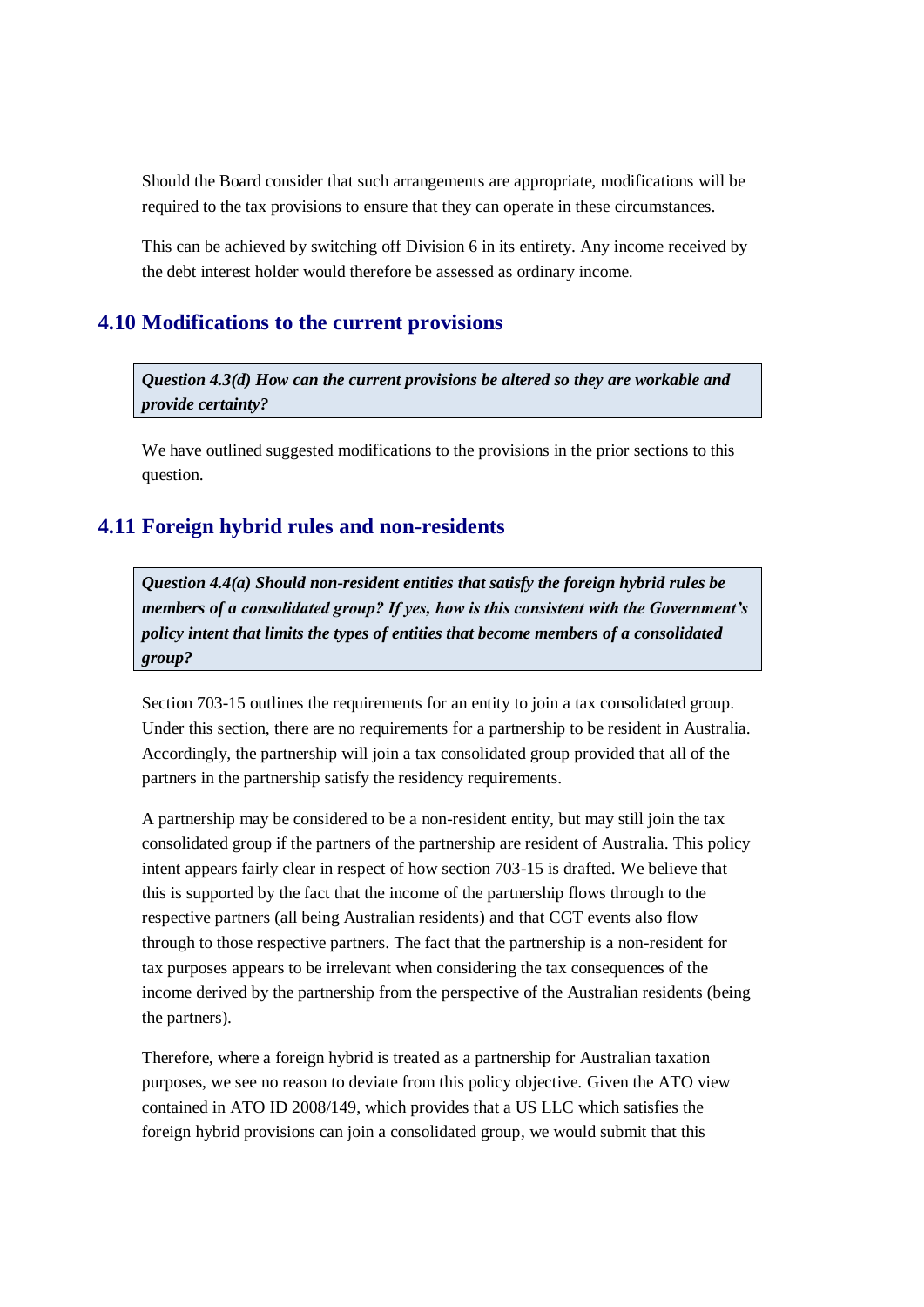Should the Board consider that such arrangements are appropriate, modifications will be required to the tax provisions to ensure that they can operate in these circumstances.

This can be achieved by switching off Division 6 in its entirety. Any income received by the debt interest holder would therefore be assessed as ordinary income.

## 4.10 Modifications to the current provisions

***Question 4.3(d) How can the current provisions be altered so they are workable and provide certainty?***

We have outlined suggested modifications to the provisions in the prior sections to this question.

## 4.11 Foreign hybrid rules and non-residents

***Question 4.4(a) Should non-resident entities that satisfy the foreign hybrid rules be members of a consolidated group? If yes, how is this consistent with the Government's policy intent that limits the types of entities that become members of a consolidated group?***

Section 703-15 outlines the requirements for an entity to join a tax consolidated group. Under this section, there are no requirements for a partnership to be resident in Australia. Accordingly, the partnership will join a tax consolidated group provided that all of the partners in the partnership satisfy the residency requirements.

A partnership may be considered to be a non-resident entity, but may still join the tax consolidated group if the partners of the partnership are resident of Australia. This policy intent appears fairly clear in respect of how section 703-15 is drafted. We believe that this is supported by the fact that the income of the partnership flows through to the respective partners (all being Australian residents) and that CGT events also flow through to those respective partners. The fact that the partnership is a non-resident for tax purposes appears to be irrelevant when considering the tax consequences of the income derived by the partnership from the perspective of the Australian residents (being the partners).

Therefore, where a foreign hybrid is treated as a partnership for Australian taxation purposes, we see no reason to deviate from this policy objective. Given the ATO view contained in ATO ID 2008/149, which provides that a US LLC which satisfies the foreign hybrid provisions can join a consolidated group, we would submit that this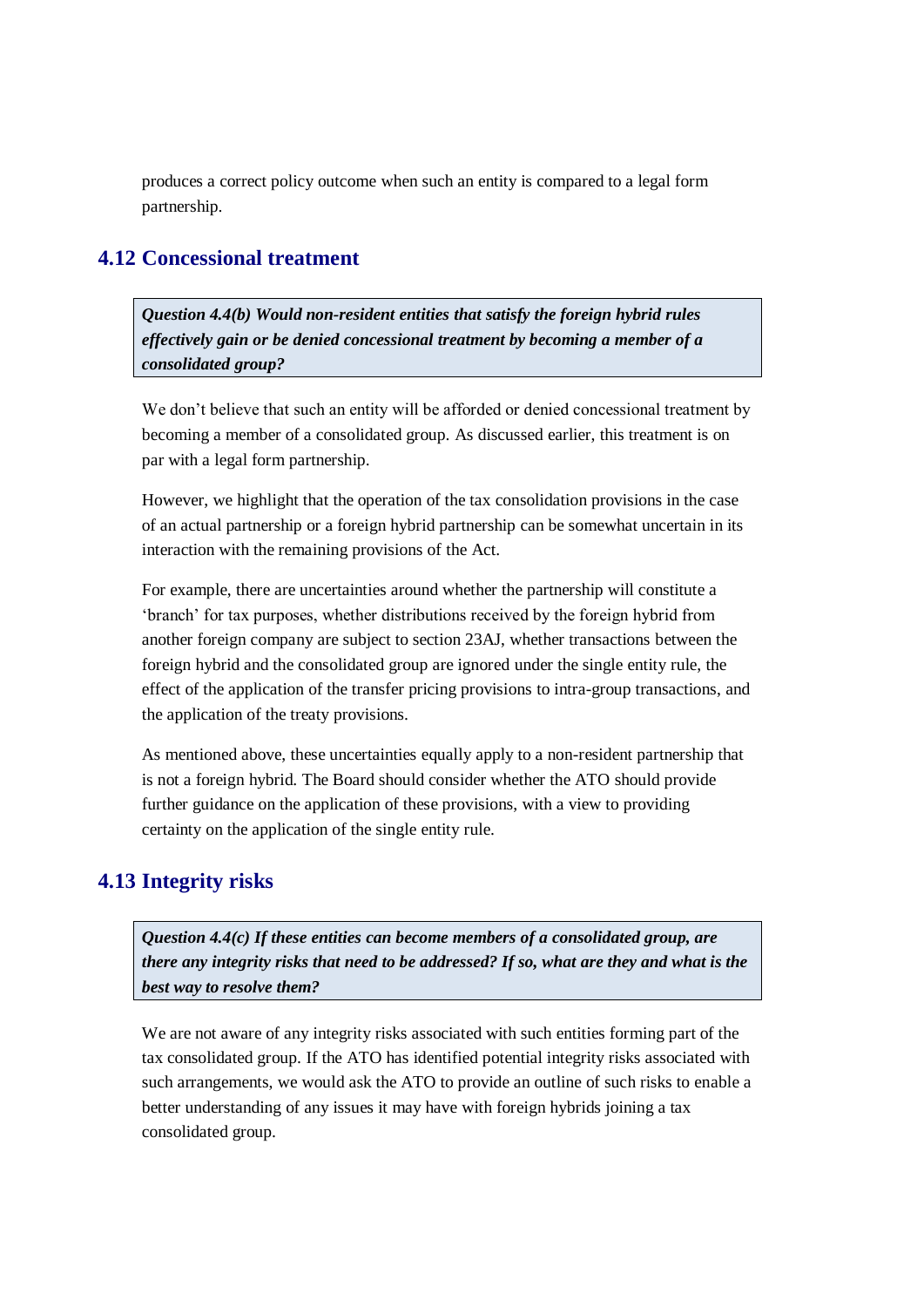produces a correct policy outcome when such an entity is compared to a legal form partnership.

## 4.12 Concessional treatment

> ***Question 4.4(b) Would non-resident entities that satisfy the foreign hybrid rules effectively gain or be denied concessional treatment by becoming a member of a consolidated group?***

We don't believe that such an entity will be afforded or denied concessional treatment by becoming a member of a consolidated group. As discussed earlier, this treatment is on par with a legal form partnership.

However, we highlight that the operation of the tax consolidation provisions in the case of an actual partnership or a foreign hybrid partnership can be somewhat uncertain in its interaction with the remaining provisions of the Act.

For example, there are uncertainties around whether the partnership will constitute a 'branch' for tax purposes, whether distributions received by the foreign hybrid from another foreign company are subject to section 23AJ, whether transactions between the foreign hybrid and the consolidated group are ignored under the single entity rule, the effect of the application of the transfer pricing provisions to intra-group transactions, and the application of the treaty provisions.

As mentioned above, these uncertainties equally apply to a non-resident partnership that is not a foreign hybrid. The Board should consider whether the ATO should provide further guidance on the application of these provisions, with a view to providing certainty on the application of the single entity rule.

## 4.13 Integrity risks

> ***Question 4.4(c) If these entities can become members of a consolidated group, are there any integrity risks that need to be addressed? If so, what are they and what is the best way to resolve them?***

We are not aware of any integrity risks associated with such entities forming part of the tax consolidated group. If the ATO has identified potential integrity risks associated with such arrangements, we would ask the ATO to provide an outline of such risks to enable a better understanding of any issues it may have with foreign hybrids joining a tax consolidated group.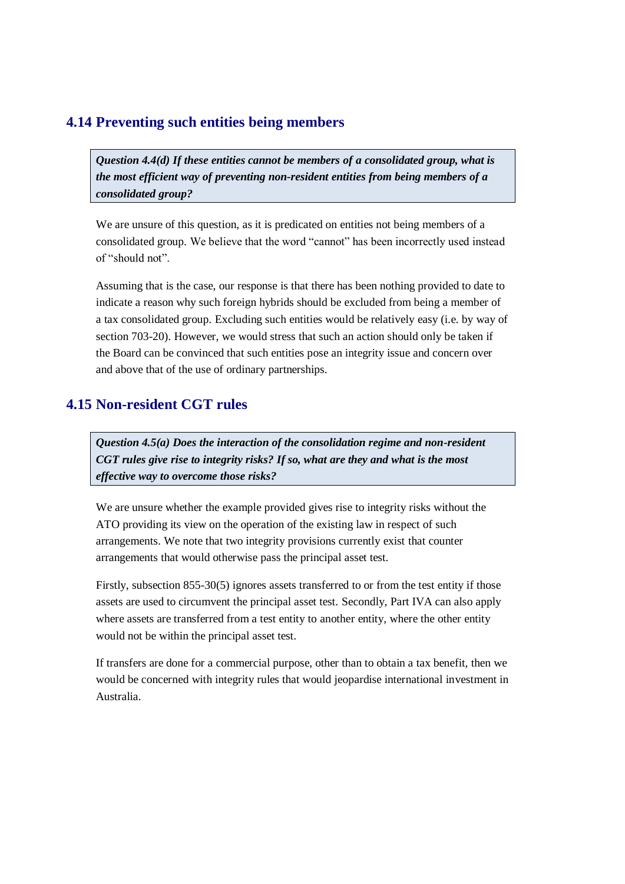## 4.14 Preventing such entities being members

> ***Question 4.4(d) If these entities cannot be members of a consolidated group, what is the most efficient way of preventing non-resident entities from being members of a consolidated group?***

We are unsure of this question, as it is predicated on entities not being members of a consolidated group. We believe that the word “cannot” has been incorrectly used instead of “should not”.

Assuming that is the case, our response is that there has been nothing provided to date to indicate a reason why such foreign hybrids should be excluded from being a member of a tax consolidated group. Excluding such entities would be relatively easy (i.e. by way of section 703-20). However, we would stress that such an action should only be taken if the Board can be convinced that such entities pose an integrity issue and concern over and above that of the use of ordinary partnerships.

## 4.15 Non-resident CGT rules

> ***Question 4.5(a) Does the interaction of the consolidation regime and non-resident CGT rules give rise to integrity risks? If so, what are they and what is the most effective way to overcome those risks?***

We are unsure whether the example provided gives rise to integrity risks without the ATO providing its view on the operation of the existing law in respect of such arrangements. We note that two integrity provisions currently exist that counter arrangements that would otherwise pass the principal asset test.

Firstly, subsection 855-30(5) ignores assets transferred to or from the test entity if those assets are used to circumvent the principal asset test. Secondly, Part IVA can also apply where assets are transferred from a test entity to another entity, where the other entity would not be within the principal asset test.

If transfers are done for a commercial purpose, other than to obtain a tax benefit, then we would be concerned with integrity rules that would jeopardise international investment in Australia.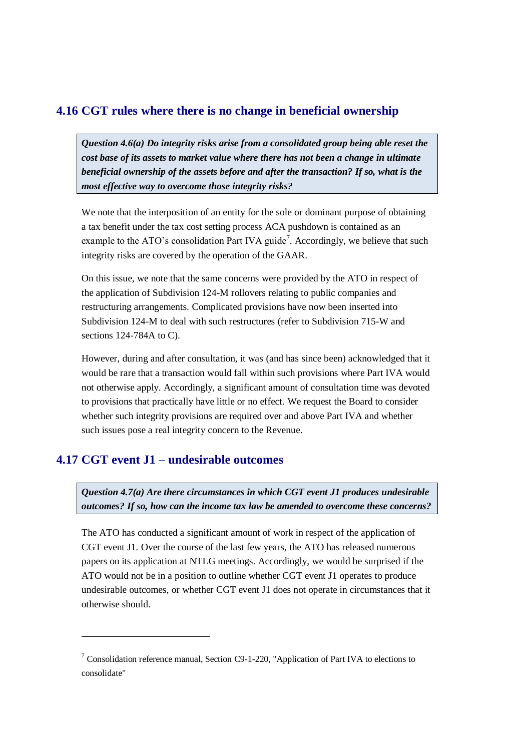## 4.16 CGT rules where there is no change in beneficial ownership

***Question 4.6(a) Do integrity risks arise from a consolidated group being able reset the cost base of its assets to market value where there has not been a change in ultimate beneficial ownership of the assets before and after the transaction? If so, what is the most effective way to overcome those integrity risks?***

We note that the interposition of an entity for the sole or dominant purpose of obtaining a tax benefit under the tax cost setting process ACA pushdown is contained as an example to the ATO's consolidation Part IVA guide[7]. Accordingly, we believe that such integrity risks are covered by the operation of the GAAR.

On this issue, we note that the same concerns were provided by the ATO in respect of the application of Subdivision 124-M rollovers relating to public companies and restructuring arrangements. Complicated provisions have now been inserted into Subdivision 124-M to deal with such restructures (refer to Subdivision 715-W and sections 124-784A to C).

However, during and after consultation, it was (and has since been) acknowledged that it would be rare that a transaction would fall within such provisions where Part IVA would not otherwise apply. Accordingly, a significant amount of consultation time was devoted to provisions that practically have little or no effect. We request the Board to consider whether such integrity provisions are required over and above Part IVA and whether such issues pose a real integrity concern to the Revenue.

## 4.17 CGT event J1 – undesirable outcomes

***Question 4.7(a) Are there circumstances in which CGT event J1 produces undesirable outcomes? If so, how can the income tax law be amended to overcome these concerns?***

The ATO has conducted a significant amount of work in respect of the application of CGT event J1. Over the course of the last few years, the ATO has released numerous papers on its application at NTLG meetings. Accordingly, we would be surprised if the ATO would not be in a position to outline whether CGT event J1 operates to produce undesirable outcomes, or whether CGT event J1 does not operate in circumstances that it otherwise should.

---

[7] Consolidation reference manual, Section C9-1-220, "Application of Part IVA to elections to consolidate"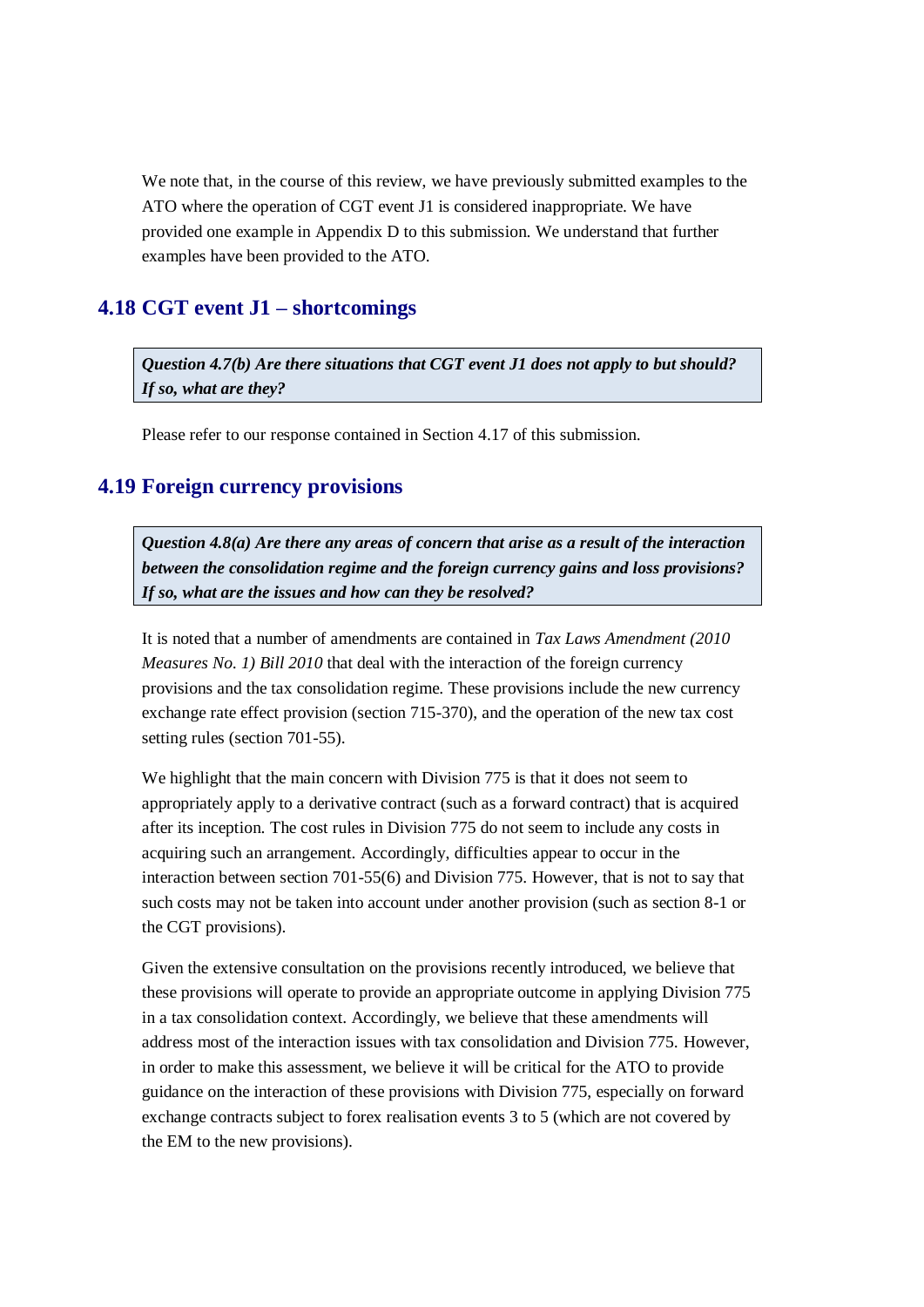We note that, in the course of this review, we have previously submitted examples to the ATO where the operation of CGT event J1 is considered inappropriate. We have provided one example in Appendix D to this submission. We understand that further examples have been provided to the ATO.

## 4.18 CGT event J1 – shortcomings

***Question 4.7(b) Are there situations that CGT event J1 does not apply to but should? If so, what are they?***

Please refer to our response contained in Section 4.17 of this submission.

## 4.19 Foreign currency provisions

***Question 4.8(a) Are there any areas of concern that arise as a result of the interaction between the consolidation regime and the foreign currency gains and loss provisions? If so, what are the issues and how can they be resolved?***

It is noted that a number of amendments are contained in *Tax Laws Amendment (2010 Measures No. 1) Bill 2010* that deal with the interaction of the foreign currency provisions and the tax consolidation regime. These provisions include the new currency exchange rate effect provision (section 715-370), and the operation of the new tax cost setting rules (section 701-55).

We highlight that the main concern with Division 775 is that it does not seem to appropriately apply to a derivative contract (such as a forward contract) that is acquired after its inception. The cost rules in Division 775 do not seem to include any costs in acquiring such an arrangement. Accordingly, difficulties appear to occur in the interaction between section 701-55(6) and Division 775. However, that is not to say that such costs may not be taken into account under another provision (such as section 8-1 or the CGT provisions).

Given the extensive consultation on the provisions recently introduced, we believe that these provisions will operate to provide an appropriate outcome in applying Division 775 in a tax consolidation context. Accordingly, we believe that these amendments will address most of the interaction issues with tax consolidation and Division 775. However, in order to make this assessment, we believe it will be critical for the ATO to provide guidance on the interaction of these provisions with Division 775, especially on forward exchange contracts subject to forex realisation events 3 to 5 (which are not covered by the EM to the new provisions).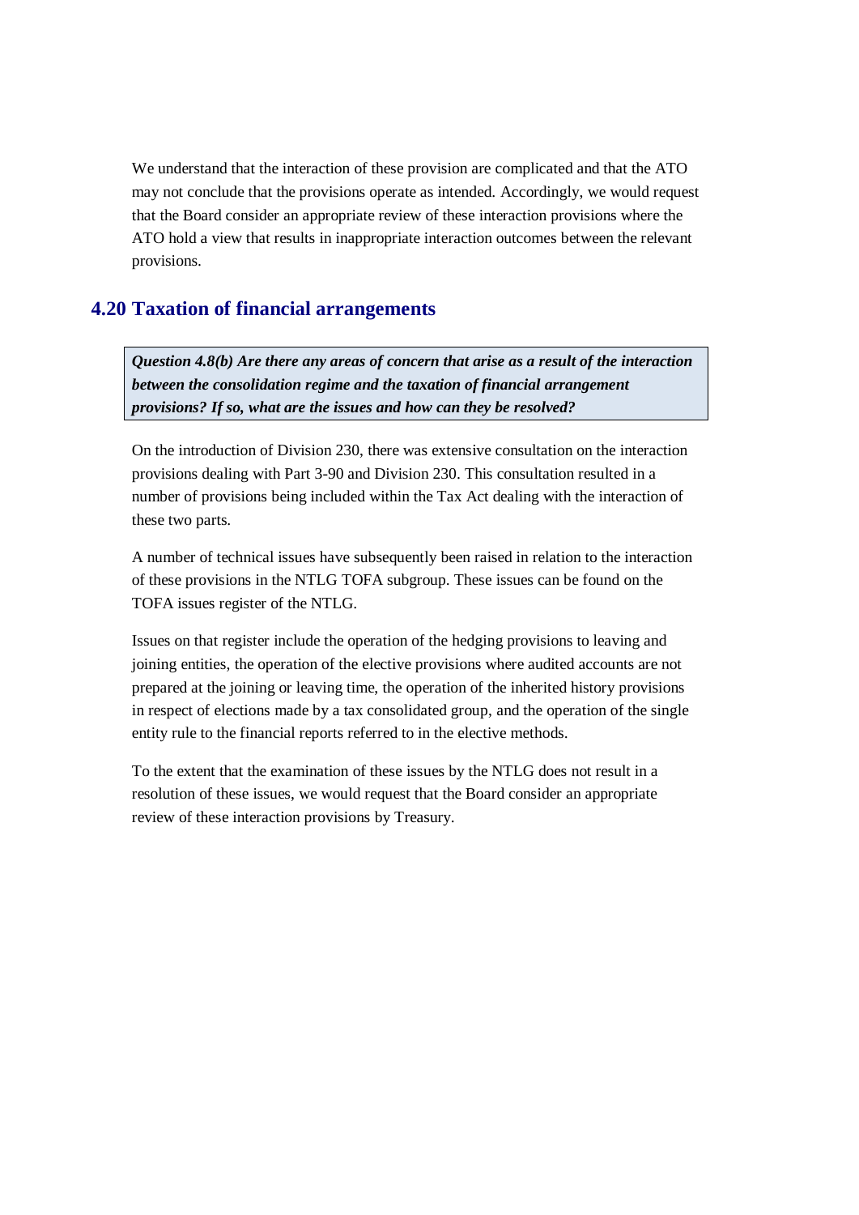We understand that the interaction of these provision are complicated and that the ATO may not conclude that the provisions operate as intended. Accordingly, we would request that the Board consider an appropriate review of these interaction provisions where the ATO hold a view that results in inappropriate interaction outcomes between the relevant provisions.

## 4.20 Taxation of financial arrangements

***Question 4.8(b) Are there any areas of concern that arise as a result of the interaction between the consolidation regime and the taxation of financial arrangement provisions? If so, what are the issues and how can they be resolved?***

On the introduction of Division 230, there was extensive consultation on the interaction provisions dealing with Part 3-90 and Division 230. This consultation resulted in a number of provisions being included within the Tax Act dealing with the interaction of these two parts.

A number of technical issues have subsequently been raised in relation to the interaction of these provisions in the NTLG TOFA subgroup. These issues can be found on the TOFA issues register of the NTLG.

Issues on that register include the operation of the hedging provisions to leaving and joining entities, the operation of the elective provisions where audited accounts are not prepared at the joining or leaving time, the operation of the inherited history provisions in respect of elections made by a tax consolidated group, and the operation of the single entity rule to the financial reports referred to in the elective methods.

To the extent that the examination of these issues by the NTLG does not result in a resolution of these issues, we would request that the Board consider an appropriate review of these interaction provisions by Treasury.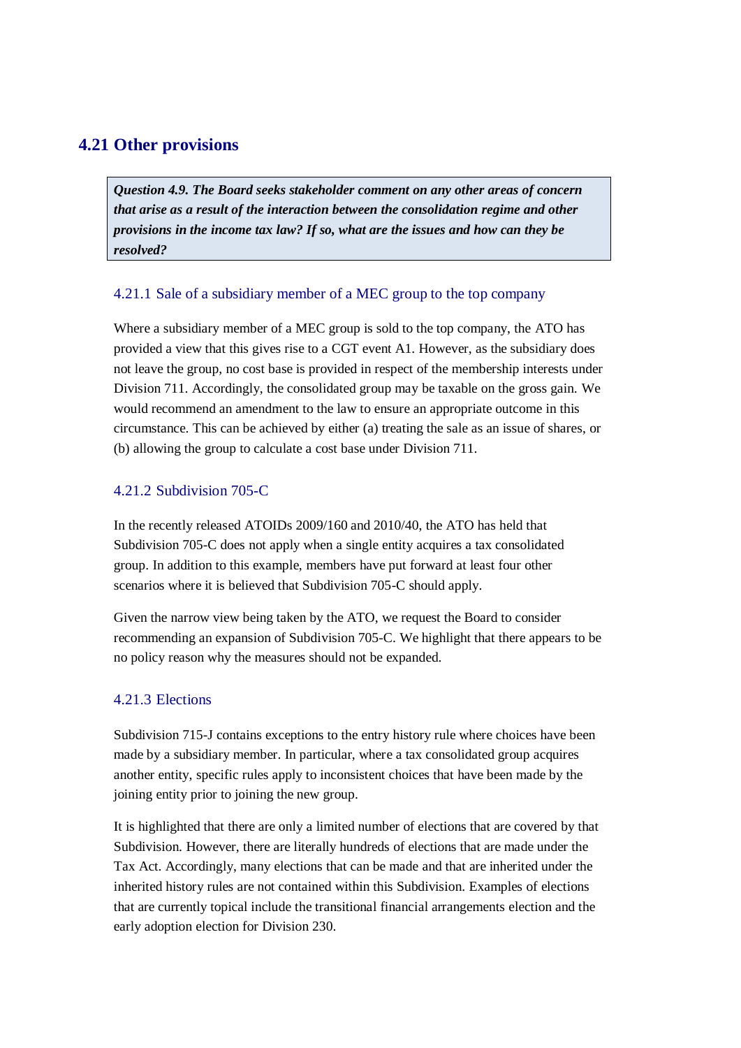## 4.21 Other provisions

> ***Question 4.9. The Board seeks stakeholder comment on any other areas of concern that arise as a result of the interaction between the consolidation regime and other provisions in the income tax law? If so, what are the issues and how can they be resolved?***

### 4.21.1 Sale of a subsidiary member of a MEC group to the top company

Where a subsidiary member of a MEC group is sold to the top company, the ATO has provided a view that this gives rise to a CGT event A1. However, as the subsidiary does not leave the group, no cost base is provided in respect of the membership interests under Division 711. Accordingly, the consolidated group may be taxable on the gross gain. We would recommend an amendment to the law to ensure an appropriate outcome in this circumstance. This can be achieved by either (a) treating the sale as an issue of shares, or (b) allowing the group to calculate a cost base under Division 711.

### 4.21.2 Subdivision 705-C

In the recently released ATOIDs 2009/160 and 2010/40, the ATO has held that Subdivision 705-C does not apply when a single entity acquires a tax consolidated group. In addition to this example, members have put forward at least four other scenarios where it is believed that Subdivision 705-C should apply.

Given the narrow view being taken by the ATO, we request the Board to consider recommending an expansion of Subdivision 705-C. We highlight that there appears to be no policy reason why the measures should not be expanded.

### 4.21.3 Elections

Subdivision 715-J contains exceptions to the entry history rule where choices have been made by a subsidiary member. In particular, where a tax consolidated group acquires another entity, specific rules apply to inconsistent choices that have been made by the joining entity prior to joining the new group.

It is highlighted that there are only a limited number of elections that are covered by that Subdivision. However, there are literally hundreds of elections that are made under the Tax Act. Accordingly, many elections that can be made and that are inherited under the inherited history rules are not contained within this Subdivision. Examples of elections that are currently topical include the transitional financial arrangements election and the early adoption election for Division 230.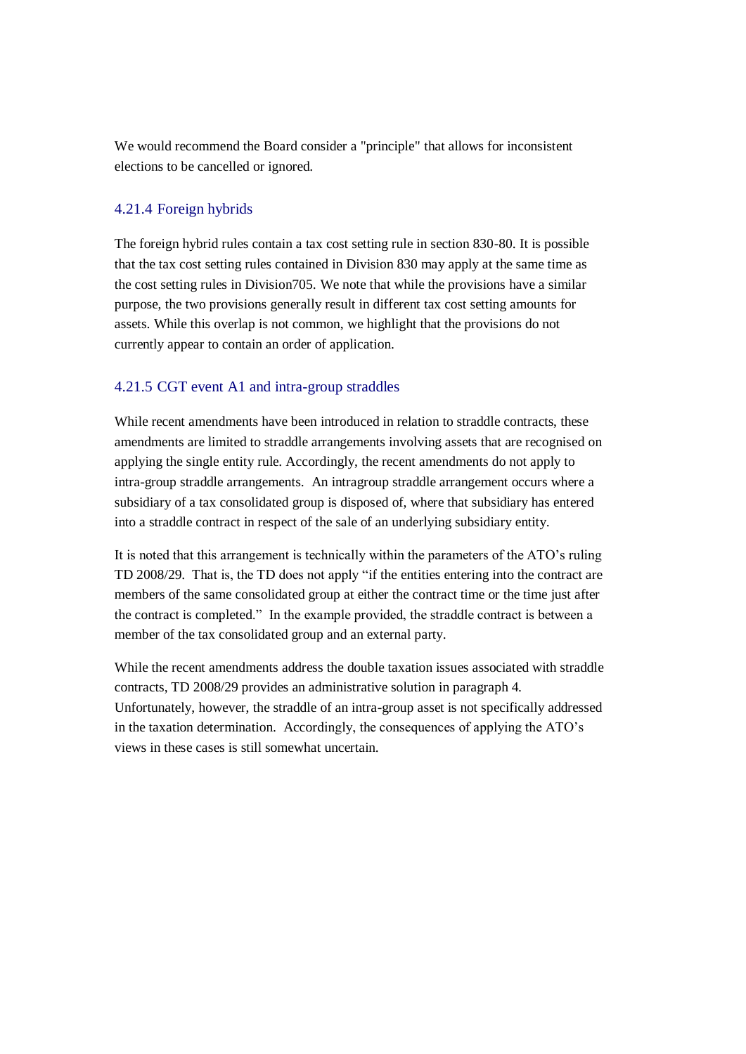We would recommend the Board consider a "principle" that allows for inconsistent elections to be cancelled or ignored.

### 4.21.4 Foreign hybrids

The foreign hybrid rules contain a tax cost setting rule in section 830-80. It is possible that the tax cost setting rules contained in Division 830 may apply at the same time as the cost setting rules in Division705. We note that while the provisions have a similar purpose, the two provisions generally result in different tax cost setting amounts for assets. While this overlap is not common, we highlight that the provisions do not currently appear to contain an order of application.

### 4.21.5 CGT event A1 and intra-group straddles

While recent amendments have been introduced in relation to straddle contracts, these amendments are limited to straddle arrangements involving assets that are recognised on applying the single entity rule. Accordingly, the recent amendments do not apply to intra-group straddle arrangements. An intragroup straddle arrangement occurs where a subsidiary of a tax consolidated group is disposed of, where that subsidiary has entered into a straddle contract in respect of the sale of an underlying subsidiary entity.

It is noted that this arrangement is technically within the parameters of the ATO's ruling TD 2008/29. That is, the TD does not apply "if the entities entering into the contract are members of the same consolidated group at either the contract time or the time just after the contract is completed." In the example provided, the straddle contract is between a member of the tax consolidated group and an external party.

While the recent amendments address the double taxation issues associated with straddle contracts, TD 2008/29 provides an administrative solution in paragraph 4. Unfortunately, however, the straddle of an intra-group asset is not specifically addressed in the taxation determination. Accordingly, the consequences of applying the ATO's views in these cases is still somewhat uncertain.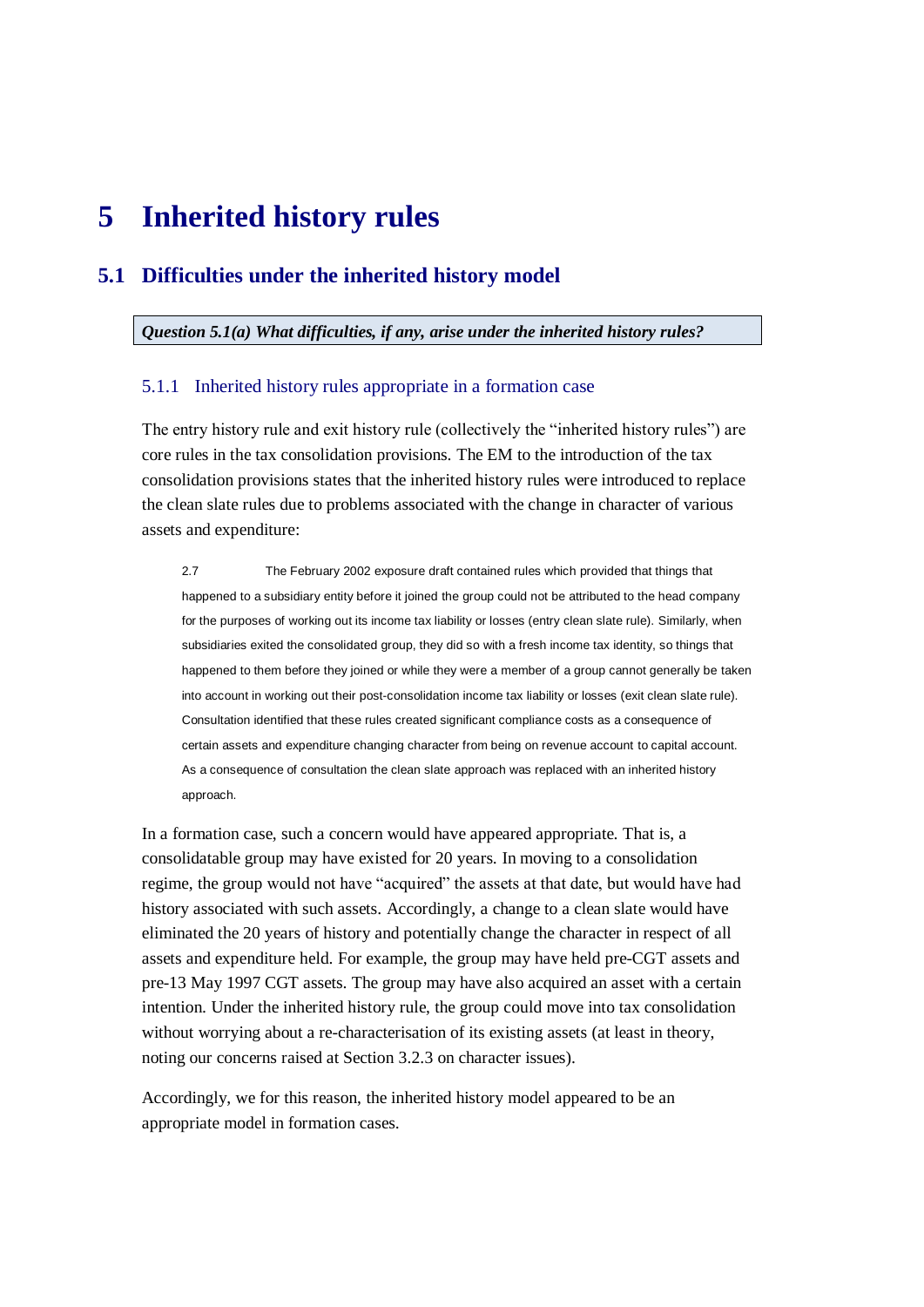# 5 Inherited history rules

## 5.1 Difficulties under the inherited history model

***Question 5.1(a) What difficulties, if any, arise under the inherited history rules?***

### 5.1.1 Inherited history rules appropriate in a formation case

The entry history rule and exit history rule (collectively the "inherited history rules") are core rules in the tax consolidation provisions. The EM to the introduction of the tax consolidation provisions states that the inherited history rules were introduced to replace the clean slate rules due to problems associated with the change in character of various assets and expenditure:

> 2.7 The February 2002 exposure draft contained rules which provided that things that happened to a subsidiary entity before it joined the group could not be attributed to the head company for the purposes of working out its income tax liability or losses (entry clean slate rule). Similarly, when subsidiaries exited the consolidated group, they did so with a fresh income tax identity, so things that happened to them before they joined or while they were a member of a group cannot generally be taken into account in working out their post-consolidation income tax liability or losses (exit clean slate rule). Consultation identified that these rules created significant compliance costs as a consequence of certain assets and expenditure changing character from being on revenue account to capital account. As a consequence of consultation the clean slate approach was replaced with an inherited history approach.

In a formation case, such a concern would have appeared appropriate. That is, a consolidatable group may have existed for 20 years. In moving to a consolidation regime, the group would not have "acquired" the assets at that date, but would have had history associated with such assets. Accordingly, a change to a clean slate would have eliminated the 20 years of history and potentially change the character in respect of all assets and expenditure held. For example, the group may have held pre-CGT assets and pre-13 May 1997 CGT assets. The group may have also acquired an asset with a certain intention. Under the inherited history rule, the group could move into tax consolidation without worrying about a re-characterisation of its existing assets (at least in theory, noting our concerns raised at Section 3.2.3 on character issues).

Accordingly, we for this reason, the inherited history model appeared to be an appropriate model in formation cases.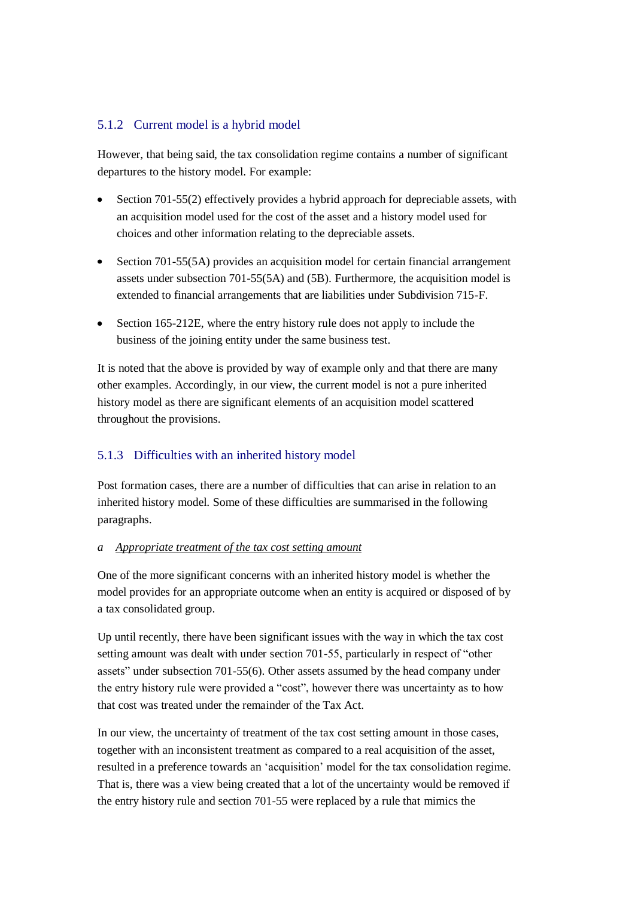### 5.1.2 Current model is a hybrid model

However, that being said, the tax consolidation regime contains a number of significant departures to the history model. For example:

- Section 701-55(2) effectively provides a hybrid approach for depreciable assets, with an acquisition model used for the cost of the asset and a history model used for choices and other information relating to the depreciable assets.
- Section 701-55(5A) provides an acquisition model for certain financial arrangement assets under subsection 701-55(5A) and (5B). Furthermore, the acquisition model is extended to financial arrangements that are liabilities under Subdivision 715-F.
- Section 165-212E, where the entry history rule does not apply to include the business of the joining entity under the same business test.

It is noted that the above is provided by way of example only and that there are many other examples. Accordingly, in our view, the current model is not a pure inherited history model as there are significant elements of an acquisition model scattered throughout the provisions.

### 5.1.3 Difficulties with an inherited history model

Post formation cases, there are a number of difficulties that can arise in relation to an inherited history model. Some of these difficulties are summarised in the following paragraphs.

*a* *Appropriate treatment of the tax cost setting amount*

One of the more significant concerns with an inherited history model is whether the model provides for an appropriate outcome when an entity is acquired or disposed of by a tax consolidated group.

Up until recently, there have been significant issues with the way in which the tax cost setting amount was dealt with under section 701-55, particularly in respect of “other assets” under subsection 701-55(6). Other assets assumed by the head company under the entry history rule were provided a “cost”, however there was uncertainty as to how that cost was treated under the remainder of the Tax Act.

In our view, the uncertainty of treatment of the tax cost setting amount in those cases, together with an inconsistent treatment as compared to a real acquisition of the asset, resulted in a preference towards an ‘acquisition’ model for the tax consolidation regime. That is, there was a view being created that a lot of the uncertainty would be removed if the entry history rule and section 701-55 were replaced by a rule that mimics the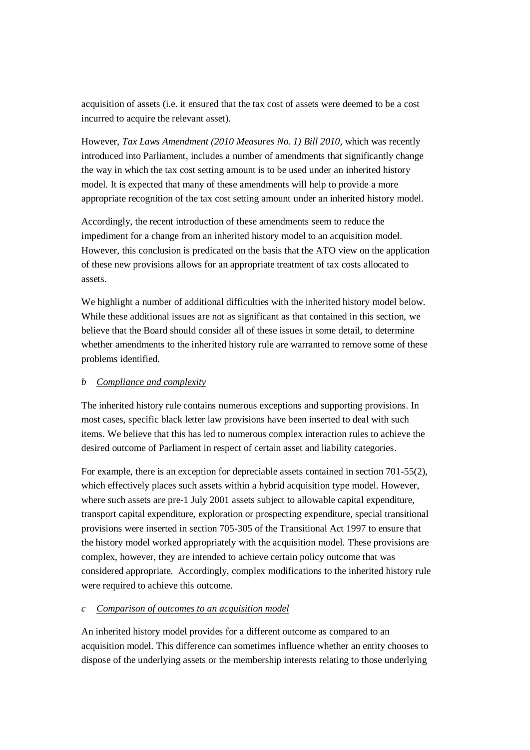acquisition of assets (i.e. it ensured that the tax cost of assets were deemed to be a cost incurred to acquire the relevant asset).

However, *Tax Laws Amendment (2010 Measures No. 1) Bill 2010,* which was recently introduced into Parliament, includes a number of amendments that significantly change the way in which the tax cost setting amount is to be used under an inherited history model. It is expected that many of these amendments will help to provide a more appropriate recognition of the tax cost setting amount under an inherited history model.

Accordingly, the recent introduction of these amendments seem to reduce the impediment for a change from an inherited history model to an acquisition model. However, this conclusion is predicated on the basis that the ATO view on the application of these new provisions allows for an appropriate treatment of tax costs allocated to assets.

We highlight a number of additional difficulties with the inherited history model below. While these additional issues are not as significant as that contained in this section, we believe that the Board should consider all of these issues in some detail, to determine whether amendments to the inherited history rule are warranted to remove some of these problems identified.

*b* <u>Compliance and complexity</u>

The inherited history rule contains numerous exceptions and supporting provisions. In most cases, specific black letter law provisions have been inserted to deal with such items. We believe that this has led to numerous complex interaction rules to achieve the desired outcome of Parliament in respect of certain asset and liability categories.

For example, there is an exception for depreciable assets contained in section 701-55(2), which effectively places such assets within a hybrid acquisition type model. However, where such assets are pre-1 July 2001 assets subject to allowable capital expenditure, transport capital expenditure, exploration or prospecting expenditure, special transitional provisions were inserted in section 705-305 of the Transitional Act 1997 to ensure that the history model worked appropriately with the acquisition model. These provisions are complex, however, they are intended to achieve certain policy outcome that was considered appropriate. Accordingly, complex modifications to the inherited history rule were required to achieve this outcome.

*c* <u>Comparison of outcomes to an acquisition model</u>

An inherited history model provides for a different outcome as compared to an acquisition model. This difference can sometimes influence whether an entity chooses to dispose of the underlying assets or the membership interests relating to those underlying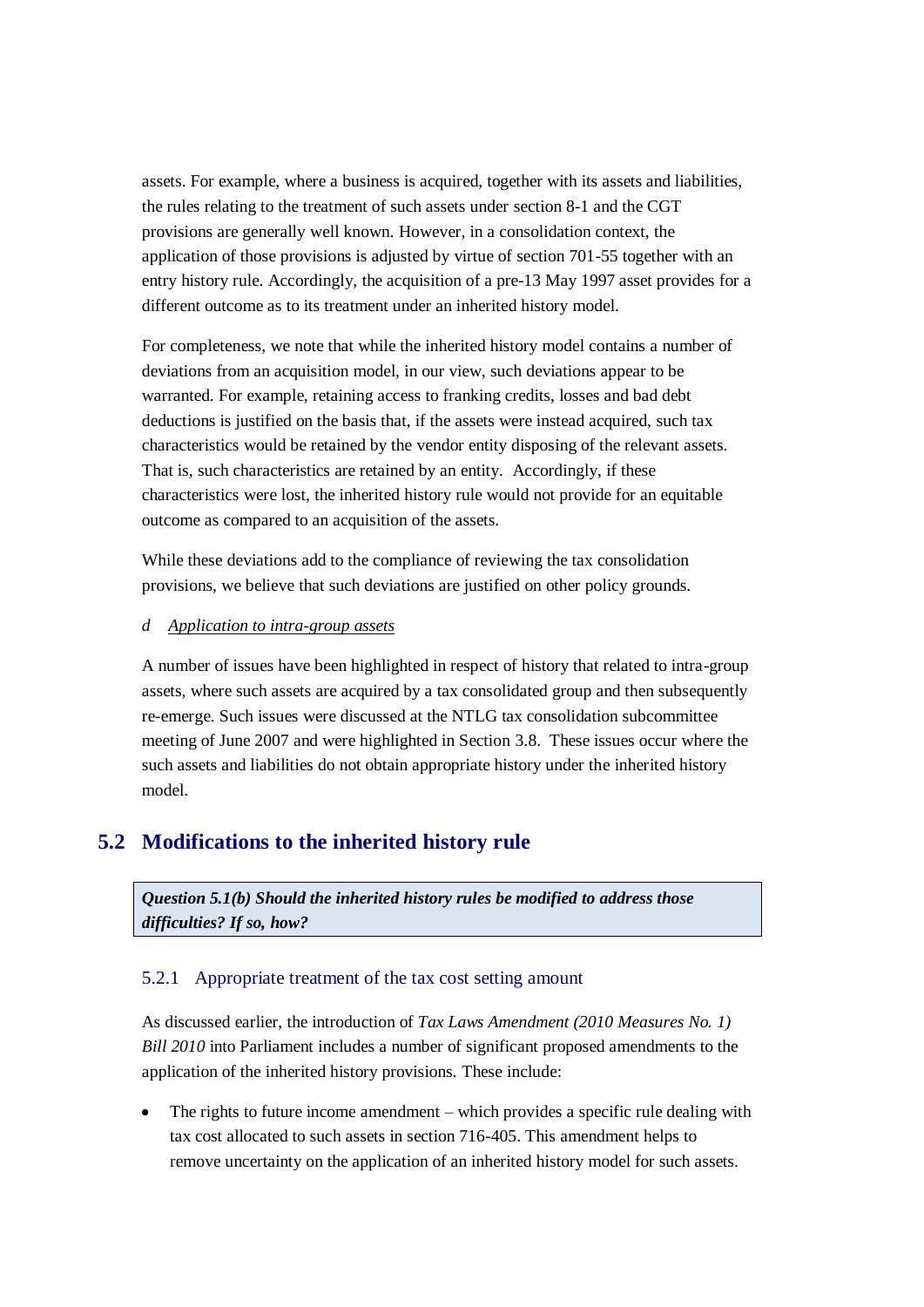assets. For example, where a business is acquired, together with its assets and liabilities, the rules relating to the treatment of such assets under section 8-1 and the CGT provisions are generally well known. However, in a consolidation context, the application of those provisions is adjusted by virtue of section 701-55 together with an entry history rule. Accordingly, the acquisition of a pre-13 May 1997 asset provides for a different outcome as to its treatment under an inherited history model.

For completeness, we note that while the inherited history model contains a number of deviations from an acquisition model, in our view, such deviations appear to be warranted. For example, retaining access to franking credits, losses and bad debt deductions is justified on the basis that, if the assets were instead acquired, such tax characteristics would be retained by the vendor entity disposing of the relevant assets. That is, such characteristics are retained by an entity. Accordingly, if these characteristics were lost, the inherited history rule would not provide for an equitable outcome as compared to an acquisition of the assets.

While these deviations add to the compliance of reviewing the tax consolidation provisions, we believe that such deviations are justified on other policy grounds.

*d* *Application to intra-group assets*

A number of issues have been highlighted in respect of history that related to intra-group assets, where such assets are acquired by a tax consolidated group and then subsequently re-emerge. Such issues were discussed at the NTLG tax consolidation subcommittee meeting of June 2007 and were highlighted in Section 3.8. These issues occur where the such assets and liabilities do not obtain appropriate history under the inherited history model.

## 5.2 Modifications to the inherited history rule

***Question 5.1(b) Should the inherited history rules be modified to address those difficulties? If so, how?***

### 5.2.1 Appropriate treatment of the tax cost setting amount

As discussed earlier, the introduction of *Tax Laws Amendment (2010 Measures No. 1) Bill 2010* into Parliament includes a number of significant proposed amendments to the application of the inherited history provisions. These include:

- The rights to future income amendment – which provides a specific rule dealing with tax cost allocated to such assets in section 716-405. This amendment helps to remove uncertainty on the application of an inherited history model for such assets.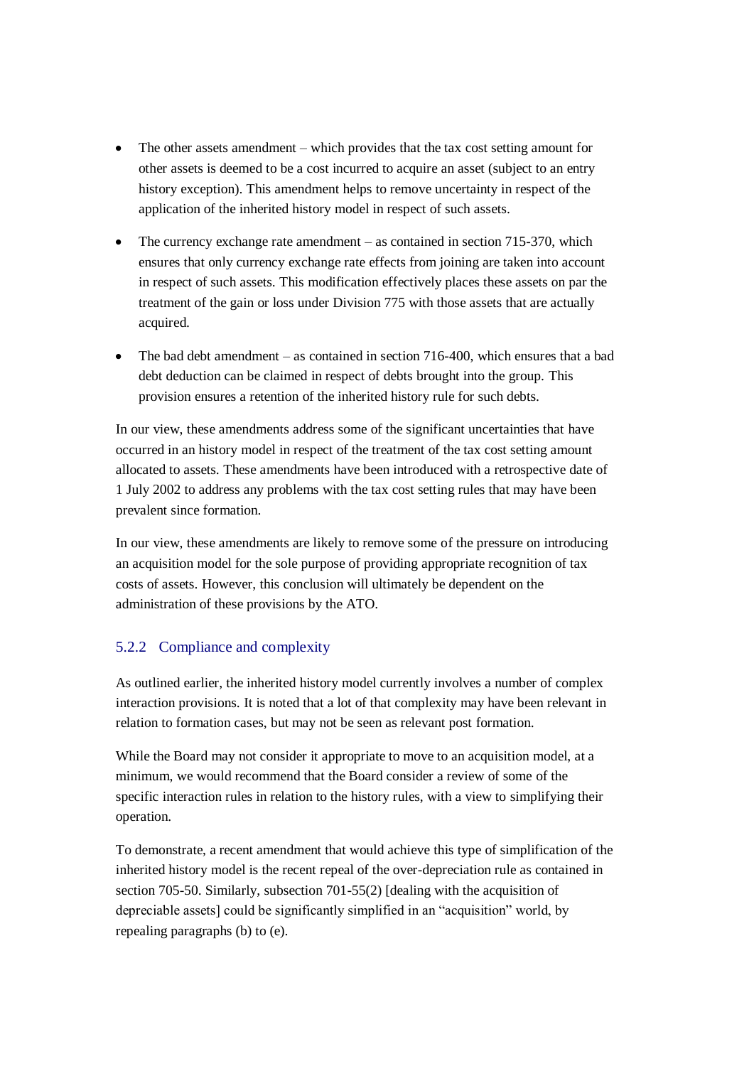- The other assets amendment – which provides that the tax cost setting amount for other assets is deemed to be a cost incurred to acquire an asset (subject to an entry history exception). This amendment helps to remove uncertainty in respect of the application of the inherited history model in respect of such assets.
- The currency exchange rate amendment – as contained in section 715-370, which ensures that only currency exchange rate effects from joining are taken into account in respect of such assets. This modification effectively places these assets on par the treatment of the gain or loss under Division 775 with those assets that are actually acquired.
- The bad debt amendment – as contained in section 716-400, which ensures that a bad debt deduction can be claimed in respect of debts brought into the group. This provision ensures a retention of the inherited history rule for such debts.

In our view, these amendments address some of the significant uncertainties that have occurred in an history model in respect of the treatment of the tax cost setting amount allocated to assets. These amendments have been introduced with a retrospective date of 1 July 2002 to address any problems with the tax cost setting rules that may have been prevalent since formation.

In our view, these amendments are likely to remove some of the pressure on introducing an acquisition model for the sole purpose of providing appropriate recognition of tax costs of assets. However, this conclusion will ultimately be dependent on the administration of these provisions by the ATO.

### 5.2.2 Compliance and complexity

As outlined earlier, the inherited history model currently involves a number of complex interaction provisions. It is noted that a lot of that complexity may have been relevant in relation to formation cases, but may not be seen as relevant post formation.

While the Board may not consider it appropriate to move to an acquisition model, at a minimum, we would recommend that the Board consider a review of some of the specific interaction rules in relation to the history rules, with a view to simplifying their operation.

To demonstrate, a recent amendment that would achieve this type of simplification of the inherited history model is the recent repeal of the over-depreciation rule as contained in section 705-50. Similarly, subsection 701-55(2) [dealing with the acquisition of depreciable assets] could be significantly simplified in an "acquisition" world, by repealing paragraphs (b) to (e).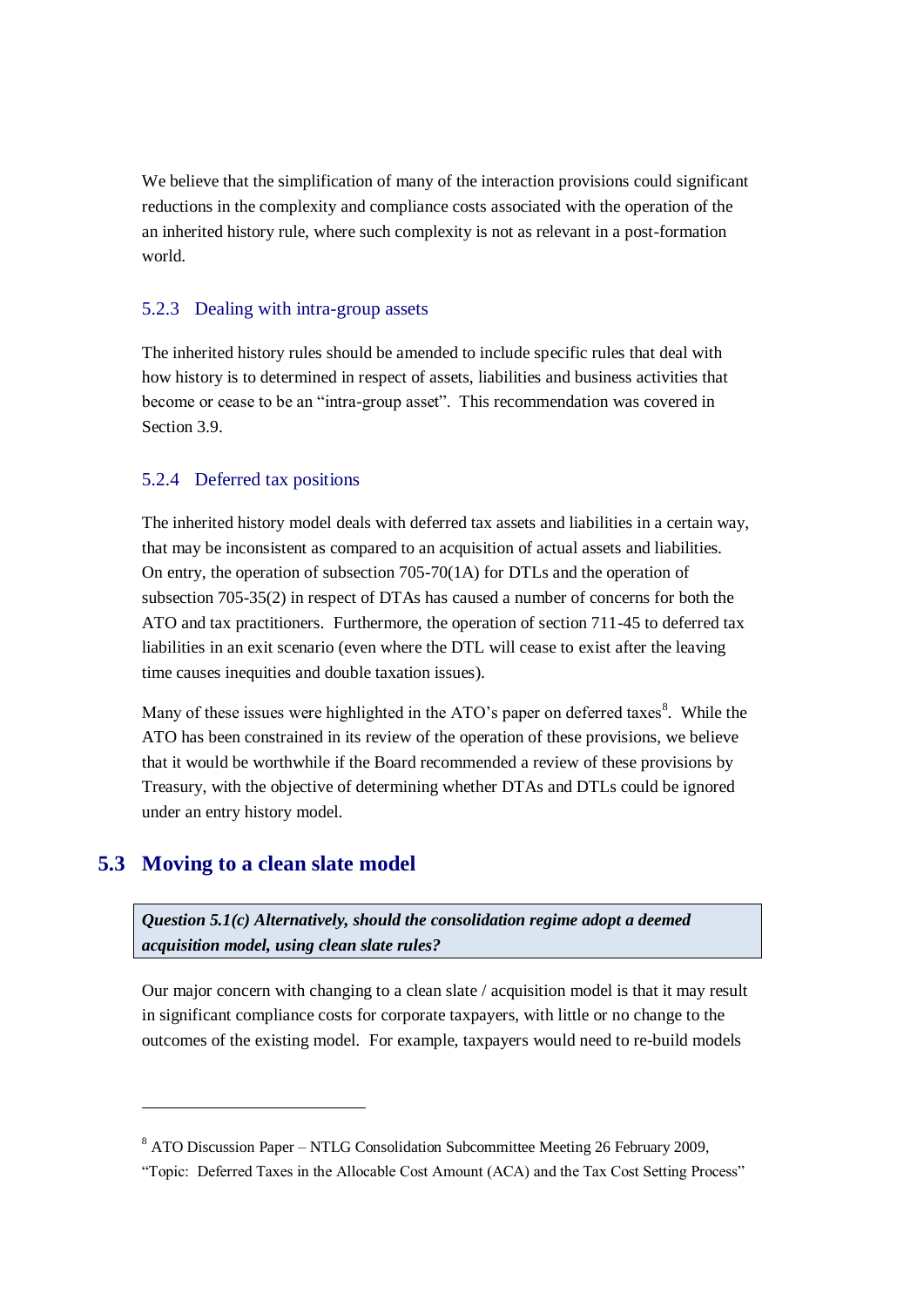We believe that the simplification of many of the interaction provisions could significant reductions in the complexity and compliance costs associated with the operation of the an inherited history rule, where such complexity is not as relevant in a post-formation world.

### 5.2.3 Dealing with intra-group assets

The inherited history rules should be amended to include specific rules that deal with how history is to determined in respect of assets, liabilities and business activities that become or cease to be an "intra-group asset". This recommendation was covered in Section 3.9.

### 5.2.4 Deferred tax positions

The inherited history model deals with deferred tax assets and liabilities in a certain way, that may be inconsistent as compared to an acquisition of actual assets and liabilities. On entry, the operation of subsection 705-70(1A) for DTLs and the operation of subsection 705-35(2) in respect of DTAs has caused a number of concerns for both the ATO and tax practitioners. Furthermore, the operation of section 711-45 to deferred tax liabilities in an exit scenario (even where the DTL will cease to exist after the leaving time causes inequities and double taxation issues).

Many of these issues were highlighted in the ATO's paper on deferred taxes[8]. While the ATO has been constrained in its review of the operation of these provisions, we believe that it would be worthwhile if the Board recommended a review of these provisions by Treasury, with the objective of determining whether DTAs and DTLs could be ignored under an entry history model.

## 5.3 Moving to a clean slate model

***Question 5.1(c) Alternatively, should the consolidation regime adopt a deemed acquisition model, using clean slate rules?***

Our major concern with changing to a clean slate / acquisition model is that it may result in significant compliance costs for corporate taxpayers, with little or no change to the outcomes of the existing model. For example, taxpayers would need to re-build models

[8] ATO Discussion Paper – NTLG Consolidation Subcommittee Meeting 26 February 2009, "Topic: Deferred Taxes in the Allocable Cost Amount (ACA) and the Tax Cost Setting Process"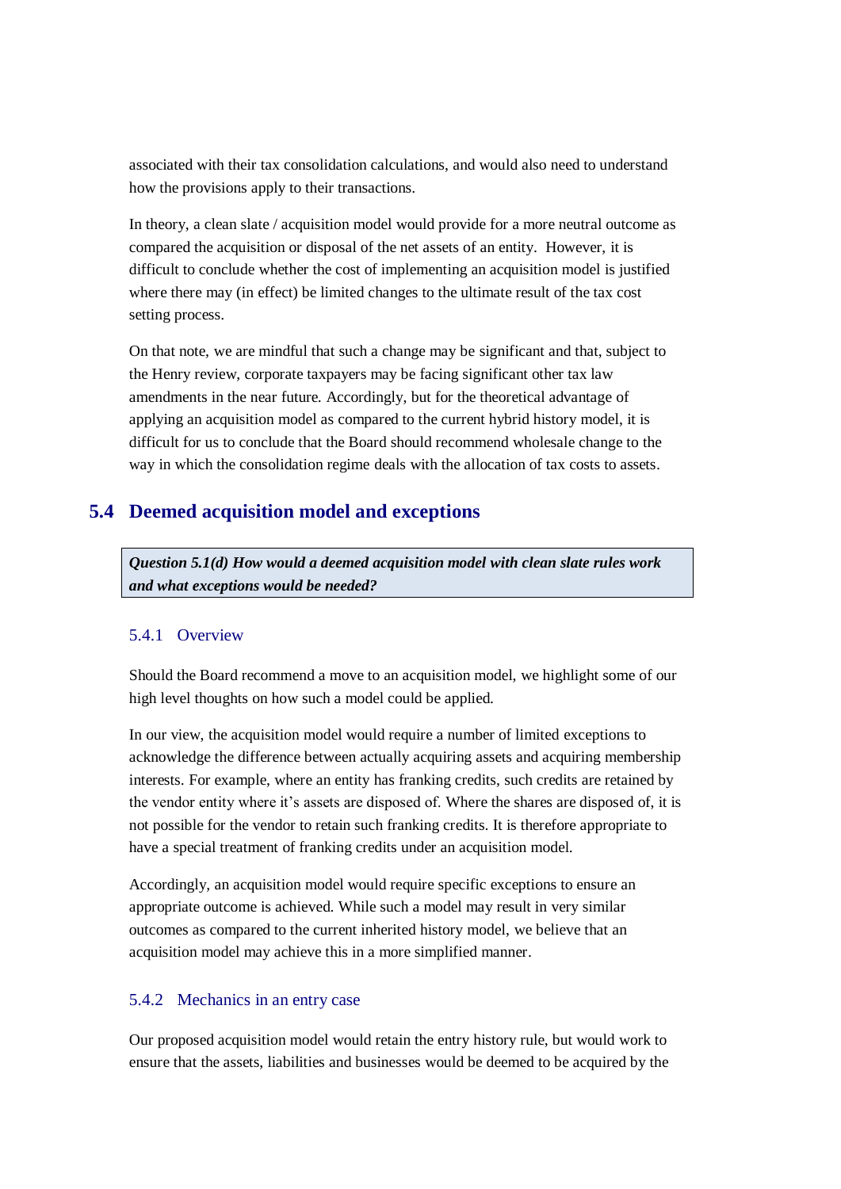associated with their tax consolidation calculations, and would also need to understand how the provisions apply to their transactions.

In theory, a clean slate / acquisition model would provide for a more neutral outcome as compared the acquisition or disposal of the net assets of an entity. However, it is difficult to conclude whether the cost of implementing an acquisition model is justified where there may (in effect) be limited changes to the ultimate result of the tax cost setting process.

On that note, we are mindful that such a change may be significant and that, subject to the Henry review, corporate taxpayers may be facing significant other tax law amendments in the near future. Accordingly, but for the theoretical advantage of applying an acquisition model as compared to the current hybrid history model, it is difficult for us to conclude that the Board should recommend wholesale change to the way in which the consolidation regime deals with the allocation of tax costs to assets.

## 5.4 Deemed acquisition model and exceptions

***Question 5.1(d) How would a deemed acquisition model with clean slate rules work and what exceptions would be needed?***

### 5.4.1 Overview

Should the Board recommend a move to an acquisition model, we highlight some of our high level thoughts on how such a model could be applied.

In our view, the acquisition model would require a number of limited exceptions to acknowledge the difference between actually acquiring assets and acquiring membership interests. For example, where an entity has franking credits, such credits are retained by the vendor entity where it's assets are disposed of. Where the shares are disposed of, it is not possible for the vendor to retain such franking credits. It is therefore appropriate to have a special treatment of franking credits under an acquisition model.

Accordingly, an acquisition model would require specific exceptions to ensure an appropriate outcome is achieved. While such a model may result in very similar outcomes as compared to the current inherited history model, we believe that an acquisition model may achieve this in a more simplified manner.

### 5.4.2 Mechanics in an entry case

Our proposed acquisition model would retain the entry history rule, but would work to ensure that the assets, liabilities and businesses would be deemed to be acquired by the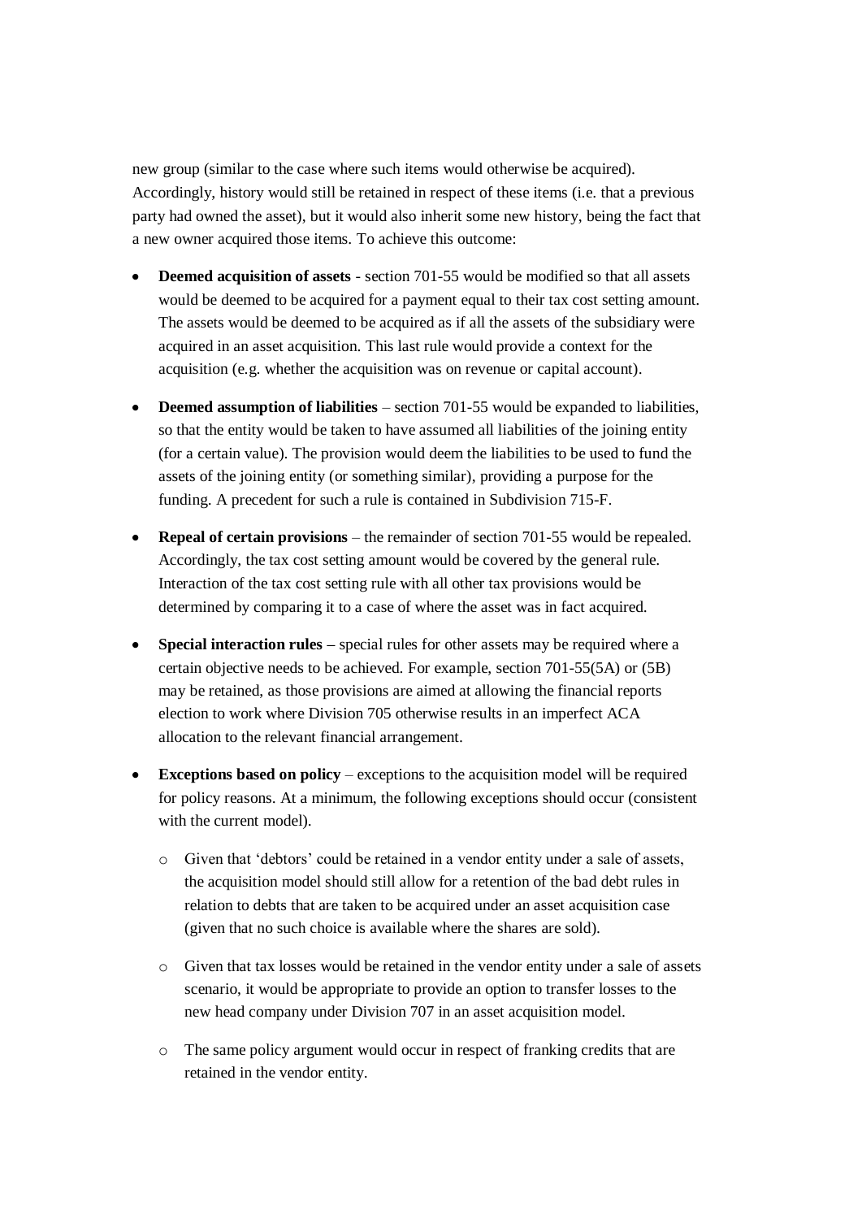new group (similar to the case where such items would otherwise be acquired). Accordingly, history would still be retained in respect of these items (i.e. that a previous party had owned the asset), but it would also inherit some new history, being the fact that a new owner acquired those items. To achieve this outcome:

- **Deemed acquisition of assets** - section 701-55 would be modified so that all assets would be deemed to be acquired for a payment equal to their tax cost setting amount. The assets would be deemed to be acquired as if all the assets of the subsidiary were acquired in an asset acquisition. This last rule would provide a context for the acquisition (e.g. whether the acquisition was on revenue or capital account).
- **Deemed assumption of liabilities** – section 701-55 would be expanded to liabilities, so that the entity would be taken to have assumed all liabilities of the joining entity (for a certain value). The provision would deem the liabilities to be used to fund the assets of the joining entity (or something similar), providing a purpose for the funding. A precedent for such a rule is contained in Subdivision 715-F.
- **Repeal of certain provisions** – the remainder of section 701-55 would be repealed. Accordingly, the tax cost setting amount would be covered by the general rule. Interaction of the tax cost setting rule with all other tax provisions would be determined by comparing it to a case of where the asset was in fact acquired.
- **Special interaction rules –** special rules for other assets may be required where a certain objective needs to be achieved. For example, section 701-55(5A) or (5B) may be retained, as those provisions are aimed at allowing the financial reports election to work where Division 705 otherwise results in an imperfect ACA allocation to the relevant financial arrangement.
- **Exceptions based on policy** – exceptions to the acquisition model will be required for policy reasons. At a minimum, the following exceptions should occur (consistent with the current model).
  - Given that 'debtors' could be retained in a vendor entity under a sale of assets, the acquisition model should still allow for a retention of the bad debt rules in relation to debts that are taken to be acquired under an asset acquisition case (given that no such choice is available where the shares are sold).
  - Given that tax losses would be retained in the vendor entity under a sale of assets scenario, it would be appropriate to provide an option to transfer losses to the new head company under Division 707 in an asset acquisition model.
  - The same policy argument would occur in respect of franking credits that are retained in the vendor entity.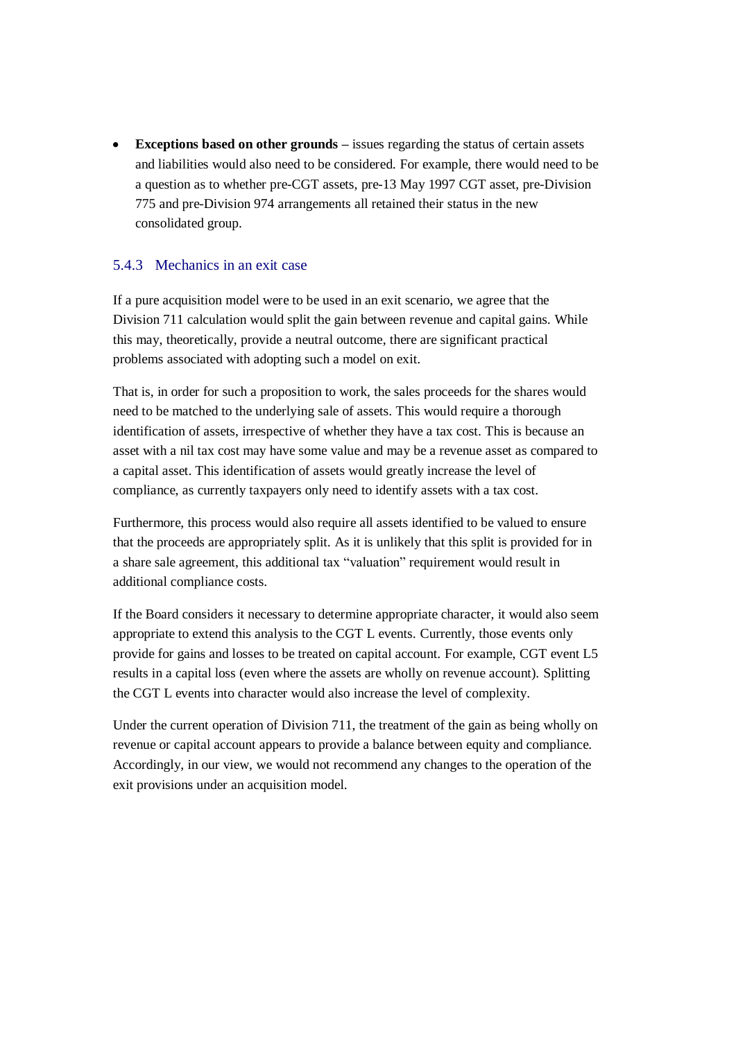- **Exceptions based on other grounds** – issues regarding the status of certain assets and liabilities would also need to be considered. For example, there would need to be a question as to whether pre-CGT assets, pre-13 May 1997 CGT asset, pre-Division 775 and pre-Division 974 arrangements all retained their status in the new consolidated group.

### 5.4.3 Mechanics in an exit case

If a pure acquisition model were to be used in an exit scenario, we agree that the Division 711 calculation would split the gain between revenue and capital gains. While this may, theoretically, provide a neutral outcome, there are significant practical problems associated with adopting such a model on exit.

That is, in order for such a proposition to work, the sales proceeds for the shares would need to be matched to the underlying sale of assets. This would require a thorough identification of assets, irrespective of whether they have a tax cost. This is because an asset with a nil tax cost may have some value and may be a revenue asset as compared to a capital asset. This identification of assets would greatly increase the level of compliance, as currently taxpayers only need to identify assets with a tax cost.

Furthermore, this process would also require all assets identified to be valued to ensure that the proceeds are appropriately split. As it is unlikely that this split is provided for in a share sale agreement, this additional tax "valuation" requirement would result in additional compliance costs.

If the Board considers it necessary to determine appropriate character, it would also seem appropriate to extend this analysis to the CGT L events. Currently, those events only provide for gains and losses to be treated on capital account. For example, CGT event L5 results in a capital loss (even where the assets are wholly on revenue account). Splitting the CGT L events into character would also increase the level of complexity.

Under the current operation of Division 711, the treatment of the gain as being wholly on revenue or capital account appears to provide a balance between equity and compliance. Accordingly, in our view, we would not recommend any changes to the operation of the exit provisions under an acquisition model.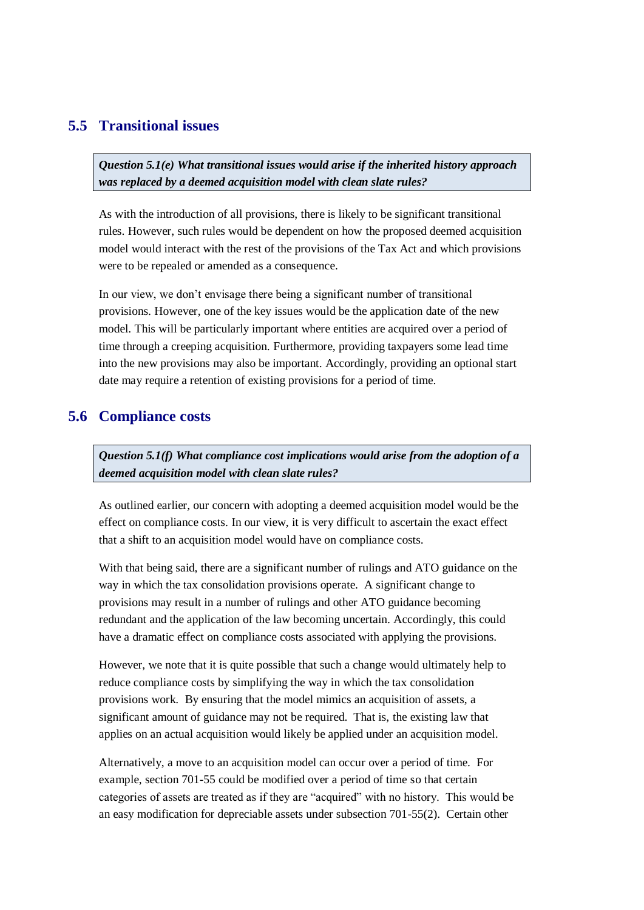## 5.5 Transitional issues

> ***Question 5.1(e) What transitional issues would arise if the inherited history approach was replaced by a deemed acquisition model with clean slate rules?***

As with the introduction of all provisions, there is likely to be significant transitional rules. However, such rules would be dependent on how the proposed deemed acquisition model would interact with the rest of the provisions of the Tax Act and which provisions were to be repealed or amended as a consequence.

In our view, we don't envisage there being a significant number of transitional provisions. However, one of the key issues would be the application date of the new model. This will be particularly important where entities are acquired over a period of time through a creeping acquisition. Furthermore, providing taxpayers some lead time into the new provisions may also be important. Accordingly, providing an optional start date may require a retention of existing provisions for a period of time.

## 5.6 Compliance costs

> ***Question 5.1(f) What compliance cost implications would arise from the adoption of a deemed acquisition model with clean slate rules?***

As outlined earlier, our concern with adopting a deemed acquisition model would be the effect on compliance costs. In our view, it is very difficult to ascertain the exact effect that a shift to an acquisition model would have on compliance costs.

With that being said, there are a significant number of rulings and ATO guidance on the way in which the tax consolidation provisions operate. A significant change to provisions may result in a number of rulings and other ATO guidance becoming redundant and the application of the law becoming uncertain. Accordingly, this could have a dramatic effect on compliance costs associated with applying the provisions.

However, we note that it is quite possible that such a change would ultimately help to reduce compliance costs by simplifying the way in which the tax consolidation provisions work. By ensuring that the model mimics an acquisition of assets, a significant amount of guidance may not be required. That is, the existing law that applies on an actual acquisition would likely be applied under an acquisition model.

Alternatively, a move to an acquisition model can occur over a period of time. For example, section 701-55 could be modified over a period of time so that certain categories of assets are treated as if they are "acquired" with no history. This would be an easy modification for depreciable assets under subsection 701-55(2). Certain other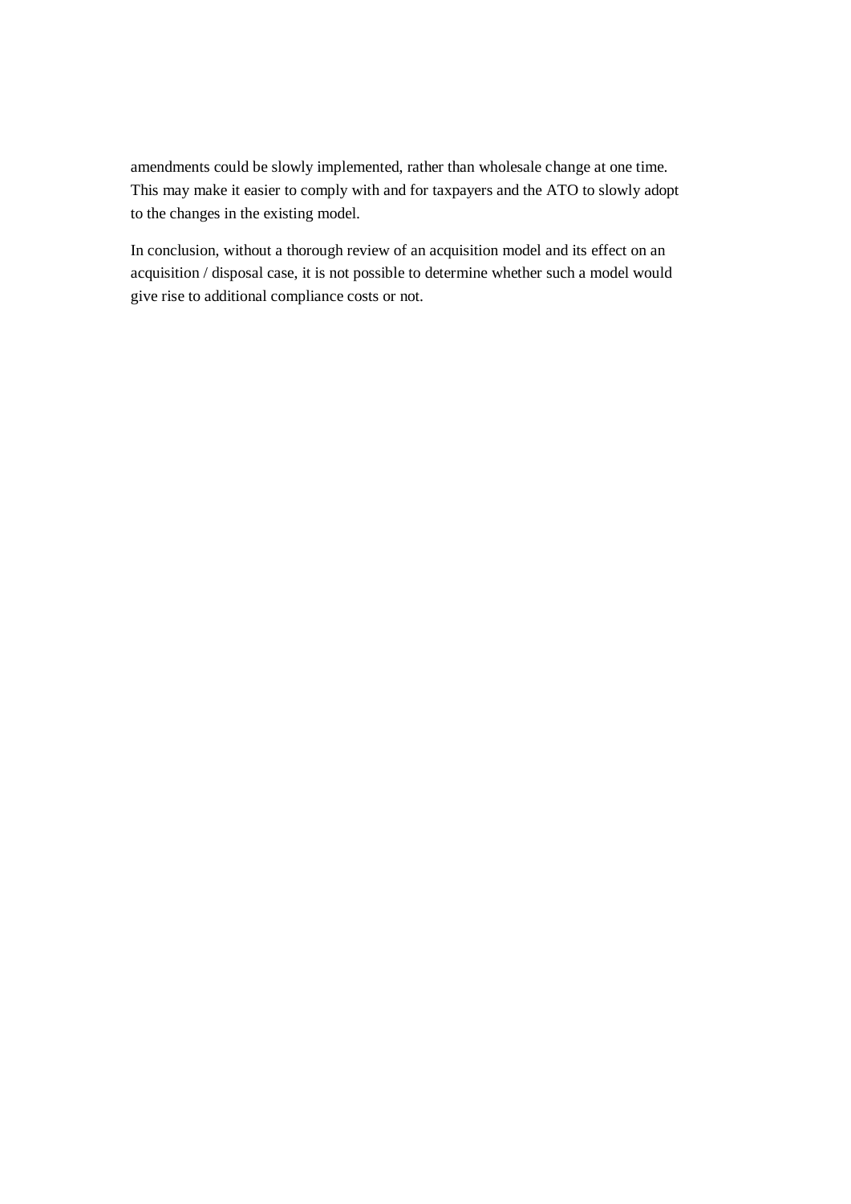amendments could be slowly implemented, rather than wholesale change at one time. This may make it easier to comply with and for taxpayers and the ATO to slowly adopt to the changes in the existing model.

In conclusion, without a thorough review of an acquisition model and its effect on an acquisition / disposal case, it is not possible to determine whether such a model would give rise to additional compliance costs or not.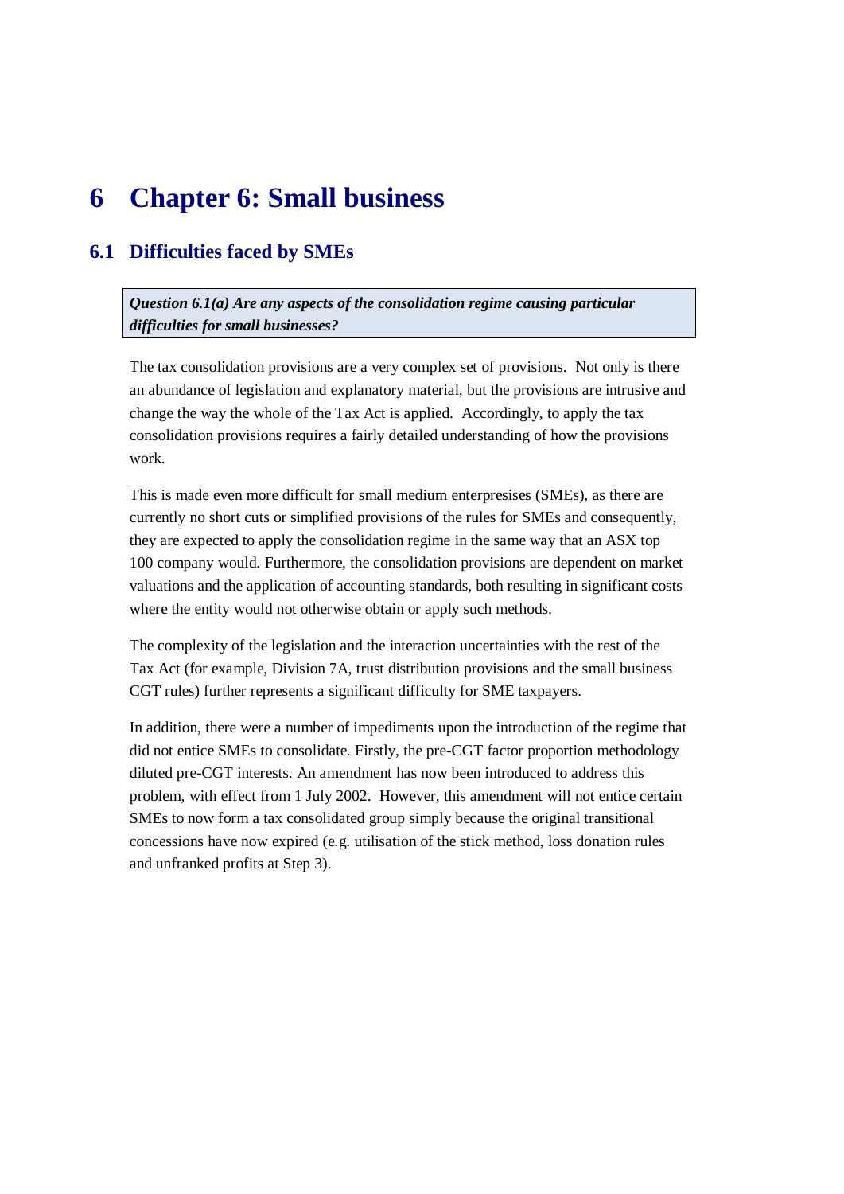# 6 Chapter 6: Small business

## 6.1 Difficulties faced by SMEs

***Question 6.1(a) Are any aspects of the consolidation regime causing particular difficulties for small businesses?***

The tax consolidation provisions are a very complex set of provisions. Not only is there an abundance of legislation and explanatory material, but the provisions are intrusive and change the way the whole of the Tax Act is applied. Accordingly, to apply the tax consolidation provisions requires a fairly detailed understanding of how the provisions work.

This is made even more difficult for small medium enterpresises (SMEs), as there are currently no short cuts or simplified provisions of the rules for SMEs and consequently, they are expected to apply the consolidation regime in the same way that an ASX top 100 company would. Furthermore, the consolidation provisions are dependent on market valuations and the application of accounting standards, both resulting in significant costs where the entity would not otherwise obtain or apply such methods.

The complexity of the legislation and the interaction uncertainties with the rest of the Tax Act (for example, Division 7A, trust distribution provisions and the small business CGT rules) further represents a significant difficulty for SME taxpayers.

In addition, there were a number of impediments upon the introduction of the regime that did not entice SMEs to consolidate. Firstly, the pre-CGT factor proportion methodology diluted pre-CGT interests. An amendment has now been introduced to address this problem, with effect from 1 July 2002. However, this amendment will not entice certain SMEs to now form a tax consolidated group simply because the original transitional concessions have now expired (e.g. utilisation of the stick method, loss donation rules and unfranked profits at Step 3).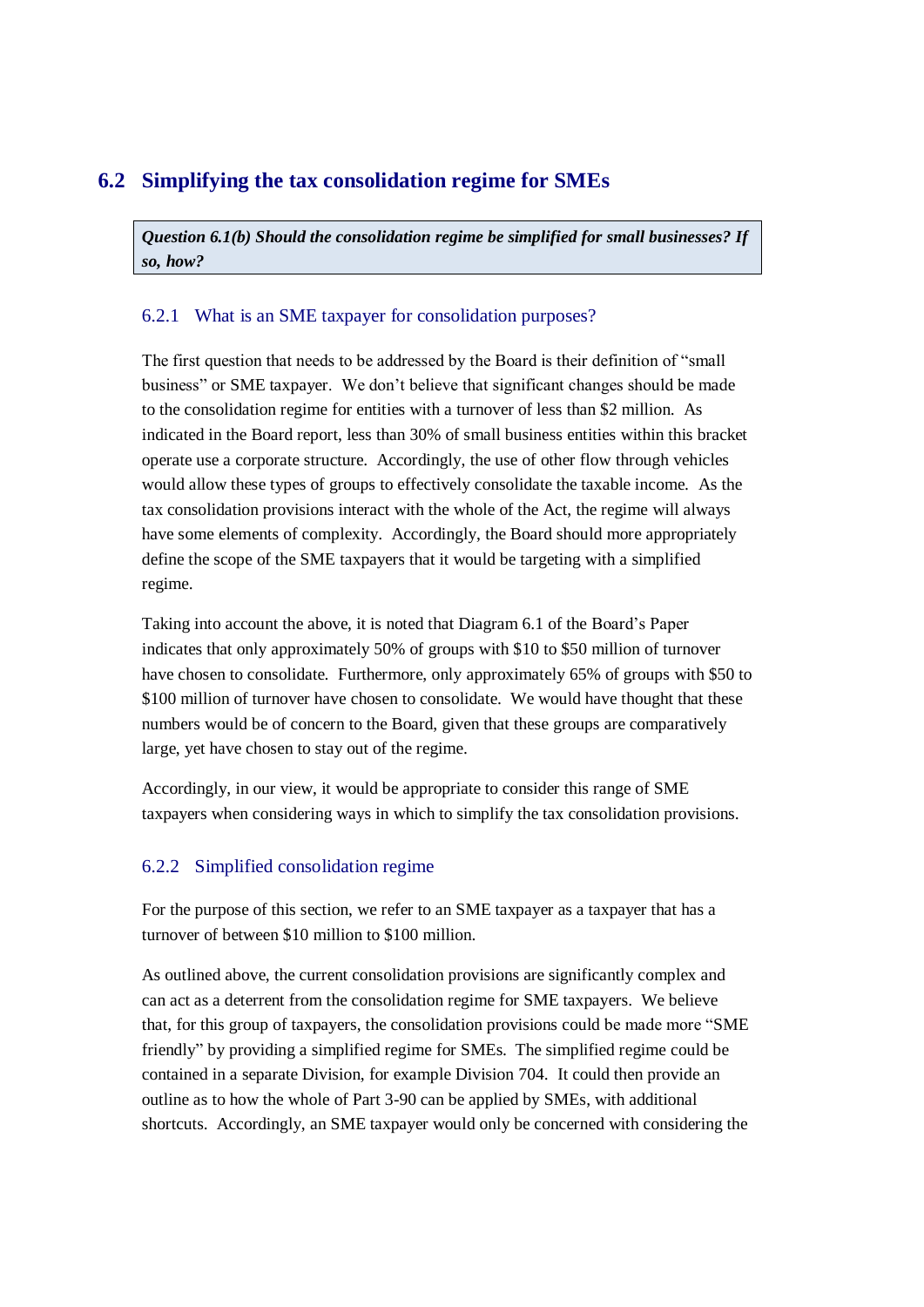## 6.2 Simplifying the tax consolidation regime for SMEs

| |
|---|
| ***Question 6.1(b) Should the consolidation regime be simplified for small businesses? If so, how?*** |

### 6.2.1 What is an SME taxpayer for consolidation purposes?

The first question that needs to be addressed by the Board is their definition of "small business" or SME taxpayer. We don't believe that significant changes should be made to the consolidation regime for entities with a turnover of less than $2 million. As indicated in the Board report, less than 30% of small business entities within this bracket operate use a corporate structure. Accordingly, the use of other flow through vehicles would allow these types of groups to effectively consolidate the taxable income. As the tax consolidation provisions interact with the whole of the Act, the regime will always have some elements of complexity. Accordingly, the Board should more appropriately define the scope of the SME taxpayers that it would be targeting with a simplified regime.

Taking into account the above, it is noted that Diagram 6.1 of the Board's Paper indicates that only approximately 50% of groups with $10 to $50 million of turnover have chosen to consolidate. Furthermore, only approximately 65% of groups with $50 to $100 million of turnover have chosen to consolidate. We would have thought that these numbers would be of concern to the Board, given that these groups are comparatively large, yet have chosen to stay out of the regime.

Accordingly, in our view, it would be appropriate to consider this range of SME taxpayers when considering ways in which to simplify the tax consolidation provisions.

### 6.2.2 Simplified consolidation regime

For the purpose of this section, we refer to an SME taxpayer as a taxpayer that has a turnover of between $10 million to $100 million.

As outlined above, the current consolidation provisions are significantly complex and can act as a deterrent from the consolidation regime for SME taxpayers. We believe that, for this group of taxpayers, the consolidation provisions could be made more "SME friendly" by providing a simplified regime for SMEs. The simplified regime could be contained in a separate Division, for example Division 704. It could then provide an outline as to how the whole of Part 3-90 can be applied by SMEs, with additional shortcuts. Accordingly, an SME taxpayer would only be concerned with considering the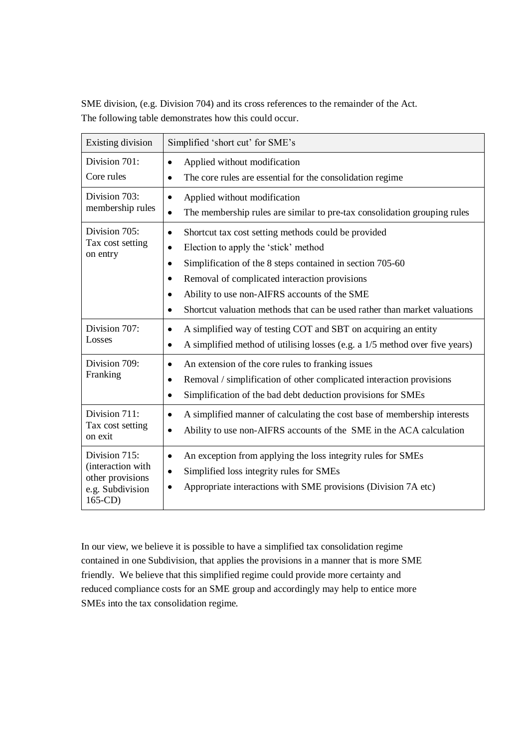SME division, (e.g. Division 704) and its cross references to the remainder of the Act. The following table demonstrates how this could occur.

| Existing division | Simplified 'short cut' for SME's |
|---|---|
| Division 701: Core rules | • Applied without modification<br>• The core rules are essential for the consolidation regime |
| Division 703: membership rules | • Applied without modification<br>• The membership rules are similar to pre-tax consolidation grouping rules |
| Division 705: Tax cost setting on entry | • Shortcut tax cost setting methods could be provided<br>• Election to apply the 'stick' method<br>• Simplification of the 8 steps contained in section 705-60<br>• Removal of complicated interaction provisions<br>• Ability to use non-AIFRS accounts of the SME<br>• Shortcut valuation methods that can be used rather than market valuations |
| Division 707: Losses | • A simplified way of testing COT and SBT on acquiring an entity<br>• A simplified method of utilising losses (e.g. a 1/5 method over five years) |
| Division 709: Franking | • An extension of the core rules to franking issues<br>• Removal / simplification of other complicated interaction provisions<br>• Simplification of the bad debt deduction provisions for SMEs |
| Division 711: Tax cost setting on exit | • A simplified manner of calculating the cost base of membership interests<br>• Ability to use non-AIFRS accounts of the SME in the ACA calculation |
| Division 715: (interaction with other provisions e.g. Subdivision 165-CD) | • An exception from applying the loss integrity rules for SMEs<br>• Simplified loss integrity rules for SMEs<br>• Appropriate interactions with SME provisions (Division 7A etc) |

In our view, we believe it is possible to have a simplified tax consolidation regime contained in one Subdivision, that applies the provisions in a manner that is more SME friendly. We believe that this simplified regime could provide more certainty and reduced compliance costs for an SME group and accordingly may help to entice more SMEs into the tax consolidation regime.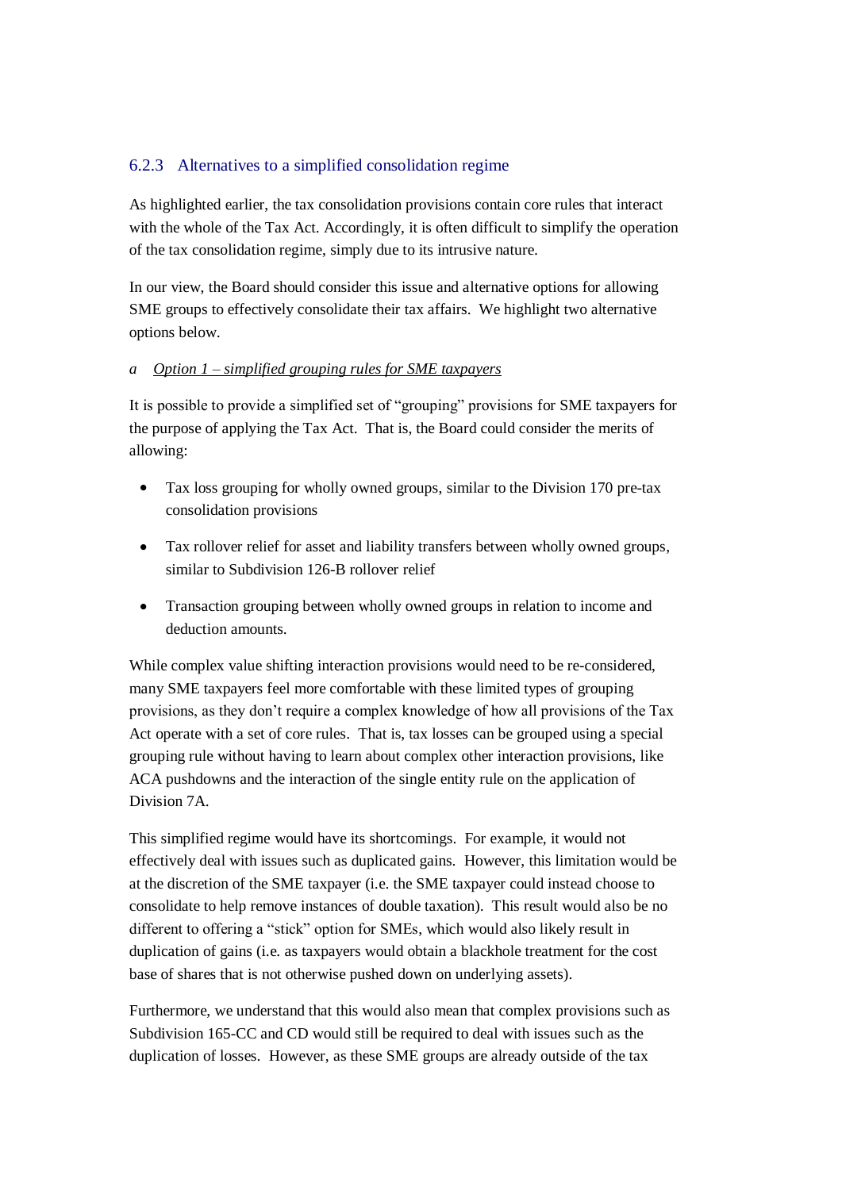### 6.2.3 Alternatives to a simplified consolidation regime

As highlighted earlier, the tax consolidation provisions contain core rules that interact with the whole of the Tax Act. Accordingly, it is often difficult to simplify the operation of the tax consolidation regime, simply due to its intrusive nature.

In our view, the Board should consider this issue and alternative options for allowing SME groups to effectively consolidate their tax affairs. We highlight two alternative options below.

*a* *Option 1 – simplified grouping rules for SME taxpayers*

It is possible to provide a simplified set of "grouping" provisions for SME taxpayers for the purpose of applying the Tax Act. That is, the Board could consider the merits of allowing:

- Tax loss grouping for wholly owned groups, similar to the Division 170 pre-tax consolidation provisions
- Tax rollover relief for asset and liability transfers between wholly owned groups, similar to Subdivision 126-B rollover relief
- Transaction grouping between wholly owned groups in relation to income and deduction amounts.

While complex value shifting interaction provisions would need to be re-considered, many SME taxpayers feel more comfortable with these limited types of grouping provisions, as they don't require a complex knowledge of how all provisions of the Tax Act operate with a set of core rules. That is, tax losses can be grouped using a special grouping rule without having to learn about complex other interaction provisions, like ACA pushdowns and the interaction of the single entity rule on the application of Division 7A.

This simplified regime would have its shortcomings. For example, it would not effectively deal with issues such as duplicated gains. However, this limitation would be at the discretion of the SME taxpayer (i.e. the SME taxpayer could instead choose to consolidate to help remove instances of double taxation). This result would also be no different to offering a "stick" option for SMEs, which would also likely result in duplication of gains (i.e. as taxpayers would obtain a blackhole treatment for the cost base of shares that is not otherwise pushed down on underlying assets).

Furthermore, we understand that this would also mean that complex provisions such as Subdivision 165-CC and CD would still be required to deal with issues such as the duplication of losses. However, as these SME groups are already outside of the tax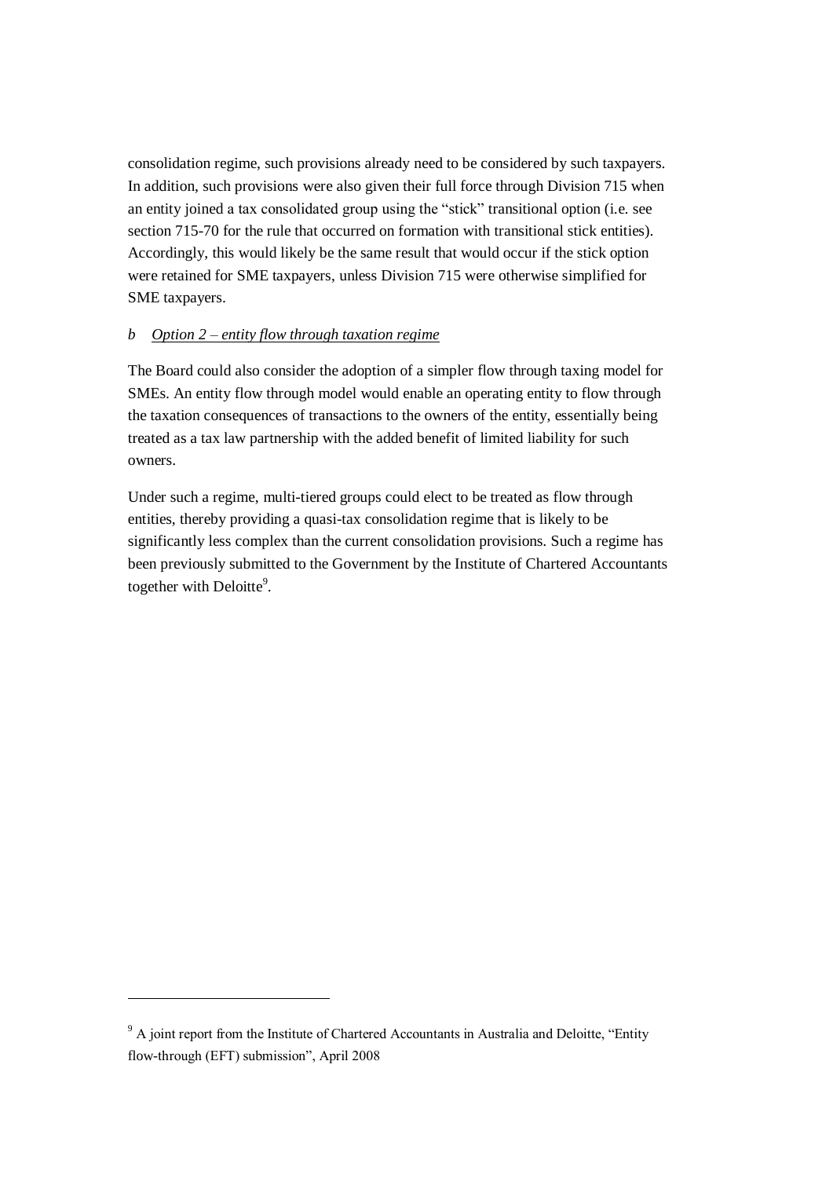consolidation regime, such provisions already need to be considered by such taxpayers. In addition, such provisions were also given their full force through Division 715 when an entity joined a tax consolidated group using the "stick" transitional option (i.e. see section 715-70 for the rule that occurred on formation with transitional stick entities). Accordingly, this would likely be the same result that would occur if the stick option were retained for SME taxpayers, unless Division 715 were otherwise simplified for SME taxpayers.

*b* *Option 2 – entity flow through taxation regime*

The Board could also consider the adoption of a simpler flow through taxing model for SMEs. An entity flow through model would enable an operating entity to flow through the taxation consequences of transactions to the owners of the entity, essentially being treated as a tax law partnership with the added benefit of limited liability for such owners.

Under such a regime, multi-tiered groups could elect to be treated as flow through entities, thereby providing a quasi-tax consolidation regime that is likely to be significantly less complex than the current consolidation provisions. Such a regime has been previously submitted to the Government by the Institute of Chartered Accountants together with Deloitte[9].

---

[9] A joint report from the Institute of Chartered Accountants in Australia and Deloitte, "Entity flow-through (EFT) submission", April 2008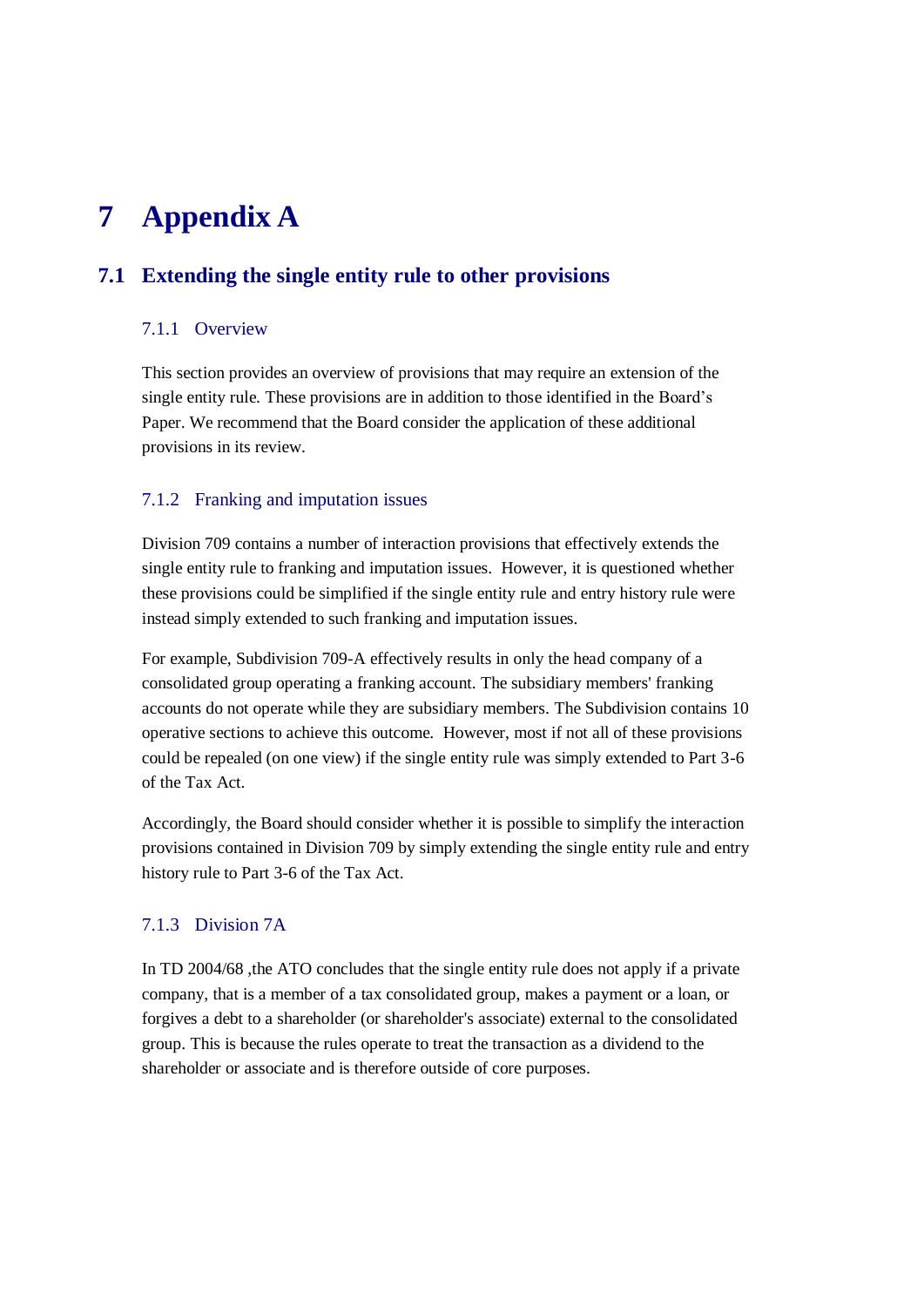# 7 Appendix A

## 7.1 Extending the single entity rule to other provisions

### 7.1.1 Overview

This section provides an overview of provisions that may require an extension of the single entity rule. These provisions are in addition to those identified in the Board's Paper. We recommend that the Board consider the application of these additional provisions in its review.

### 7.1.2 Franking and imputation issues

Division 709 contains a number of interaction provisions that effectively extends the single entity rule to franking and imputation issues. However, it is questioned whether these provisions could be simplified if the single entity rule and entry history rule were instead simply extended to such franking and imputation issues.

For example, Subdivision 709-A effectively results in only the head company of a consolidated group operating a franking account. The subsidiary members' franking accounts do not operate while they are subsidiary members. The Subdivision contains 10 operative sections to achieve this outcome. However, most if not all of these provisions could be repealed (on one view) if the single entity rule was simply extended to Part 3-6 of the Tax Act.

Accordingly, the Board should consider whether it is possible to simplify the interaction provisions contained in Division 709 by simply extending the single entity rule and entry history rule to Part 3-6 of the Tax Act.

### 7.1.3 Division 7A

In TD 2004/68 ,the ATO concludes that the single entity rule does not apply if a private company, that is a member of a tax consolidated group, makes a payment or a loan, or forgives a debt to a shareholder (or shareholder's associate) external to the consolidated group. This is because the rules operate to treat the transaction as a dividend to the shareholder or associate and is therefore outside of core purposes.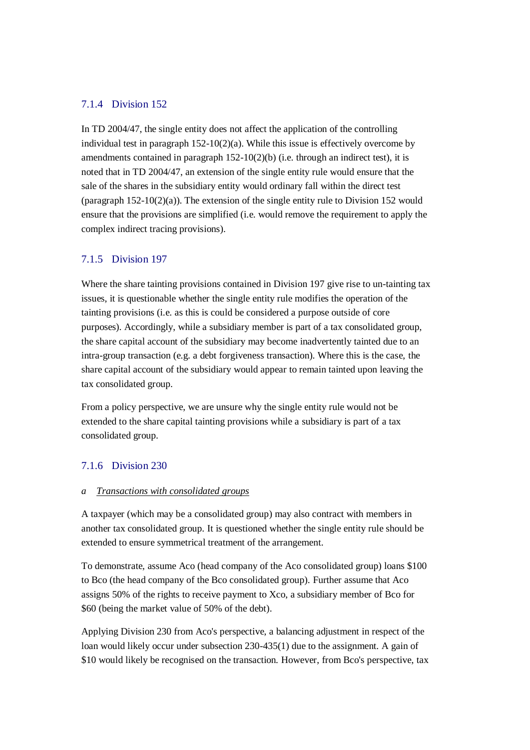### 7.1.4 Division 152

In TD 2004/47, the single entity does not affect the application of the controlling individual test in paragraph 152-10(2)(a). While this issue is effectively overcome by amendments contained in paragraph 152-10(2)(b) (i.e. through an indirect test), it is noted that in TD 2004/47, an extension of the single entity rule would ensure that the sale of the shares in the subsidiary entity would ordinary fall within the direct test (paragraph 152-10(2)(a)). The extension of the single entity rule to Division 152 would ensure that the provisions are simplified (i.e. would remove the requirement to apply the complex indirect tracing provisions).

### 7.1.5 Division 197

Where the share tainting provisions contained in Division 197 give rise to un-tainting tax issues, it is questionable whether the single entity rule modifies the operation of the tainting provisions (i.e. as this is could be considered a purpose outside of core purposes). Accordingly, while a subsidiary member is part of a tax consolidated group, the share capital account of the subsidiary may become inadvertently tainted due to an intra-group transaction (e.g. a debt forgiveness transaction). Where this is the case, the share capital account of the subsidiary would appear to remain tainted upon leaving the tax consolidated group.

From a policy perspective, we are unsure why the single entity rule would not be extended to the share capital tainting provisions while a subsidiary is part of a tax consolidated group.

### 7.1.6 Division 230

*a* *Transactions with consolidated groups*

A taxpayer (which may be a consolidated group) may also contract with members in another tax consolidated group. It is questioned whether the single entity rule should be extended to ensure symmetrical treatment of the arrangement.

To demonstrate, assume Aco (head company of the Aco consolidated group) loans $100 to Bco (the head company of the Bco consolidated group). Further assume that Aco assigns 50% of the rights to receive payment to Xco, a subsidiary member of Bco for $60 (being the market value of 50% of the debt).

Applying Division 230 from Aco's perspective, a balancing adjustment in respect of the loan would likely occur under subsection 230-435(1) due to the assignment. A gain of $10 would likely be recognised on the transaction. However, from Bco's perspective, tax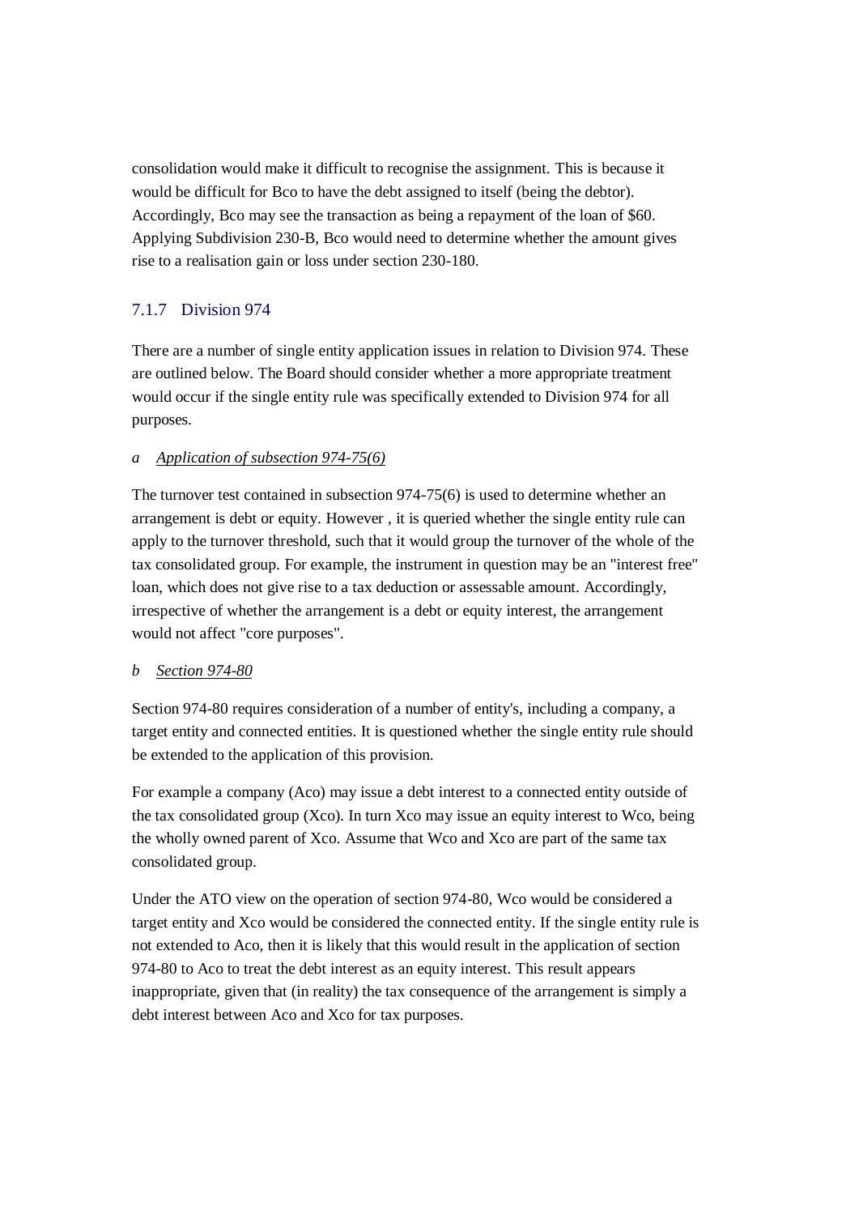consolidation would make it difficult to recognise the assignment. This is because it would be difficult for Bco to have the debt assigned to itself (being the debtor). Accordingly, Bco may see the transaction as being a repayment of the loan of $60. Applying Subdivision 230-B, Bco would need to determine whether the amount gives rise to a realisation gain or loss under section 230-180.

### 7.1.7 Division 974

There are a number of single entity application issues in relation to Division 974. These are outlined below. The Board should consider whether a more appropriate treatment would occur if the single entity rule was specifically extended to Division 974 for all purposes.

*a* *<u>Application of subsection 974-75(6)</u>*

The turnover test contained in subsection 974-75(6) is used to determine whether an arrangement is debt or equity. However , it is queried whether the single entity rule can apply to the turnover threshold, such that it would group the turnover of the whole of the tax consolidated group. For example, the instrument in question may be an "interest free" loan, which does not give rise to a tax deduction or assessable amount. Accordingly, irrespective of whether the arrangement is a debt or equity interest, the arrangement would not affect "core purposes".

*b* *<u>Section 974-80</u>*

Section 974-80 requires consideration of a number of entity's, including a company, a target entity and connected entities. It is questioned whether the single entity rule should be extended to the application of this provision.

For example a company (Aco) may issue a debt interest to a connected entity outside of the tax consolidated group (Xco). In turn Xco may issue an equity interest to Wco, being the wholly owned parent of Xco. Assume that Wco and Xco are part of the same tax consolidated group.

Under the ATO view on the operation of section 974-80, Wco would be considered a target entity and Xco would be considered the connected entity. If the single entity rule is not extended to Aco, then it is likely that this would result in the application of section 974-80 to Aco to treat the debt interest as an equity interest. This result appears inappropriate, given that (in reality) the tax consequence of the arrangement is simply a debt interest between Aco and Xco for tax purposes.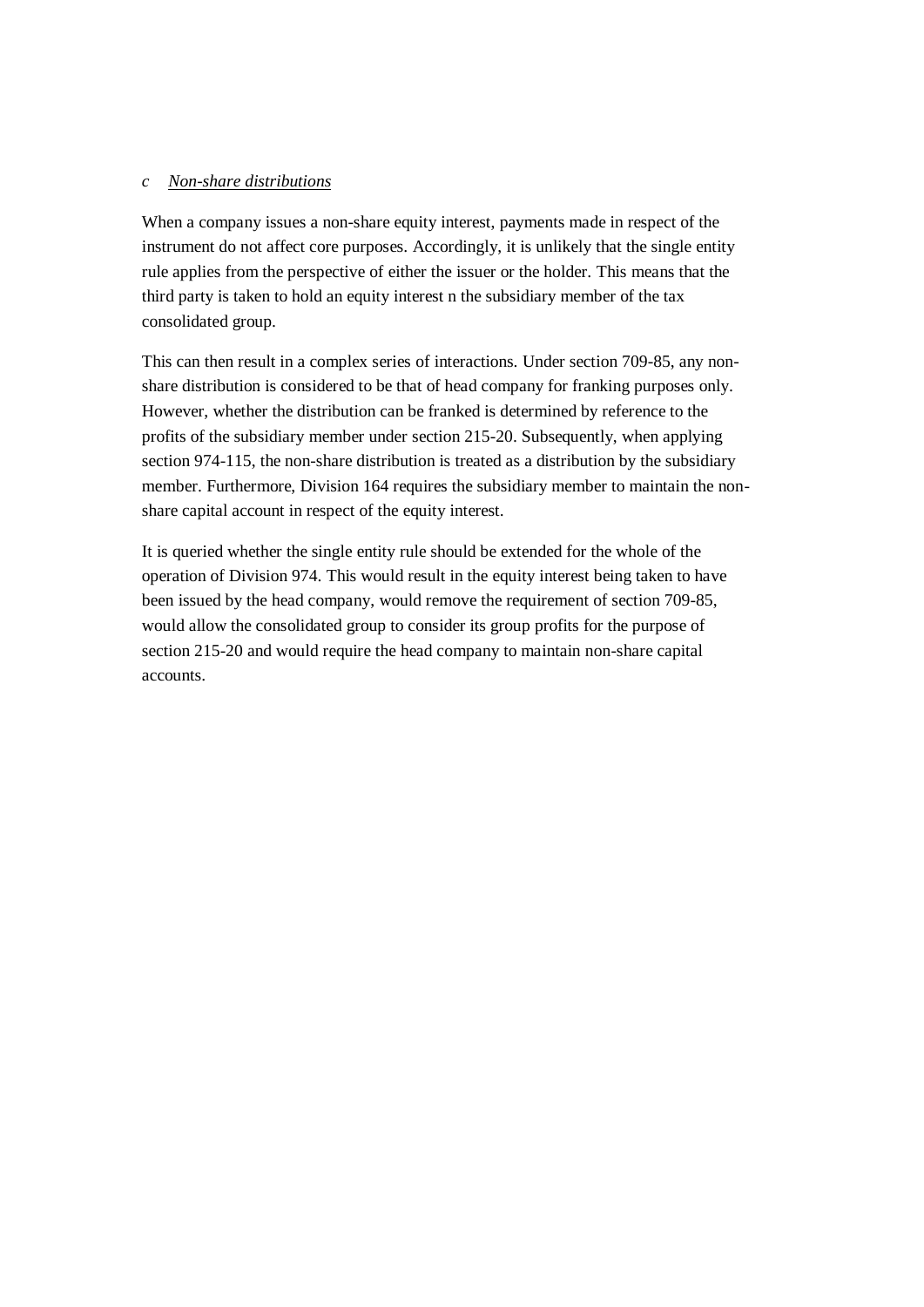*c* *Non-share distributions*

When a company issues a non-share equity interest, payments made in respect of the instrument do not affect core purposes. Accordingly, it is unlikely that the single entity rule applies from the perspective of either the issuer or the holder. This means that the third party is taken to hold an equity interest n the subsidiary member of the tax consolidated group.

This can then result in a complex series of interactions. Under section 709-85, any non-share distribution is considered to be that of head company for franking purposes only. However, whether the distribution can be franked is determined by reference to the profits of the subsidiary member under section 215-20. Subsequently, when applying section 974-115, the non-share distribution is treated as a distribution by the subsidiary member. Furthermore, Division 164 requires the subsidiary member to maintain the non-share capital account in respect of the equity interest.

It is queried whether the single entity rule should be extended for the whole of the operation of Division 974. This would result in the equity interest being taken to have been issued by the head company, would remove the requirement of section 709-85, would allow the consolidated group to consider its group profits for the purpose of section 215-20 and would require the head company to maintain non-share capital accounts.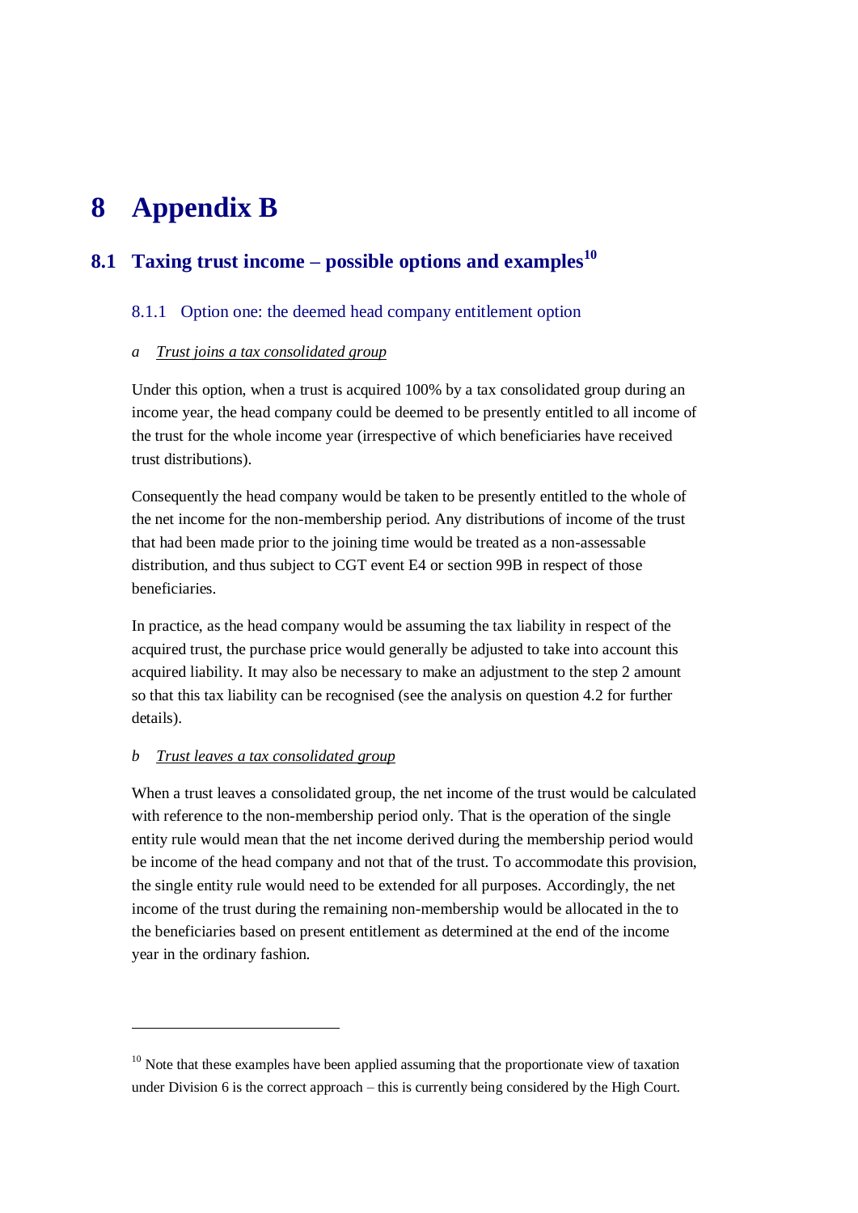# 8 Appendix B

## 8.1 Taxing trust income – possible options and examples[10]

### 8.1.1 Option one: the deemed head company entitlement option

*a* *Trust joins a tax consolidated group*

Under this option, when a trust is acquired 100% by a tax consolidated group during an income year, the head company could be deemed to be presently entitled to all income of the trust for the whole income year (irrespective of which beneficiaries have received trust distributions).

Consequently the head company would be taken to be presently entitled to the whole of the net income for the non-membership period. Any distributions of income of the trust that had been made prior to the joining time would be treated as a non-assessable distribution, and thus subject to CGT event E4 or section 99B in respect of those beneficiaries.

In practice, as the head company would be assuming the tax liability in respect of the acquired trust, the purchase price would generally be adjusted to take into account this acquired liability. It may also be necessary to make an adjustment to the step 2 amount so that this tax liability can be recognised (see the analysis on question 4.2 for further details).

*b* *Trust leaves a tax consolidated group*

When a trust leaves a consolidated group, the net income of the trust would be calculated with reference to the non-membership period only. That is the operation of the single entity rule would mean that the net income derived during the membership period would be income of the head company and not that of the trust. To accommodate this provision, the single entity rule would need to be extended for all purposes. Accordingly, the net income of the trust during the remaining non-membership would be allocated in the to the beneficiaries based on present entitlement as determined at the end of the income year in the ordinary fashion.

---

[10] Note that these examples have been applied assuming that the proportionate view of taxation under Division 6 is the correct approach – this is currently being considered by the High Court.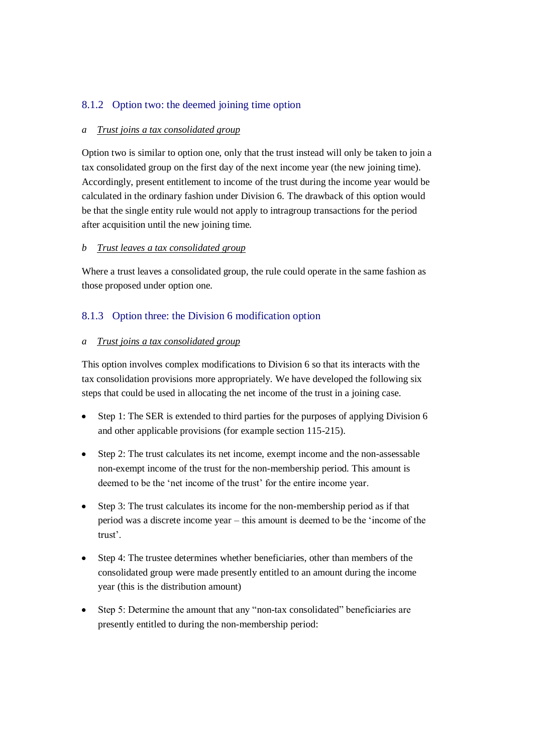### 8.1.2 Option two: the deemed joining time option

*a* *Trust joins a tax consolidated group*

Option two is similar to option one, only that the trust instead will only be taken to join a tax consolidated group on the first day of the next income year (the new joining time). Accordingly, present entitlement to income of the trust during the income year would be calculated in the ordinary fashion under Division 6. The drawback of this option would be that the single entity rule would not apply to intragroup transactions for the period after acquisition until the new joining time.

*b* *Trust leaves a tax consolidated group*

Where a trust leaves a consolidated group, the rule could operate in the same fashion as those proposed under option one.

### 8.1.3 Option three: the Division 6 modification option

*a* *Trust joins a tax consolidated group*

This option involves complex modifications to Division 6 so that its interacts with the tax consolidation provisions more appropriately. We have developed the following six steps that could be used in allocating the net income of the trust in a joining case.

- Step 1: The SER is extended to third parties for the purposes of applying Division 6 and other applicable provisions (for example section 115-215).
- Step 2: The trust calculates its net income, exempt income and the non-assessable non-exempt income of the trust for the non-membership period. This amount is deemed to be the 'net income of the trust' for the entire income year.
- Step 3: The trust calculates its income for the non-membership period as if that period was a discrete income year – this amount is deemed to be the 'income of the trust'.
- Step 4: The trustee determines whether beneficiaries, other than members of the consolidated group were made presently entitled to an amount during the income year (this is the distribution amount)
- Step 5: Determine the amount that any "non-tax consolidated" beneficiaries are presently entitled to during the non-membership period: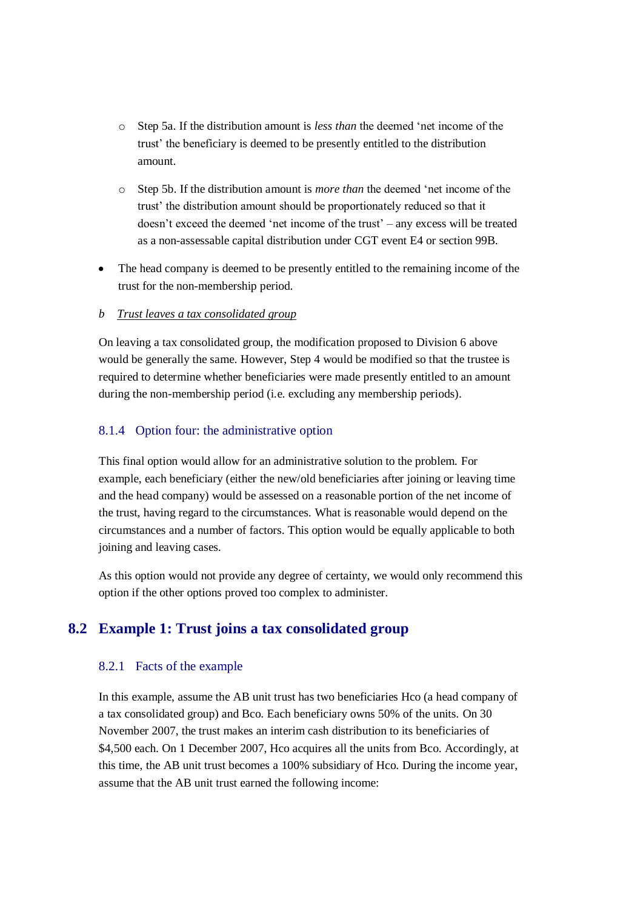- Step 5a. If the distribution amount is *less than* the deemed 'net income of the trust' the beneficiary is deemed to be presently entitled to the distribution amount.
    - Step 5b. If the distribution amount is *more than* the deemed 'net income of the trust' the distribution amount should be proportionately reduced so that it doesn't exceed the deemed 'net income of the trust' – any excess will be treated as a non-assessable capital distribution under CGT event E4 or section 99B.
- The head company is deemed to be presently entitled to the remaining income of the trust for the non-membership period.

*b* *Trust leaves a tax consolidated group*

On leaving a tax consolidated group, the modification proposed to Division 6 above would be generally the same. However, Step 4 would be modified so that the trustee is required to determine whether beneficiaries were made presently entitled to an amount during the non-membership period (i.e. excluding any membership periods).

### 8.1.4 Option four: the administrative option

This final option would allow for an administrative solution to the problem. For example, each beneficiary (either the new/old beneficiaries after joining or leaving time and the head company) would be assessed on a reasonable portion of the net income of the trust, having regard to the circumstances. What is reasonable would depend on the circumstances and a number of factors. This option would be equally applicable to both joining and leaving cases.

As this option would not provide any degree of certainty, we would only recommend this option if the other options proved too complex to administer.

## 8.2 Example 1: Trust joins a tax consolidated group

### 8.2.1 Facts of the example

In this example, assume the AB unit trust has two beneficiaries Hco (a head company of a tax consolidated group) and Bco. Each beneficiary owns 50% of the units. On 30 November 2007, the trust makes an interim cash distribution to its beneficiaries of $4,500 each. On 1 December 2007, Hco acquires all the units from Bco. Accordingly, at this time, the AB unit trust becomes a 100% subsidiary of Hco. During the income year, assume that the AB unit trust earned the following income: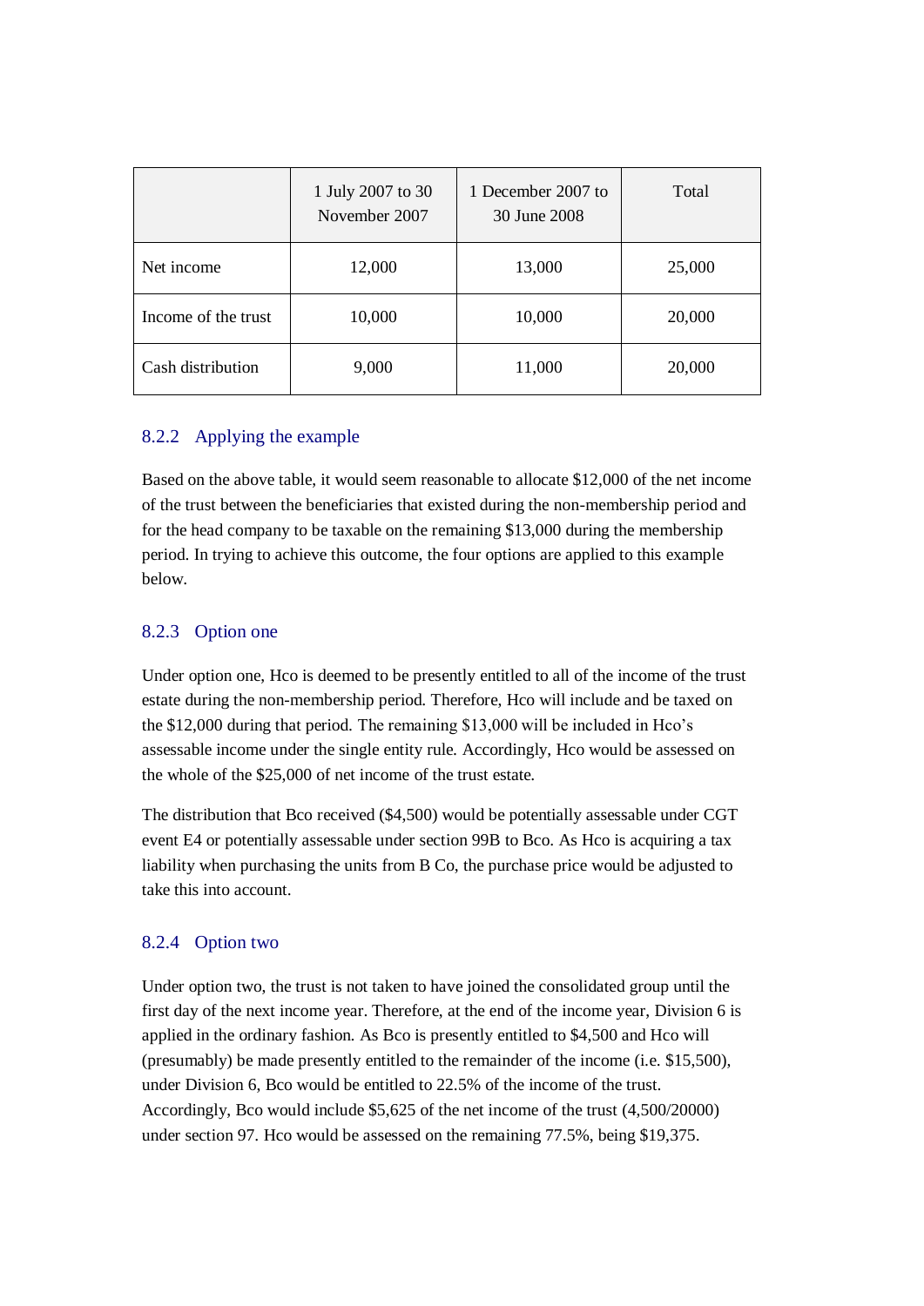| | 1 July 2007 to 30 November 2007 | 1 December 2007 to 30 June 2008 | Total |
|---|---|---|---|
| Net income | 12,000 | 13,000 | 25,000 |
| Income of the trust | 10,000 | 10,000 | 20,000 |
| Cash distribution | 9,000 | 11,000 | 20,000 |

### 8.2.2 Applying the example

Based on the above table, it would seem reasonable to allocate $12,000 of the net income of the trust between the beneficiaries that existed during the non-membership period and for the head company to be taxable on the remaining $13,000 during the membership period. In trying to achieve this outcome, the four options are applied to this example below.

### 8.2.3 Option one

Under option one, Hco is deemed to be presently entitled to all of the income of the trust estate during the non-membership period. Therefore, Hco will include and be taxed on the $12,000 during that period. The remaining $13,000 will be included in Hco's assessable income under the single entity rule. Accordingly, Hco would be assessed on the whole of the $25,000 of net income of the trust estate.

The distribution that Bco received ($4,500) would be potentially assessable under CGT event E4 or potentially assessable under section 99B to Bco. As Hco is acquiring a tax liability when purchasing the units from B Co, the purchase price would be adjusted to take this into account.

### 8.2.4 Option two

Under option two, the trust is not taken to have joined the consolidated group until the first day of the next income year. Therefore, at the end of the income year, Division 6 is applied in the ordinary fashion. As Bco is presently entitled to $4,500 and Hco will (presumably) be made presently entitled to the remainder of the income (i.e. $15,500), under Division 6, Bco would be entitled to 22.5% of the income of the trust. Accordingly, Bco would include $5,625 of the net income of the trust (4,500/20000) under section 97. Hco would be assessed on the remaining 77.5%, being $19,375.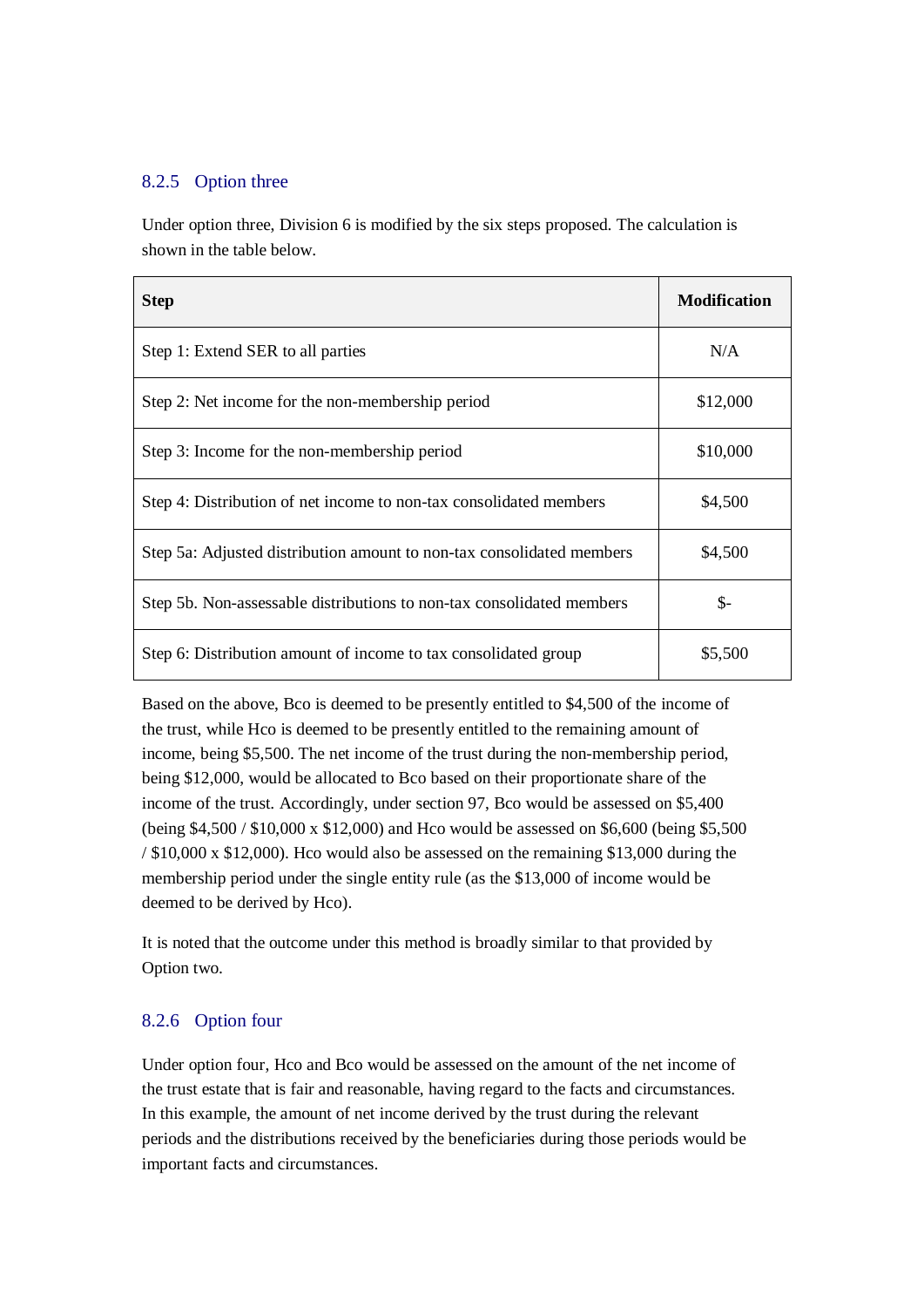### 8.2.5 Option three

Under option three, Division 6 is modified by the six steps proposed. The calculation is shown in the table below.

| Step | Modification |
| --- | --- |
| Step 1: Extend SER to all parties | N/A |
| Step 2: Net income for the non-membership period | $12,000 |
| Step 3: Income for the non-membership period | $10,000 |
| Step 4: Distribution of net income to non-tax consolidated members | $4,500 |
| Step 5a: Adjusted distribution amount to non-tax consolidated members | $4,500 |
| Step 5b. Non-assessable distributions to non-tax consolidated members | $- |
| Step 6: Distribution amount of income to tax consolidated group | $5,500 |

Based on the above, Bco is deemed to be presently entitled to $4,500 of the income of the trust, while Hco is deemed to be presently entitled to the remaining amount of income, being $5,500. The net income of the trust during the non-membership period, being $12,000, would be allocated to Bco based on their proportionate share of the income of the trust. Accordingly, under section 97, Bco would be assessed on $5,400 (being $4,500 / $10,000 x $12,000) and Hco would be assessed on $6,600 (being $5,500 / $10,000 x $12,000). Hco would also be assessed on the remaining $13,000 during the membership period under the single entity rule (as the $13,000 of income would be deemed to be derived by Hco).

It is noted that the outcome under this method is broadly similar to that provided by Option two.

### 8.2.6 Option four

Under option four, Hco and Bco would be assessed on the amount of the net income of the trust estate that is fair and reasonable, having regard to the facts and circumstances. In this example, the amount of net income derived by the trust during the relevant periods and the distributions received by the beneficiaries during those periods would be important facts and circumstances.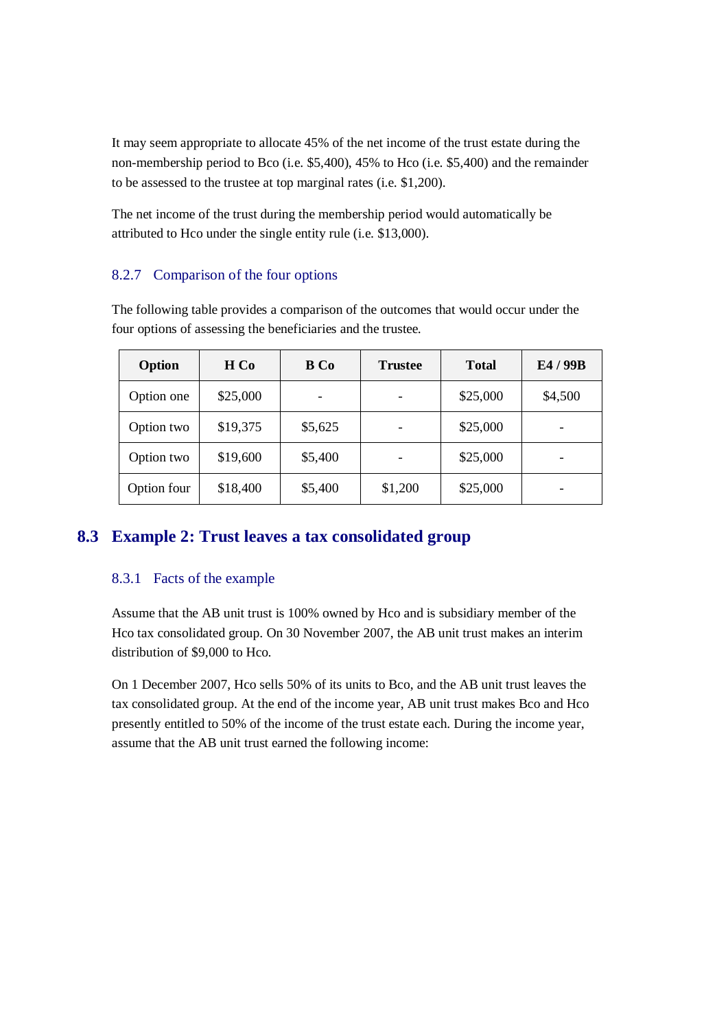It may seem appropriate to allocate 45% of the net income of the trust estate during the non-membership period to Bco (i.e. $5,400), 45% to Hco (i.e. $5,400) and the remainder to be assessed to the trustee at top marginal rates (i.e. $1,200).

The net income of the trust during the membership period would automatically be attributed to Hco under the single entity rule (i.e. $13,000).

### 8.2.7 Comparison of the four options

The following table provides a comparison of the outcomes that would occur under the four options of assessing the beneficiaries and the trustee.

| Option | H Co | B Co | Trustee | Total | E4 / 99B |
|---|---|---|---|---|---|
| Option one | $25,000 | - | - | $25,000 | $4,500 |
| Option two | $19,375 | $5,625 | - | $25,000 | - |
| Option two | $19,600 | $5,400 | - | $25,000 | - |
| Option four | $18,400 | $5,400 | $1,200 | $25,000 | - |

## 8.3 Example 2: Trust leaves a tax consolidated group

### 8.3.1 Facts of the example

Assume that the AB unit trust is 100% owned by Hco and is subsidiary member of the Hco tax consolidated group. On 30 November 2007, the AB unit trust makes an interim distribution of $9,000 to Hco.

On 1 December 2007, Hco sells 50% of its units to Bco, and the AB unit trust leaves the tax consolidated group. At the end of the income year, AB unit trust makes Bco and Hco presently entitled to 50% of the income of the trust estate each. During the income year, assume that the AB unit trust earned the following income: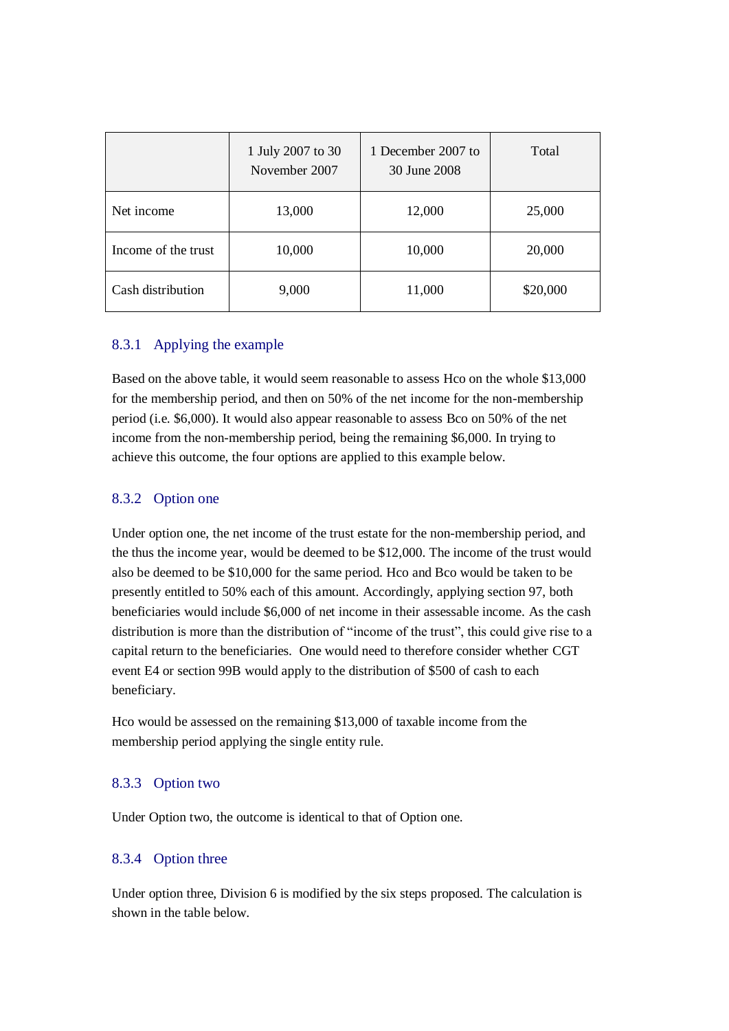| | 1 July 2007 to 30 November 2007 | 1 December 2007 to 30 June 2008 | Total |
|---|---|---|---|
| Net income | 13,000 | 12,000 | 25,000 |
| Income of the trust | 10,000 | 10,000 | 20,000 |
| Cash distribution | 9,000 | 11,000 | $20,000 |

### 8.3.1 Applying the example

Based on the above table, it would seem reasonable to assess Hco on the whole $13,000 for the membership period, and then on 50% of the net income for the non-membership period (i.e. $6,000). It would also appear reasonable to assess Bco on 50% of the net income from the non-membership period, being the remaining $6,000. In trying to achieve this outcome, the four options are applied to this example below.

### 8.3.2 Option one

Under option one, the net income of the trust estate for the non-membership period, and the thus the income year, would be deemed to be $12,000. The income of the trust would also be deemed to be $10,000 for the same period. Hco and Bco would be taken to be presently entitled to 50% each of this amount. Accordingly, applying section 97, both beneficiaries would include $6,000 of net income in their assessable income. As the cash distribution is more than the distribution of "income of the trust", this could give rise to a capital return to the beneficiaries. One would need to therefore consider whether CGT event E4 or section 99B would apply to the distribution of $500 of cash to each beneficiary.

Hco would be assessed on the remaining $13,000 of taxable income from the membership period applying the single entity rule.

### 8.3.3 Option two

Under Option two, the outcome is identical to that of Option one.

### 8.3.4 Option three

Under option three, Division 6 is modified by the six steps proposed. The calculation is shown in the table below.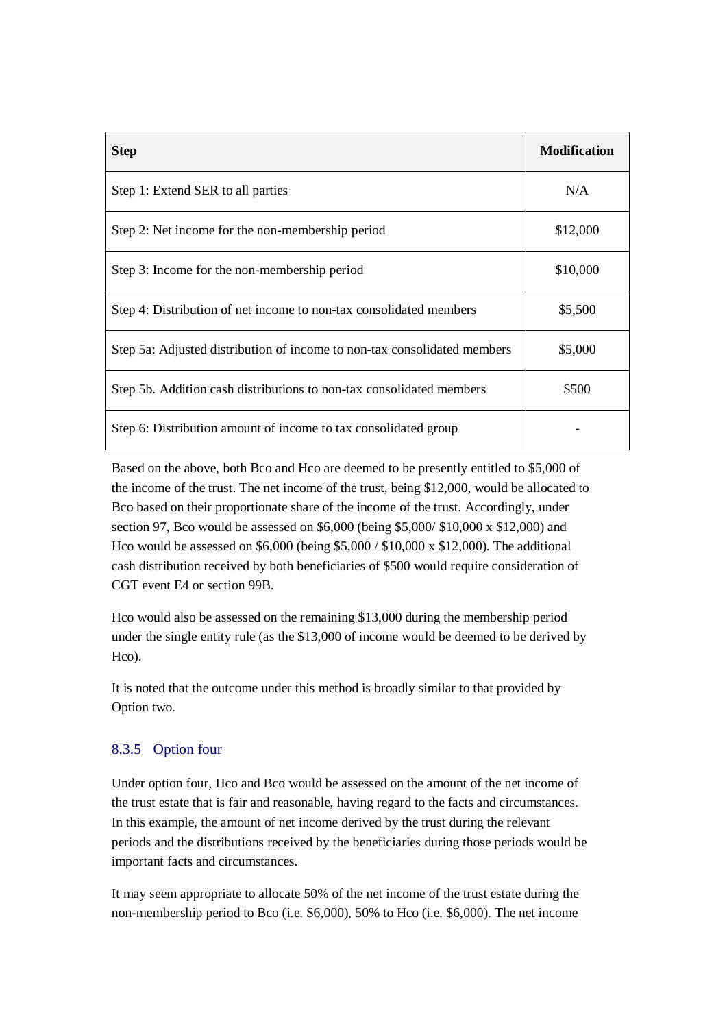| Step | Modification |
| --- | --- |
| Step 1: Extend SER to all parties | N/A |
| Step 2: Net income for the non-membership period | $12,000 |
| Step 3: Income for the non-membership period | $10,000 |
| Step 4: Distribution of net income to non-tax consolidated members | $5,500 |
| Step 5a: Adjusted distribution of income to non-tax consolidated members | $5,000 |
| Step 5b. Addition cash distributions to non-tax consolidated members | $500 |
| Step 6: Distribution amount of income to tax consolidated group | - |

Based on the above, both Bco and Hco are deemed to be presently entitled to $5,000 of the income of the trust. The net income of the trust, being $12,000, would be allocated to Bco based on their proportionate share of the income of the trust. Accordingly, under section 97, Bco would be assessed on $6,000 (being $5,000/ $10,000 x $12,000) and Hco would be assessed on $6,000 (being $5,000 / $10,000 x $12,000). The additional cash distribution received by both beneficiaries of $500 would require consideration of CGT event E4 or section 99B.

Hco would also be assessed on the remaining $13,000 during the membership period under the single entity rule (as the $13,000 of income would be deemed to be derived by Hco).

It is noted that the outcome under this method is broadly similar to that provided by Option two.

### 8.3.5 Option four

Under option four, Hco and Bco would be assessed on the amount of the net income of the trust estate that is fair and reasonable, having regard to the facts and circumstances. In this example, the amount of net income derived by the trust during the relevant periods and the distributions received by the beneficiaries during those periods would be important facts and circumstances.

It may seem appropriate to allocate 50% of the net income of the trust estate during the non-membership period to Bco (i.e. $6,000), 50% to Hco (i.e. $6,000). The net income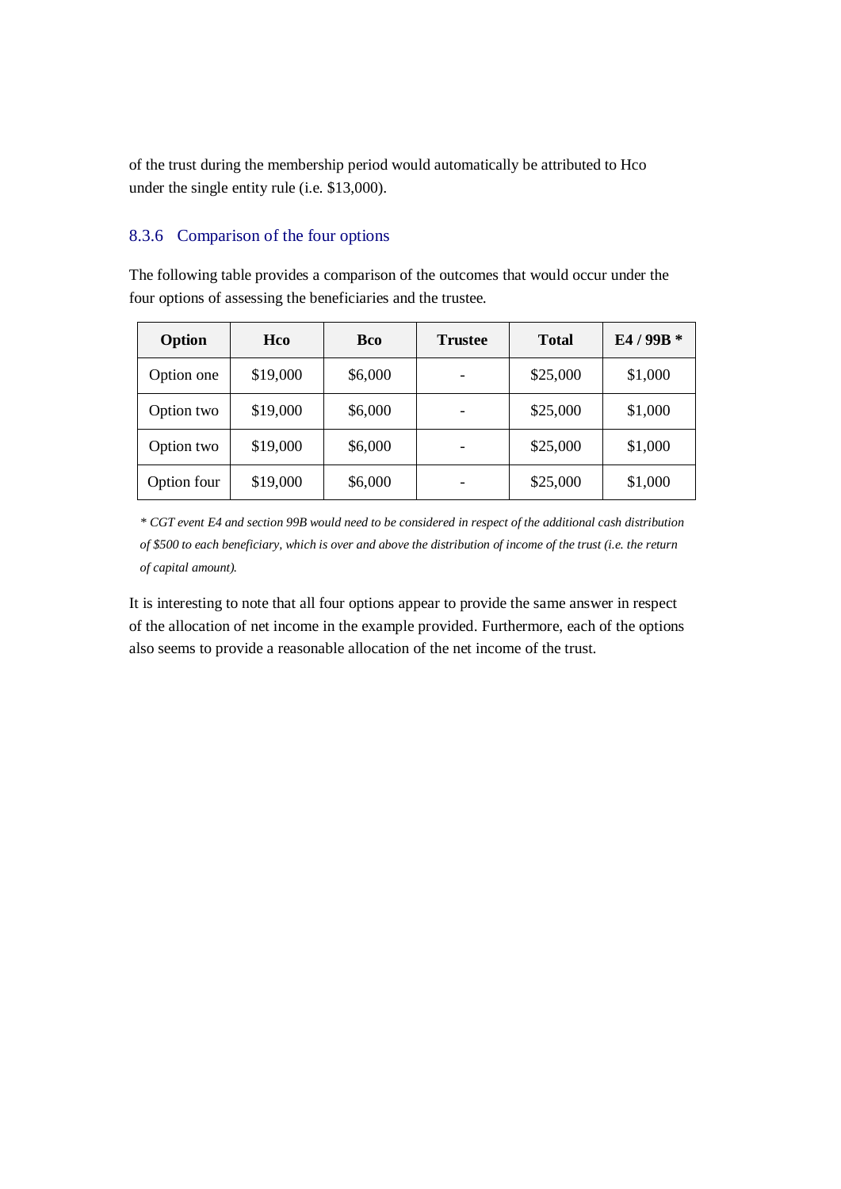of the trust during the membership period would automatically be attributed to Hco under the single entity rule (i.e. $13,000).

### 8.3.6 Comparison of the four options

The following table provides a comparison of the outcomes that would occur under the four options of assessing the beneficiaries and the trustee.

| Option | Hco | Bco | Trustee | Total | E4 / 99B * |
|---|---|---|---|---|---|
| Option one | $19,000 | $6,000 | - | $25,000 | $1,000 |
| Option two | $19,000 | $6,000 | - | $25,000 | $1,000 |
| Option two | $19,000 | $6,000 | - | $25,000 | $1,000 |
| Option four | $19,000 | $6,000 | - | $25,000 | $1,000 |

*\* CGT event E4 and section 99B would need to be considered in respect of the additional cash distribution of $500 to each beneficiary, which is over and above the distribution of income of the trust (i.e. the return of capital amount).*

It is interesting to note that all four options appear to provide the same answer in respect of the allocation of net income in the example provided. Furthermore, each of the options also seems to provide a reasonable allocation of the net income of the trust.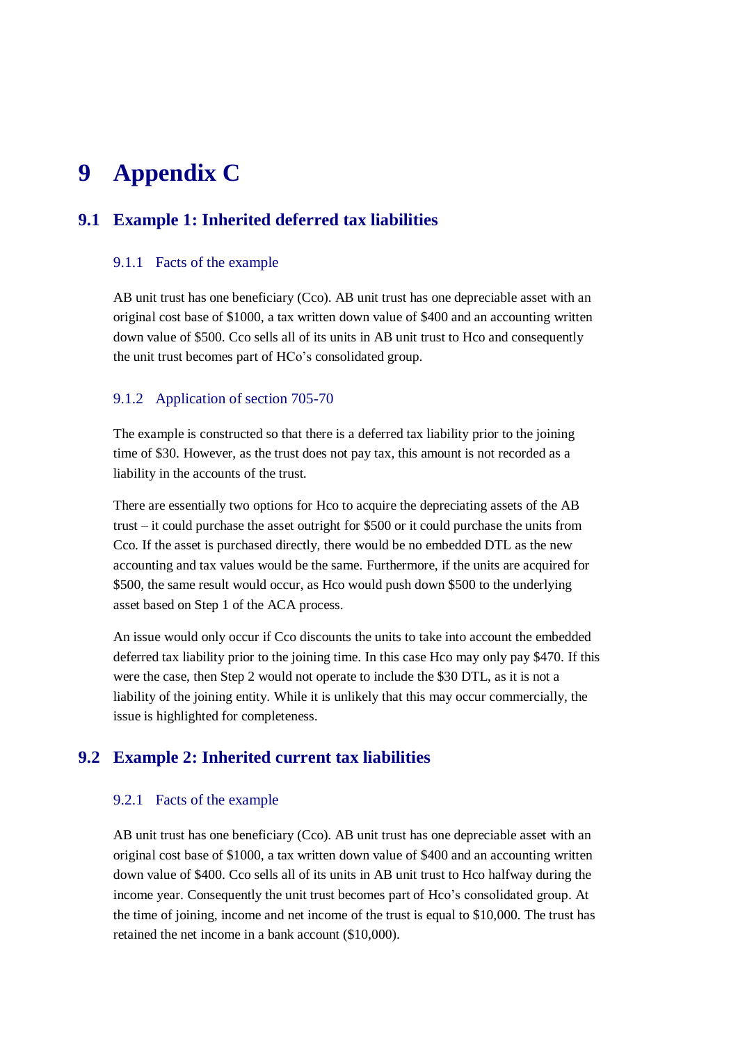# 9 Appendix C

## 9.1 Example 1: Inherited deferred tax liabilities

### 9.1.1 Facts of the example

AB unit trust has one beneficiary (Cco). AB unit trust has one depreciable asset with an original cost base of $1000, a tax written down value of $400 and an accounting written down value of $500. Cco sells all of its units in AB unit trust to Hco and consequently the unit trust becomes part of HCo's consolidated group.

### 9.1.2 Application of section 705-70

The example is constructed so that there is a deferred tax liability prior to the joining time of $30. However, as the trust does not pay tax, this amount is not recorded as a liability in the accounts of the trust.

There are essentially two options for Hco to acquire the depreciating assets of the AB trust – it could purchase the asset outright for $500 or it could purchase the units from Cco. If the asset is purchased directly, there would be no embedded DTL as the new accounting and tax values would be the same. Furthermore, if the units are acquired for $500, the same result would occur, as Hco would push down $500 to the underlying asset based on Step 1 of the ACA process.

An issue would only occur if Cco discounts the units to take into account the embedded deferred tax liability prior to the joining time. In this case Hco may only pay $470. If this were the case, then Step 2 would not operate to include the $30 DTL, as it is not a liability of the joining entity. While it is unlikely that this may occur commercially, the issue is highlighted for completeness.

## 9.2 Example 2: Inherited current tax liabilities

### 9.2.1 Facts of the example

AB unit trust has one beneficiary (Cco). AB unit trust has one depreciable asset with an original cost base of $1000, a tax written down value of $400 and an accounting written down value of $400. Cco sells all of its units in AB unit trust to Hco halfway during the income year. Consequently the unit trust becomes part of Hco's consolidated group. At the time of joining, income and net income of the trust is equal to $10,000. The trust has retained the net income in a bank account ($10,000).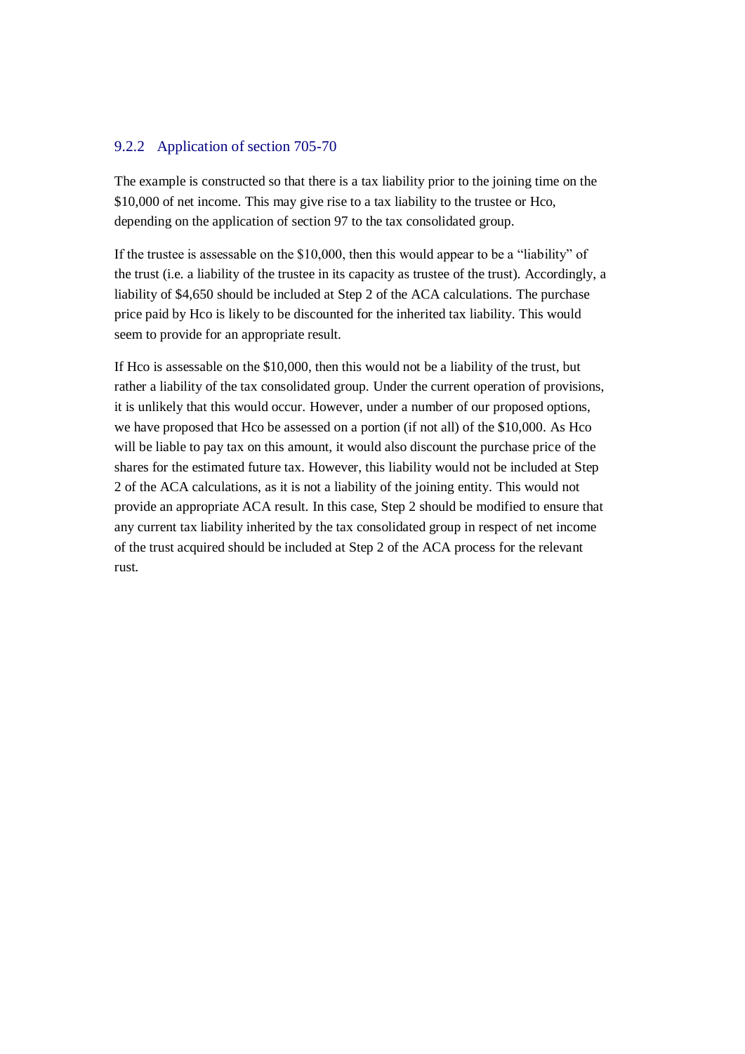### 9.2.2 Application of section 705-70

The example is constructed so that there is a tax liability prior to the joining time on the $10,000 of net income. This may give rise to a tax liability to the trustee or Hco, depending on the application of section 97 to the tax consolidated group.

If the trustee is assessable on the $10,000, then this would appear to be a "liability" of the trust (i.e. a liability of the trustee in its capacity as trustee of the trust). Accordingly, a liability of $4,650 should be included at Step 2 of the ACA calculations. The purchase price paid by Hco is likely to be discounted for the inherited tax liability. This would seem to provide for an appropriate result.

If Hco is assessable on the $10,000, then this would not be a liability of the trust, but rather a liability of the tax consolidated group. Under the current operation of provisions, it is unlikely that this would occur. However, under a number of our proposed options, we have proposed that Hco be assessed on a portion (if not all) of the $10,000. As Hco will be liable to pay tax on this amount, it would also discount the purchase price of the shares for the estimated future tax. However, this liability would not be included at Step 2 of the ACA calculations, as it is not a liability of the joining entity. This would not provide an appropriate ACA result. In this case, Step 2 should be modified to ensure that any current tax liability inherited by the tax consolidated group in respect of net income of the trust acquired should be included at Step 2 of the ACA process for the relevant rust.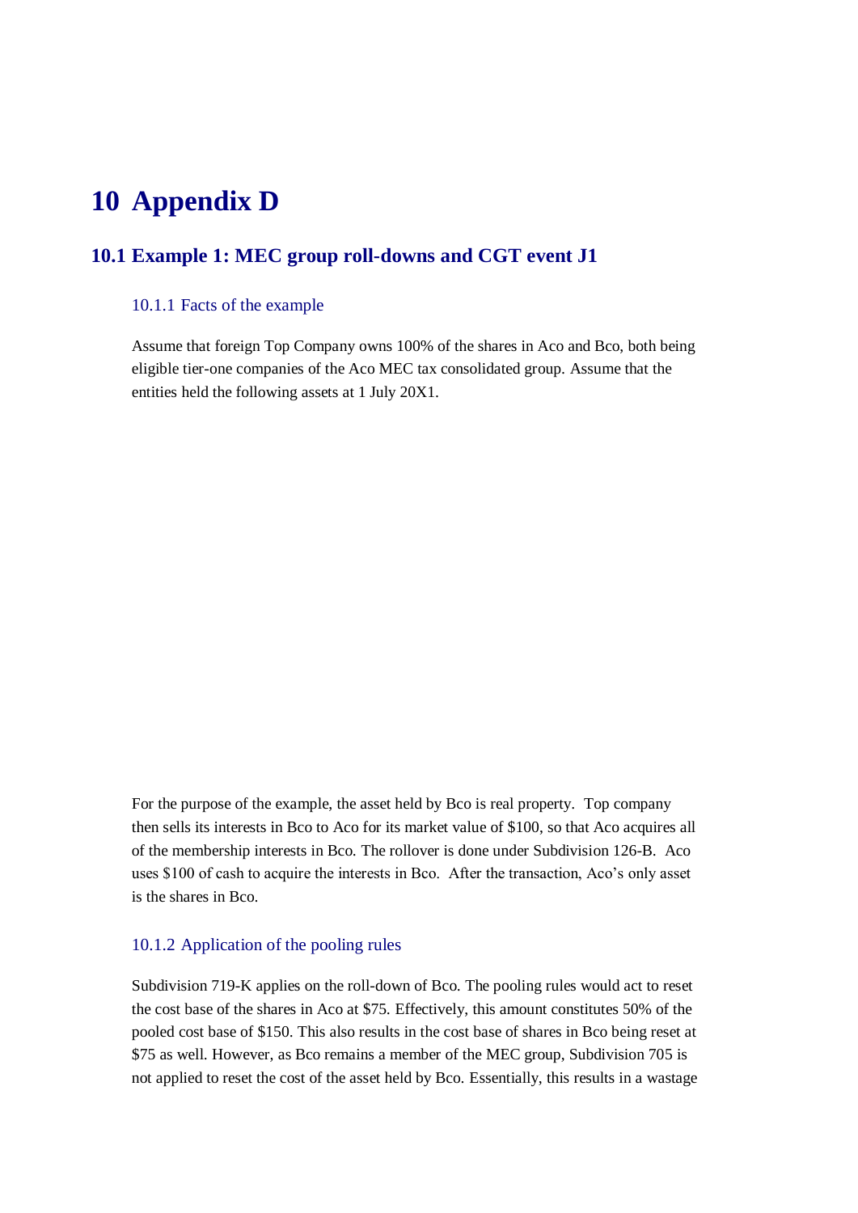# 10 Appendix D

## 10.1 Example 1: MEC group roll-downs and CGT event J1

### 10.1.1 Facts of the example

Assume that foreign Top Company owns 100% of the shares in Aco and Bco, both being eligible tier-one companies of the Aco MEC tax consolidated group. Assume that the entities held the following assets at 1 July 20X1.

For the purpose of the example, the asset held by Bco is real property. Top company then sells its interests in Bco to Aco for its market value of $100, so that Aco acquires all of the membership interests in Bco. The rollover is done under Subdivision 126-B. Aco uses $100 of cash to acquire the interests in Bco. After the transaction, Aco's only asset is the shares in Bco.

### 10.1.2 Application of the pooling rules

Subdivision 719-K applies on the roll-down of Bco. The pooling rules would act to reset the cost base of the shares in Aco at $75. Effectively, this amount constitutes 50% of the pooled cost base of $150. This also results in the cost base of shares in Bco being reset at $75 as well. However, as Bco remains a member of the MEC group, Subdivision 705 is not applied to reset the cost of the asset held by Bco. Essentially, this results in a wastage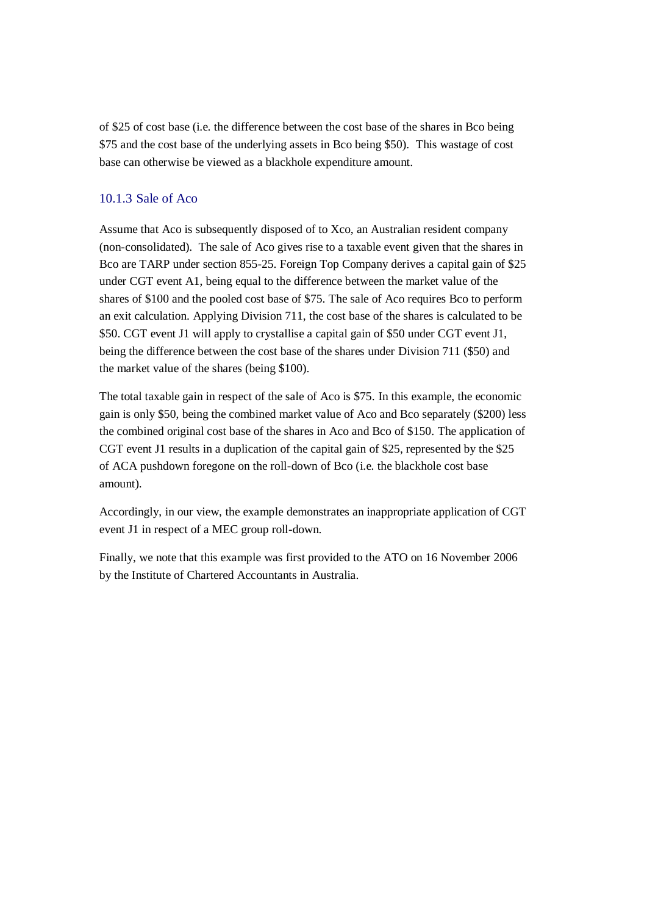of $25 of cost base (i.e. the difference between the cost base of the shares in Bco being $75 and the cost base of the underlying assets in Bco being $50). This wastage of cost base can otherwise be viewed as a blackhole expenditure amount.

### 10.1.3 Sale of Aco

Assume that Aco is subsequently disposed of to Xco, an Australian resident company (non-consolidated). The sale of Aco gives rise to a taxable event given that the shares in Bco are TARP under section 855-25. Foreign Top Company derives a capital gain of $25 under CGT event A1, being equal to the difference between the market value of the shares of $100 and the pooled cost base of $75. The sale of Aco requires Bco to perform an exit calculation. Applying Division 711, the cost base of the shares is calculated to be $50. CGT event J1 will apply to crystallise a capital gain of $50 under CGT event J1, being the difference between the cost base of the shares under Division 711 ($50) and the market value of the shares (being $100).

The total taxable gain in respect of the sale of Aco is $75. In this example, the economic gain is only $50, being the combined market value of Aco and Bco separately ($200) less the combined original cost base of the shares in Aco and Bco of $150. The application of CGT event J1 results in a duplication of the capital gain of $25, represented by the $25 of ACA pushdown foregone on the roll-down of Bco (i.e. the blackhole cost base amount).

Accordingly, in our view, the example demonstrates an inappropriate application of CGT event J1 in respect of a MEC group roll-down.

Finally, we note that this example was first provided to the ATO on 16 November 2006 by the Institute of Chartered Accountants in Australia.